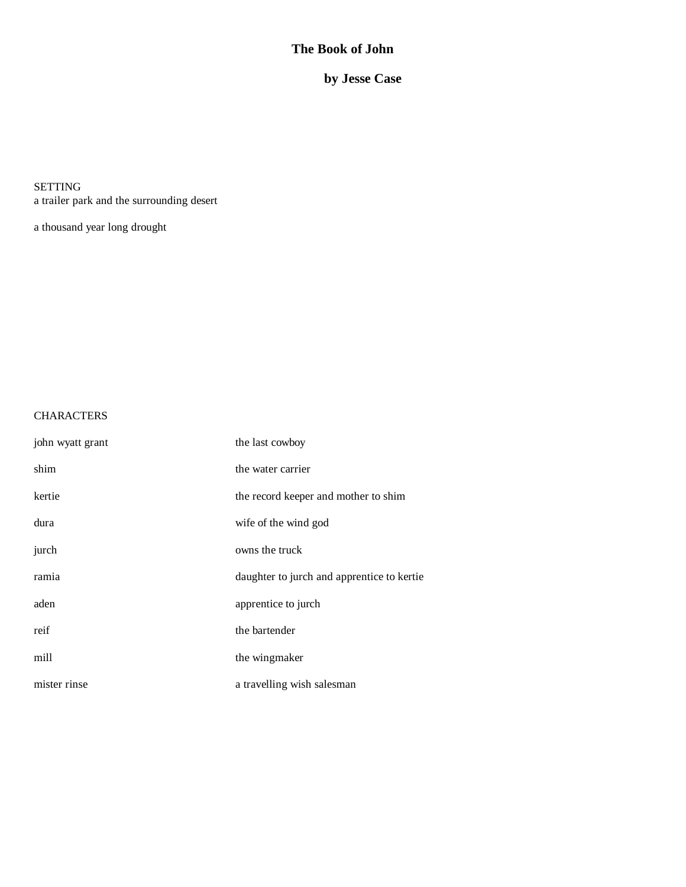# The Book of John

**by Jesse Case**

SETTING
a trailer park and the surrounding desert

a thousand year long drought

CHARACTERS

| | |
|---|---|
| john wyatt grant | the last cowboy |
| shim | the water carrier |
| kertie | the record keeper and mother to shim |
| dura | wife of the wind god |
| jurch | owns the truck |
| ramia | daughter to jurch and apprentice to kertie |
| aden | apprentice to jurch |
| reif | the bartender |
| mill | the wingmaker |
| mister rinse | a travelling wish salesman |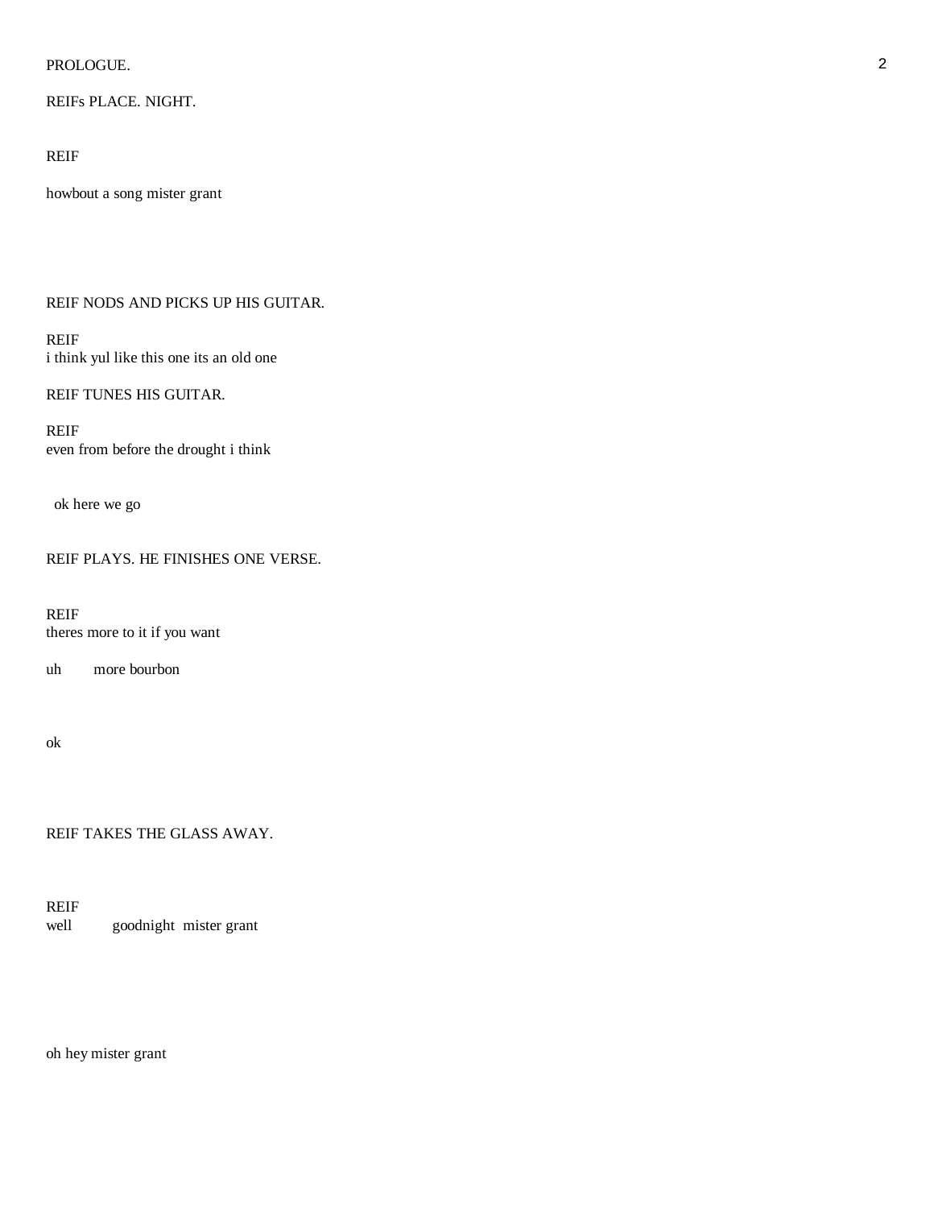PROLOGUE.

REIFs PLACE. NIGHT.

REIF

howbout a song mister grant

REIF NODS AND PICKS UP HIS GUITAR.

REIF
i think yul like this one its an old one

REIF TUNES HIS GUITAR.

REIF
even from before the drought i think

ok here we go

REIF PLAYS. HE FINISHES ONE VERSE.

REIF
theres more to it if you want

uh        more bourbon

ok

REIF TAKES THE GLASS AWAY.

REIF
well          goodnight  mister grant

oh hey mister grant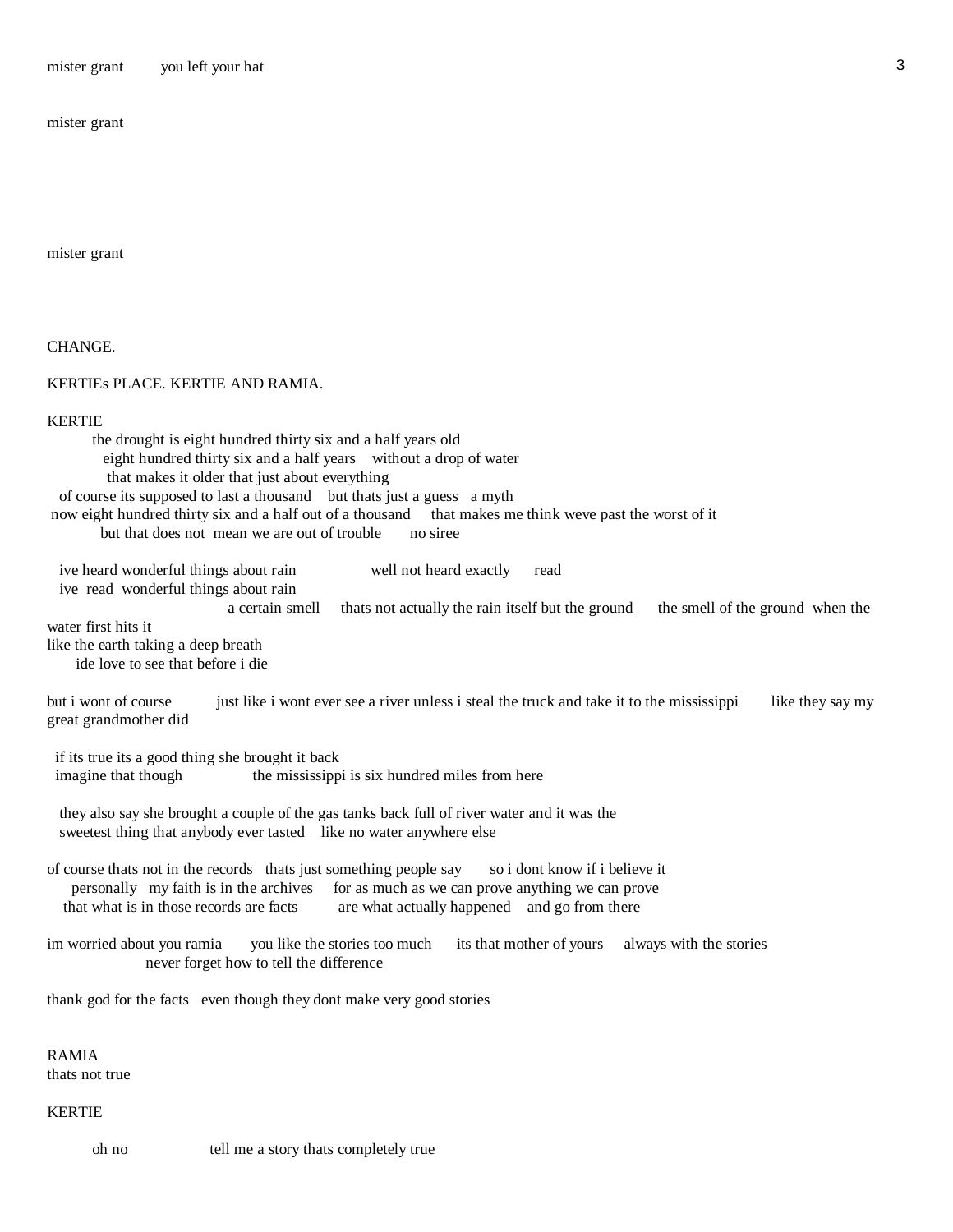mister grant          you left your hat

mister grant

mister grant

CHANGE.

KERTIEs PLACE. KERTIE AND RAMIA.

KERTIE

the drought is eight hundred thirty six and a half years old
eight hundred thirty six and a half years    without a drop of water
that makes it older that just about everything
of course its supposed to last a thousand    but thats just a guess   a myth
now eight hundred thirty six and a half out of a thousand     that makes me think weve past the worst of it
but that does not  mean we are out of trouble       no siree

ive heard wonderful things about rain                 well not heard exactly      read
ive  read  wonderful things about rain
a certain smell     thats not actually the rain itself but the ground       the smell of the ground  when the water first hits it
like the earth taking a deep breath
ide love to see that before i die

but i wont of course           just like i wont ever see a river unless i steal the truck and take it to the mississippi        like they say my great grandmother did

if its true its a good thing she brought it back
imagine that though                 the mississippi is six hundred miles from here

they also say she brought a couple of the gas tanks back full of river water and it was the
sweetest thing that anybody ever tasted    like no water anywhere else

of course thats not in the records   thats just something people say       so i dont know if i believe it
personally   my faith is in the archives     for as much as we can prove anything we can prove
that what is in those records are facts          are what actually happened    and go from there

im worried about you ramia       you like the stories too much      its that mother of yours     always with the stories
never forget how to tell the difference

thank god for the facts   even though they dont make very good stories

RAMIA

thats not true

KERTIE

oh no                  tell me a story thats completely true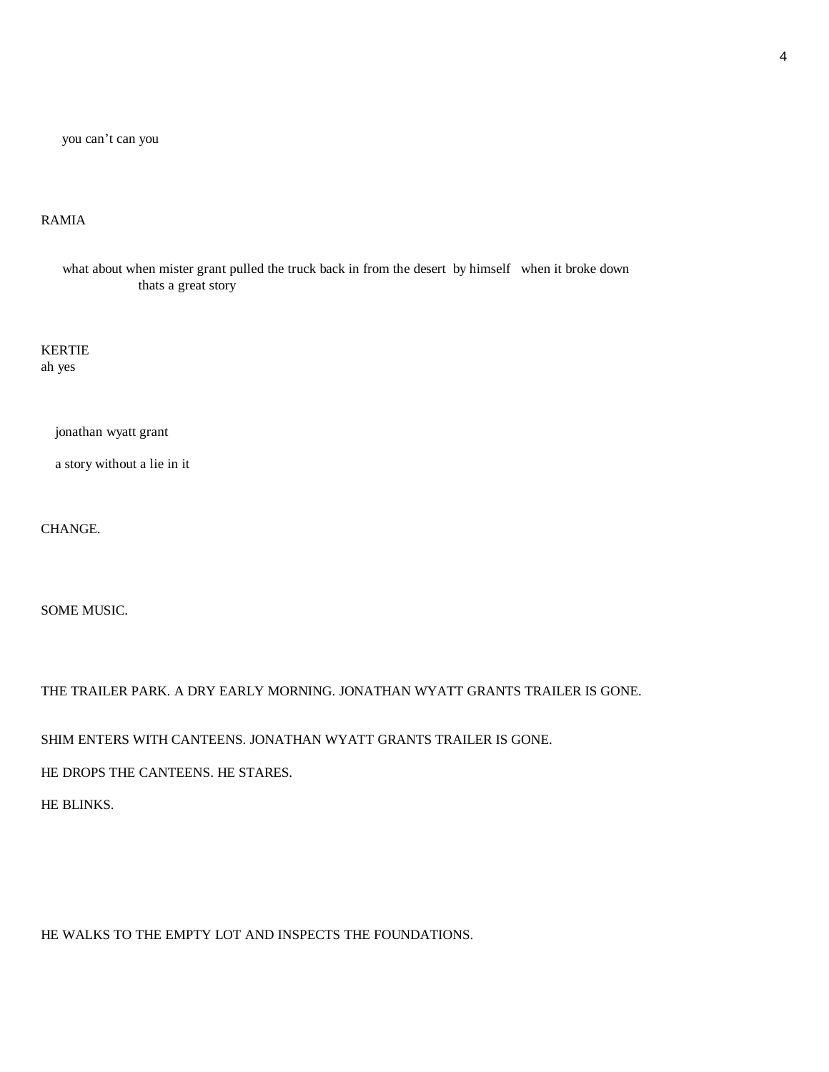you can't can you

RAMIA

what about when mister grant pulled the truck back in from the desert  by himself   when it broke down
thats a great story

KERTIE
ah yes

jonathan wyatt grant

a story without a lie in it

CHANGE.

SOME MUSIC.

THE TRAILER PARK. A DRY EARLY MORNING. JONATHAN WYATT GRANTS TRAILER IS GONE.

SHIM ENTERS WITH CANTEENS. JONATHAN WYATT GRANTS TRAILER IS GONE.

HE DROPS THE CANTEENS. HE STARES.

HE BLINKS.

HE WALKS TO THE EMPTY LOT AND INSPECTS THE FOUNDATIONS.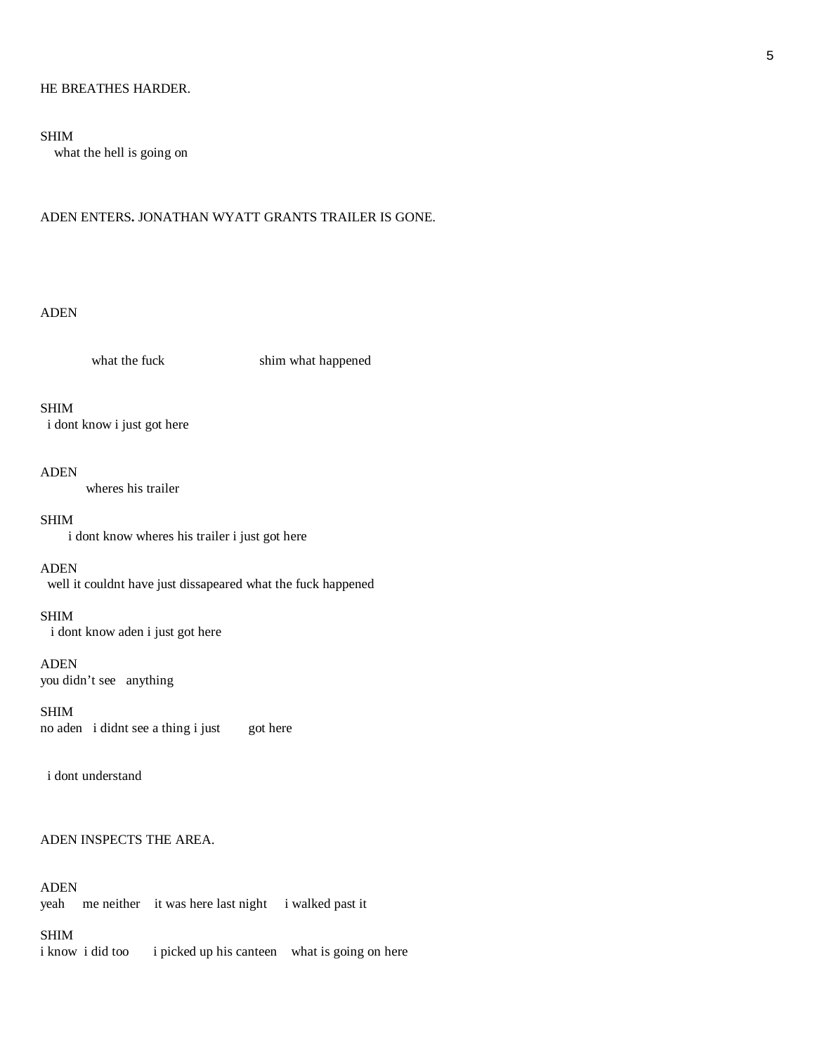HE BREATHES HARDER.

SHIM
what the hell is going on

ADEN ENTERS**.** JONATHAN WYATT GRANTS TRAILER IS GONE.

ADEN

what the fuck shim what happened

SHIM
i dont know i just got here

ADEN
wheres his trailer

SHIM
i dont know wheres his trailer i just got here

ADEN
well it couldnt have just dissapeared what the fuck happened

SHIM
i dont know aden i just got here

ADEN
you didn't see anything

SHIM
no aden i didnt see a thing i just got here

i dont understand

ADEN INSPECTS THE AREA.

ADEN
yeah me neither it was here last night i walked past it

SHIM
i know i did too i picked up his canteen what is going on here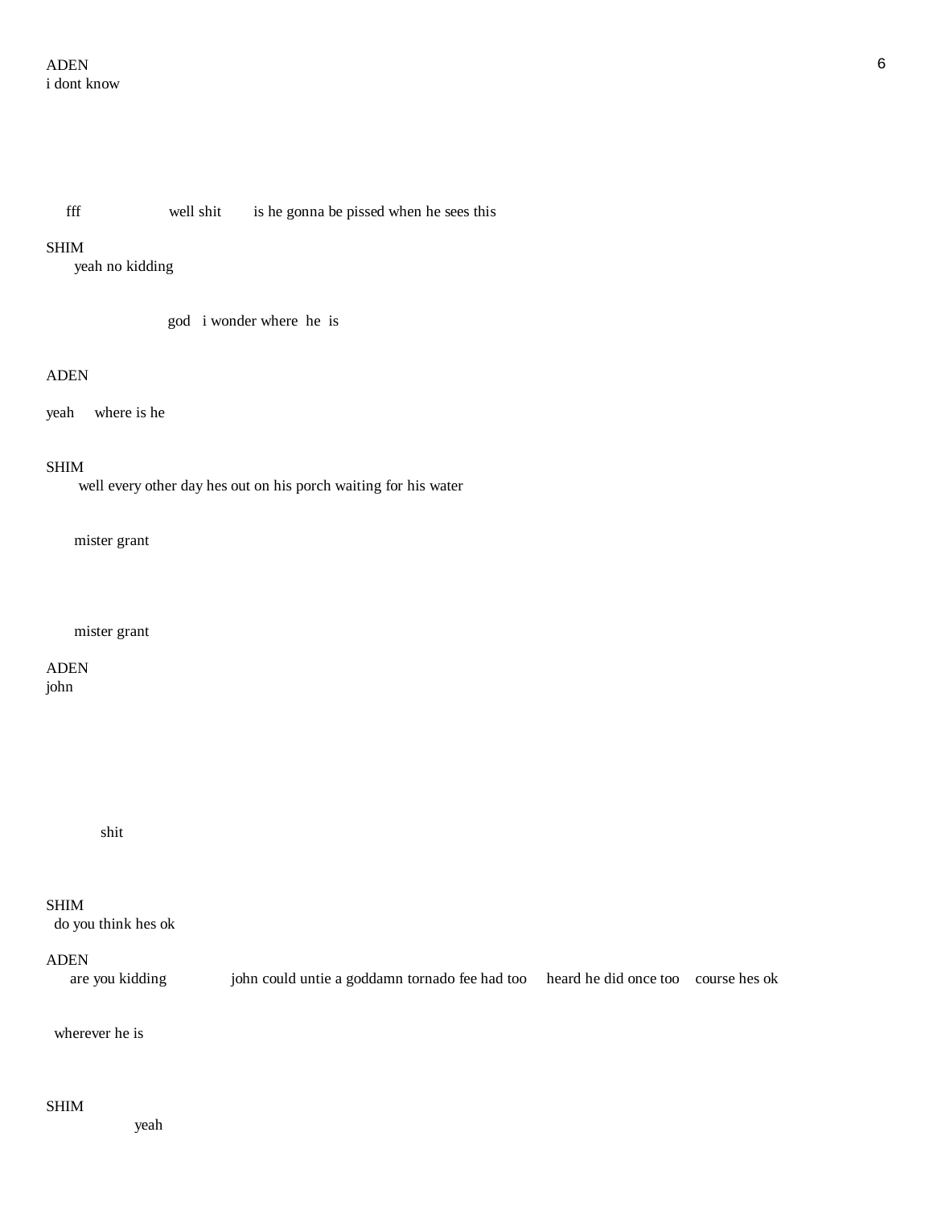ADEN
i dont know

fff well shit is he gonna be pissed when he sees this

SHIM
yeah no kidding

god i wonder where he is

ADEN

yeah where is he

SHIM
well every other day hes out on his porch waiting for his water

mister grant

mister grant

ADEN
john

shit

SHIM
do you think hes ok

ADEN
are you kidding john could untie a goddamn tornado fee had too heard he did once too course hes ok

wherever he is

SHIM
yeah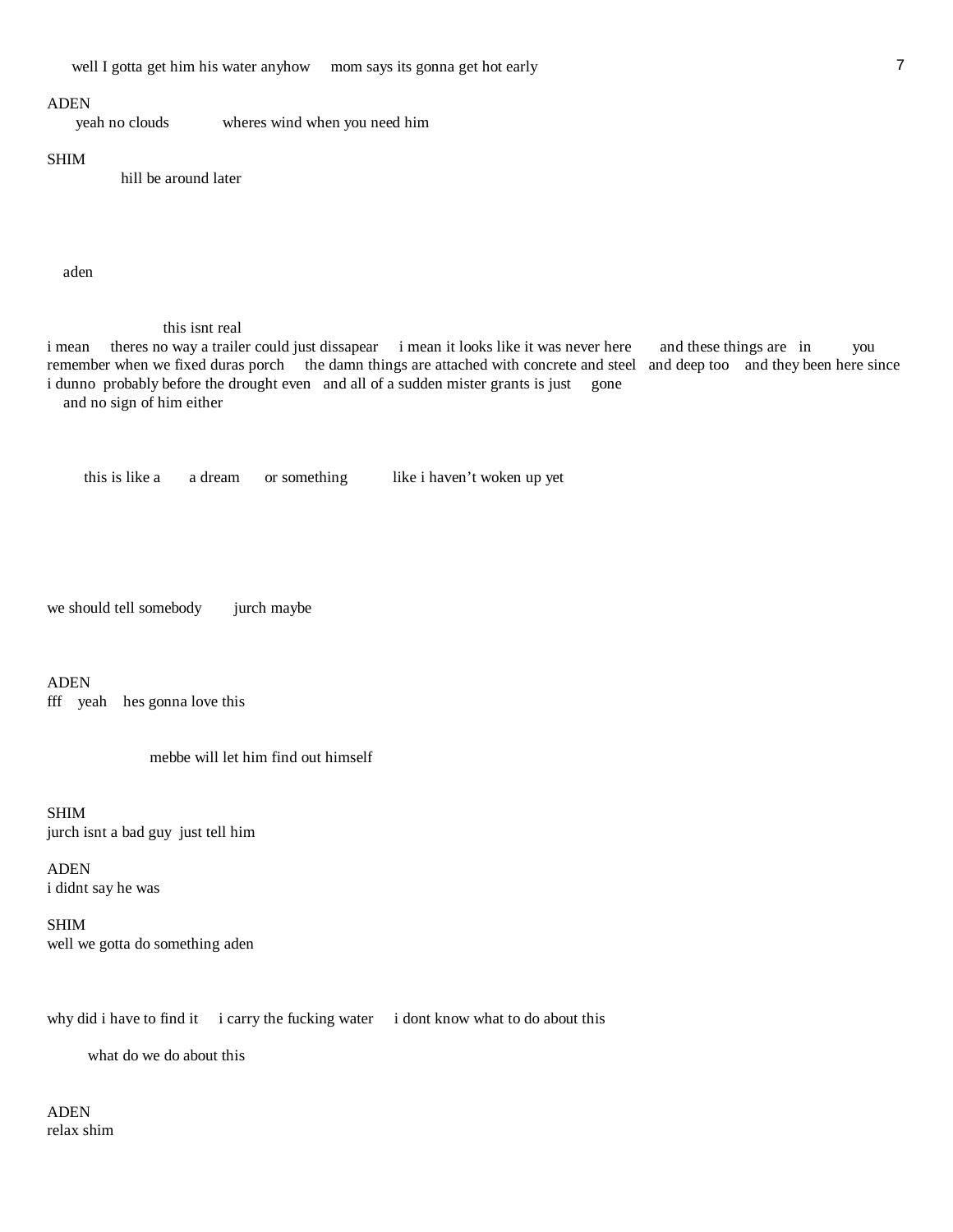well I gotta get him his water anyhow     mom says its gonna get hot early

ADEN
yeah no clouds          wheres wind when you need him

SHIM
hill be around later

aden

this isnt real
i mean     theres no way a trailer could just dissapear     i mean it looks like it was never here       and these things are   in          you remember when we fixed duras porch     the damn things are attached with concrete and steel   and deep too    and they been here since i dunno  probably before the drought even   and all of a sudden mister grants is just     gone
and no sign of him either

this is like a      a dream      or something          like i haven't woken up yet

we should tell somebody        jurch maybe

ADEN
fff    yeah    hes gonna love this

mebbe will let him find out himself

SHIM
jurch isnt a bad guy  just tell him

ADEN
i didnt say he was

SHIM
well we gotta do something aden

why did i have to find it     i carry the fucking water     i dont know what to do about this

what do we do about this

ADEN
relax shim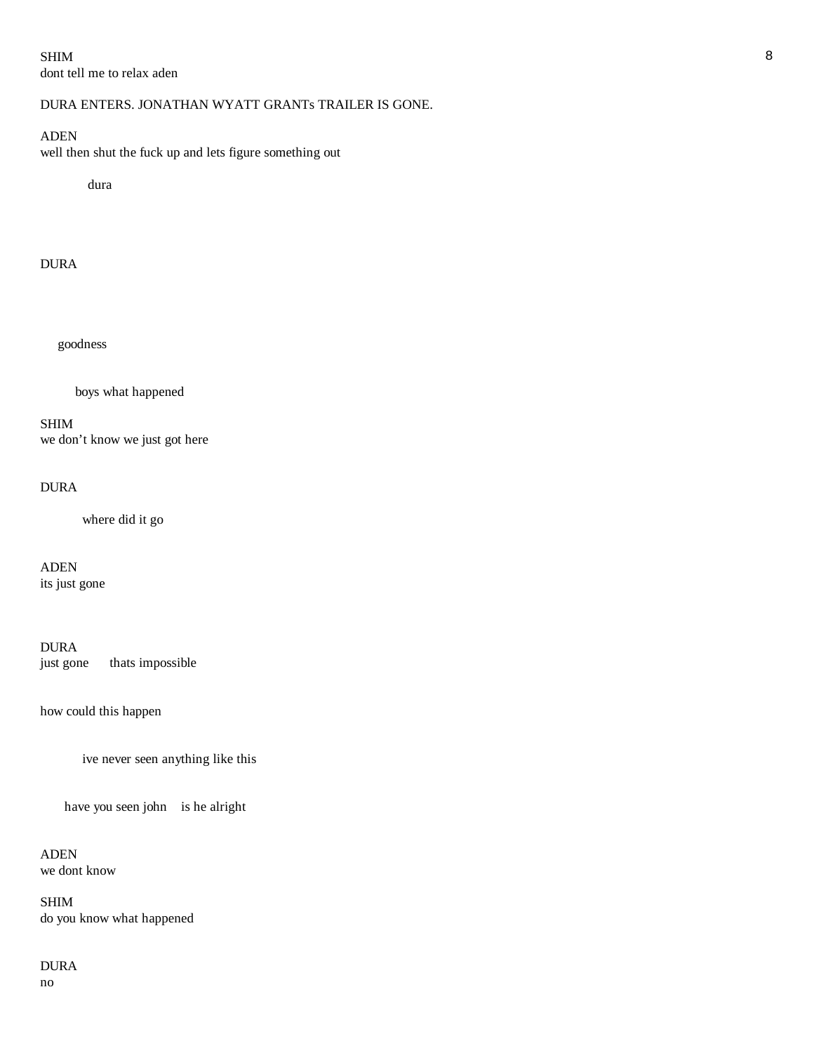SHIM
dont tell me to relax aden

DURA ENTERS. JONATHAN WYATT GRANTs TRAILER IS GONE.

ADEN
well then shut the fuck up and lets figure something out

dura

DURA

goodness

boys what happened

SHIM
we don't know we just got here

DURA

where did it go

ADEN
its just gone

DURA
just gone     thats impossible

how could this happen

ive never seen anything like this

have you seen john    is he alright

ADEN
we dont know

SHIM
do you know what happened

DURA
no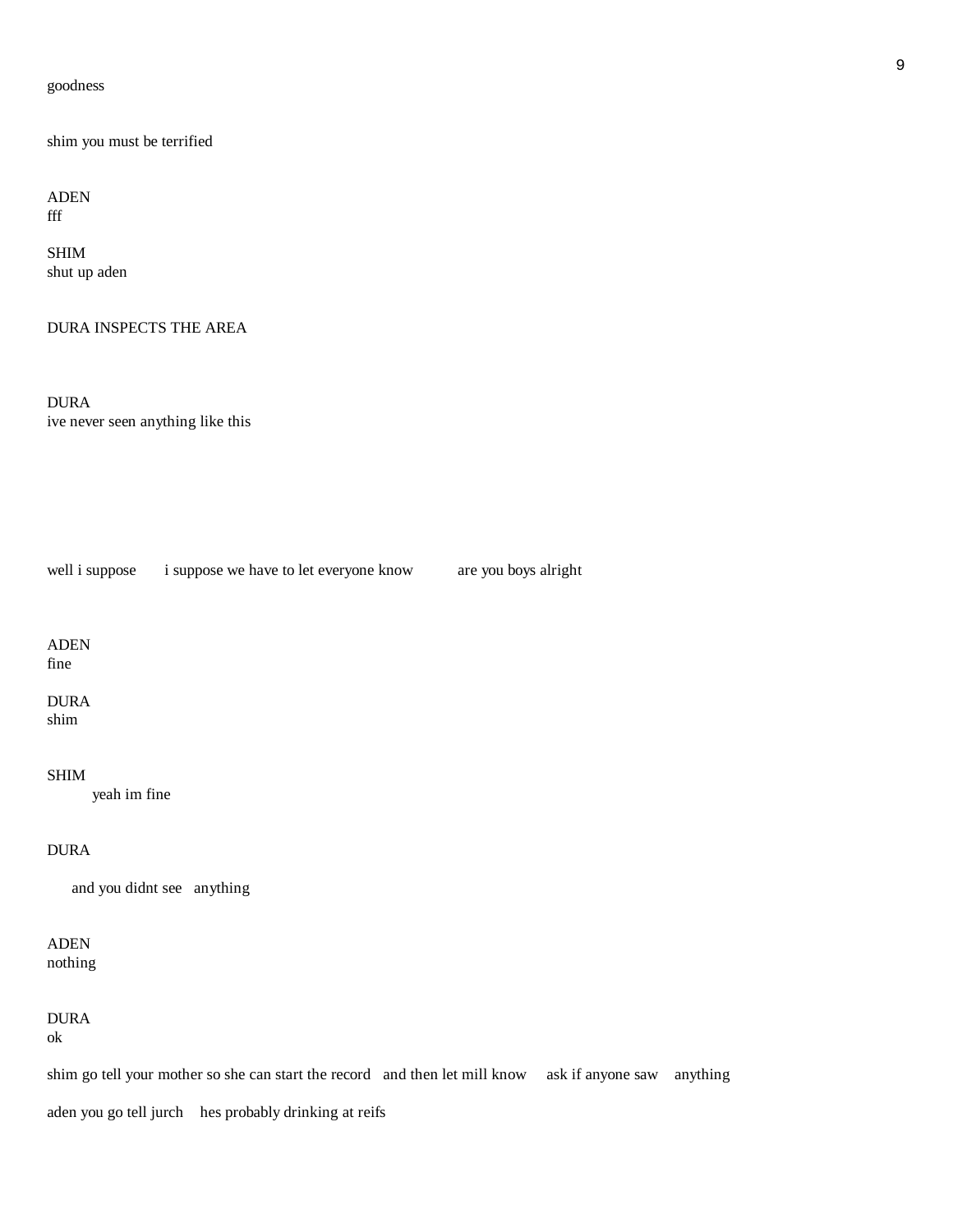goodness

shim you must be terrified

ADEN
fff

SHIM
shut up aden

DURA INSPECTS THE AREA

DURA
ive never seen anything like this

well i suppose      i suppose we have to let everyone know      are you boys alright

ADEN
fine

DURA
shim

SHIM
yeah im fine

DURA

and you didnt see   anything

ADEN
nothing

DURA
ok

shim go tell your mother so she can start the record   and then let mill know   ask if anyone saw   anything

aden you go tell jurch   hes probably drinking at reifs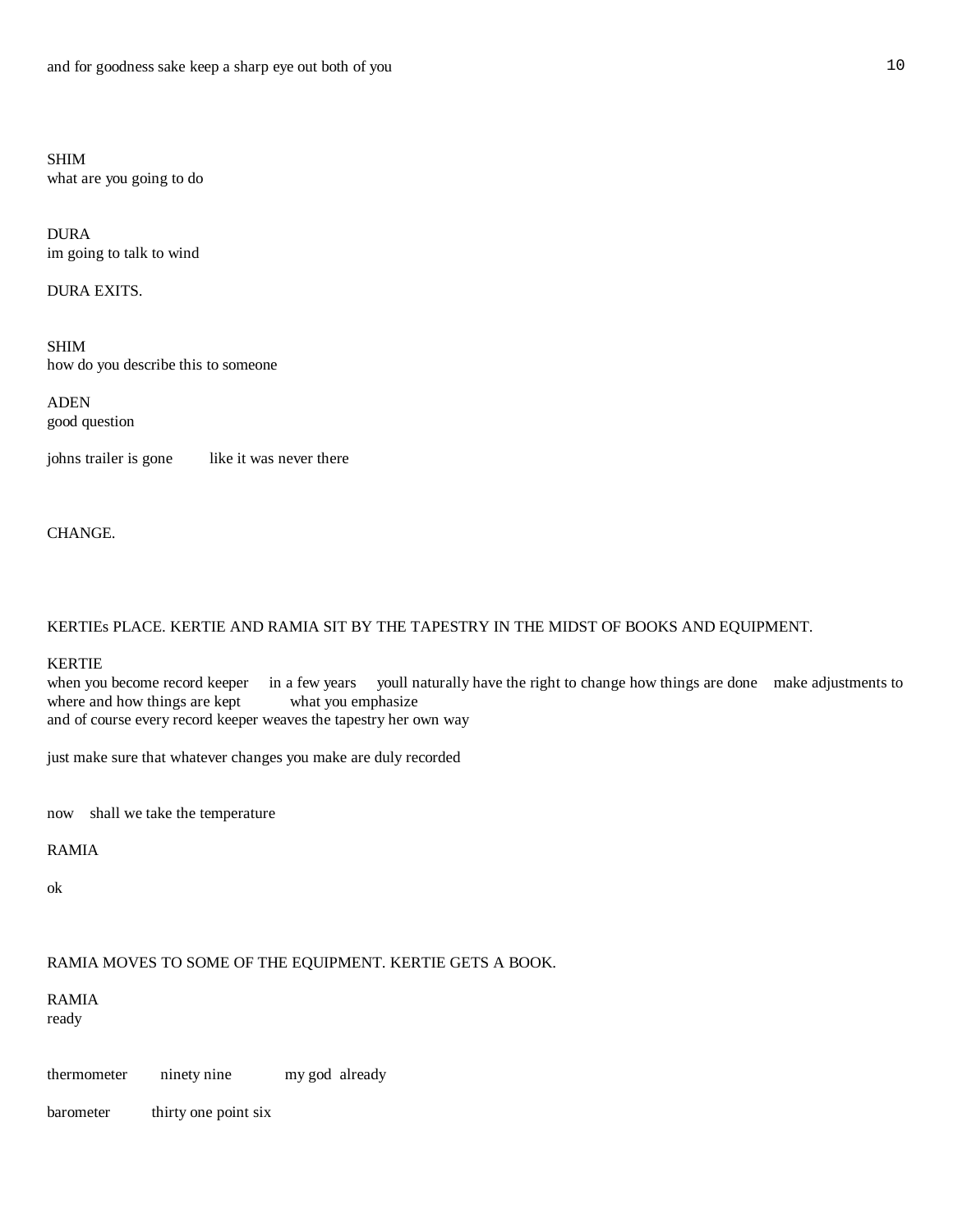and for goodness sake keep a sharp eye out both of you

SHIM
what are you going to do

DURA
im going to talk to wind

DURA EXITS.

SHIM
how do you describe this to someone

ADEN
good question

johns trailer is gone        like it was never there

CHANGE.

KERTIEs PLACE. KERTIE AND RAMIA SIT BY THE TAPESTRY IN THE MIDST OF BOOKS AND EQUIPMENT.

KERTIE
when you become record keeper    in a few years    youll naturally have the right to change how things are done    make adjustments to where and how things are kept          what you emphasize
and of course every record keeper weaves the tapestry her own way

just make sure that whatever changes you make are duly recorded

now    shall we take the temperature

RAMIA

ok

RAMIA MOVES TO SOME OF THE EQUIPMENT. KERTIE GETS A BOOK.

RAMIA
ready

thermometer        ninety nine            my god  already

barometer          thirty one point six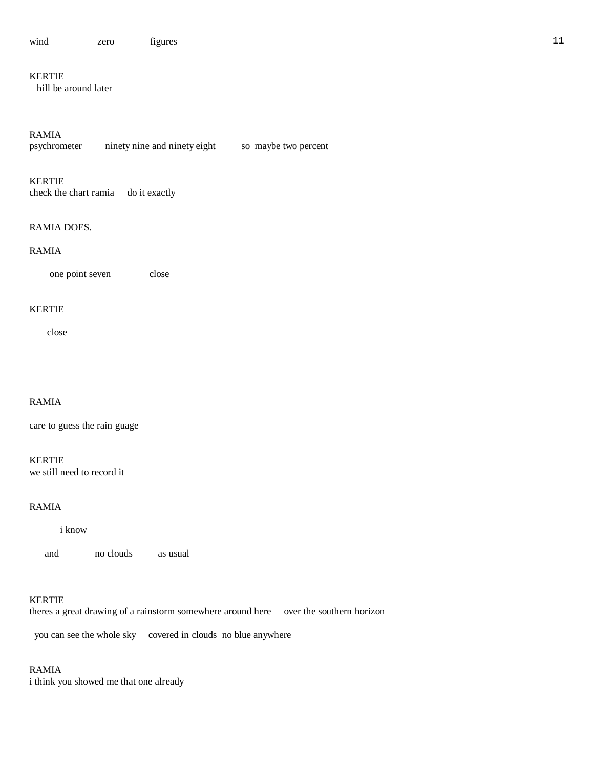wind zero figures

KERTIE
hill be around later

RAMIA
psychrometer ninety nine and ninety eight so maybe two percent

KERTIE
check the chart ramia do it exactly

RAMIA DOES.

RAMIA

one point seven close

KERTIE

close

RAMIA

care to guess the rain guage

KERTIE
we still need to record it

RAMIA

i know

and no clouds as usual

KERTIE
theres a great drawing of a rainstorm somewhere around here over the southern horizon

you can see the whole sky covered in clouds no blue anywhere

RAMIA
i think you showed me that one already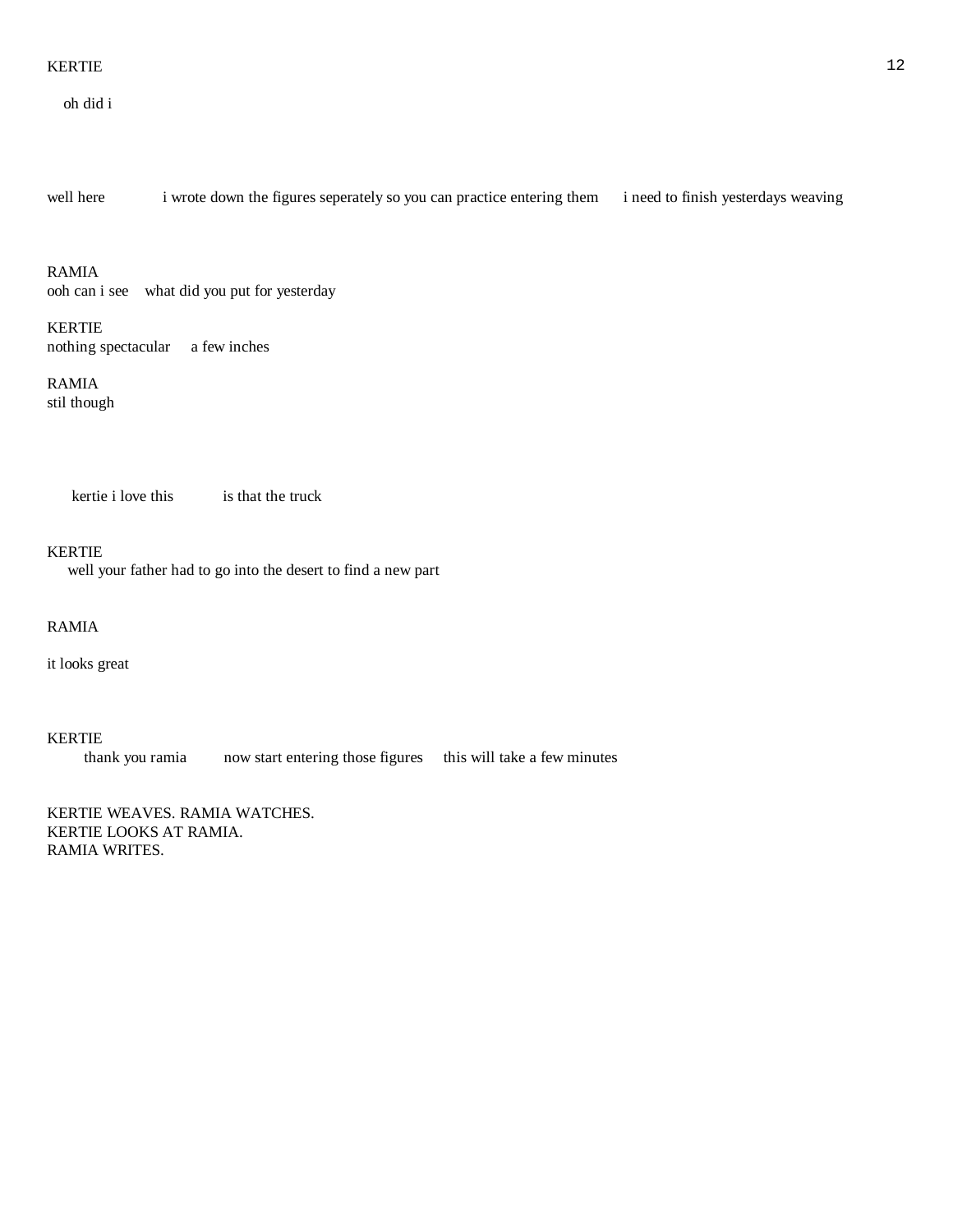KERTIE

oh did i

well here     i wrote down the figures seperately so you can practice entering them     i need to finish yesterdays weaving

RAMIA
ooh can i see    what did you put for yesterday

KERTIE
nothing spectacular     a few inches

RAMIA
stil though

kertie i love this     is that the truck

KERTIE
well your father had to go into the desert to find a new part

RAMIA

it looks great

KERTIE
thank you ramia     now start entering those figures     this will take a few minutes

KERTIE WEAVES. RAMIA WATCHES.
KERTIE LOOKS AT RAMIA.
RAMIA WRITES.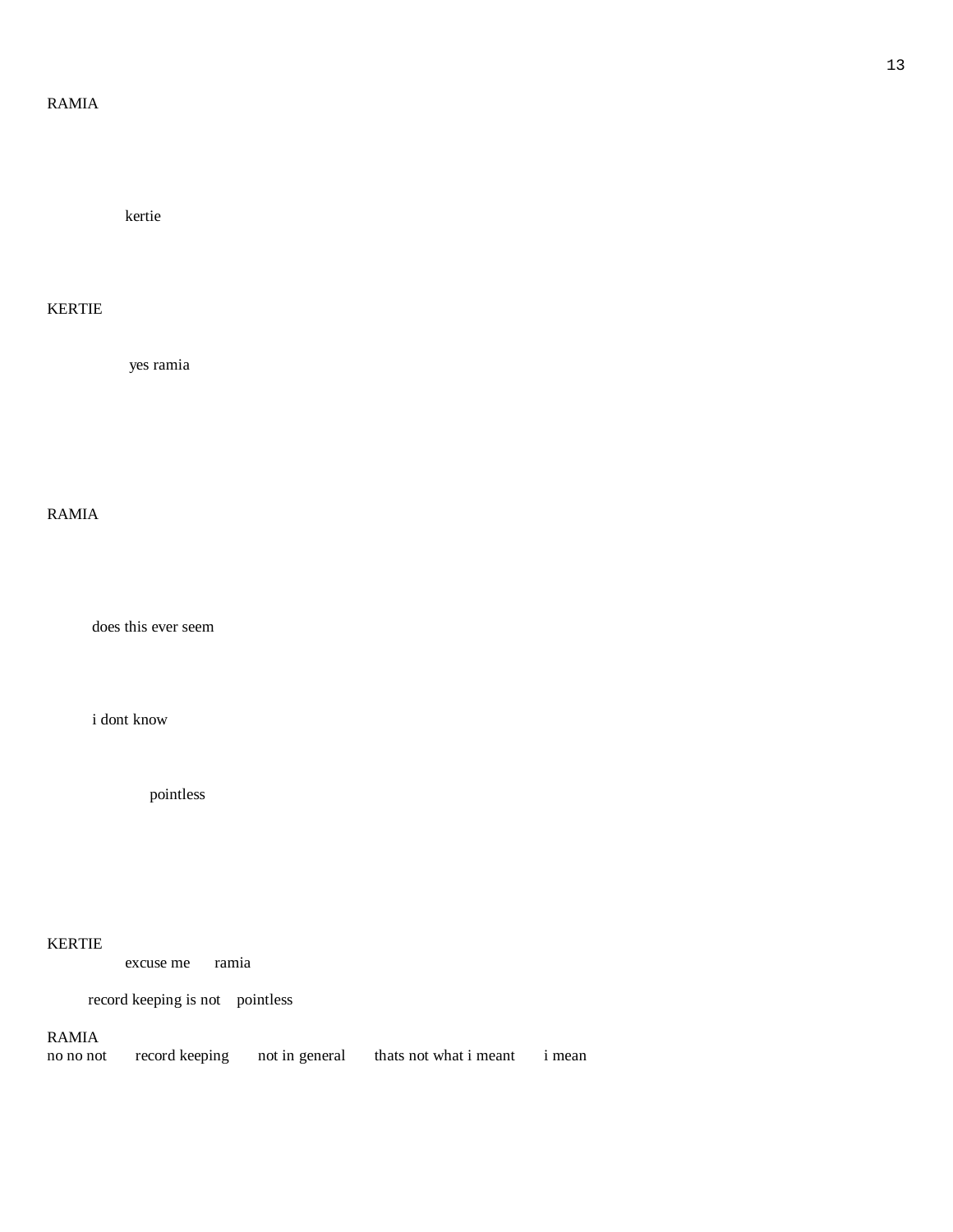RAMIA

kertie

KERTIE

yes ramia

RAMIA

does this ever seem

i dont know

pointless

KERTIE

excuse me      ramia

record keeping is not    pointless

RAMIA

no no not      record keeping      not in general      thats not what i meant      i mean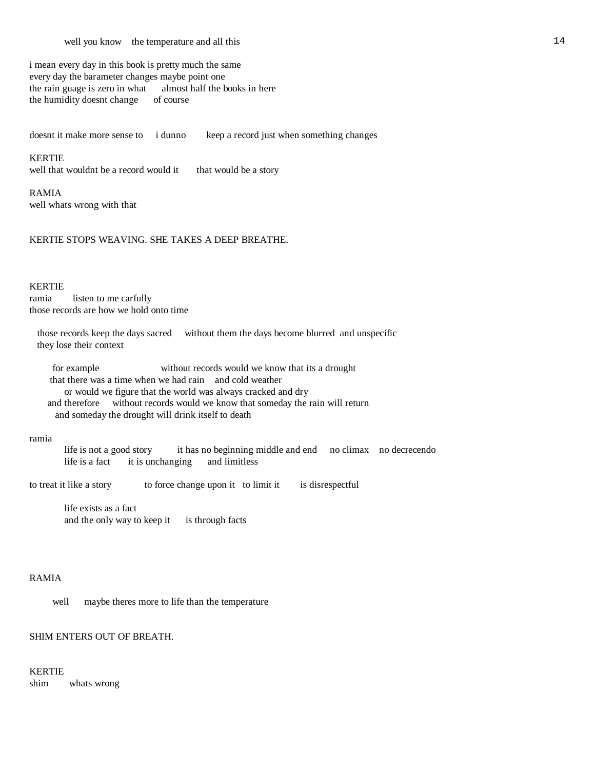well you know    the temperature and all this

i mean every day in this book is pretty much the same
every day the barameter changes maybe point one
the rain guage is zero in what    almost half the books in here
the humidity doesnt change    of course

doesnt it make more sense to    i dunno    keep a record just when something changes

KERTIE
well that wouldnt be a record would it    that would be a story

RAMIA
well whats wrong with that

KERTIE STOPS WEAVING. SHE TAKES A DEEP BREATHE.

KERTIE
ramia    listen to me carfully
those records are how we hold onto time

those records keep the days sacred    without them the days become blurred  and unspecific
they lose their context

for example    without records would we know that its a drought
that there was a time when we had rain    and cold weather
or would we figure that the world was always cracked and dry
and therefore    without records would we know that someday the rain will return
and someday the drought will drink itself to death

ramia
life is not a good story    it has no beginning middle and end    no climax    no decrecendo
life is a fact    it is unchanging    and limitless

to treat it like a story    to force change upon it   to limit it    is disrespectful

life exists as a fact
and the only way to keep it    is through facts

RAMIA

well    maybe theres more to life than the temperature

SHIM ENTERS OUT OF BREATH.

KERTIE
shim    whats wrong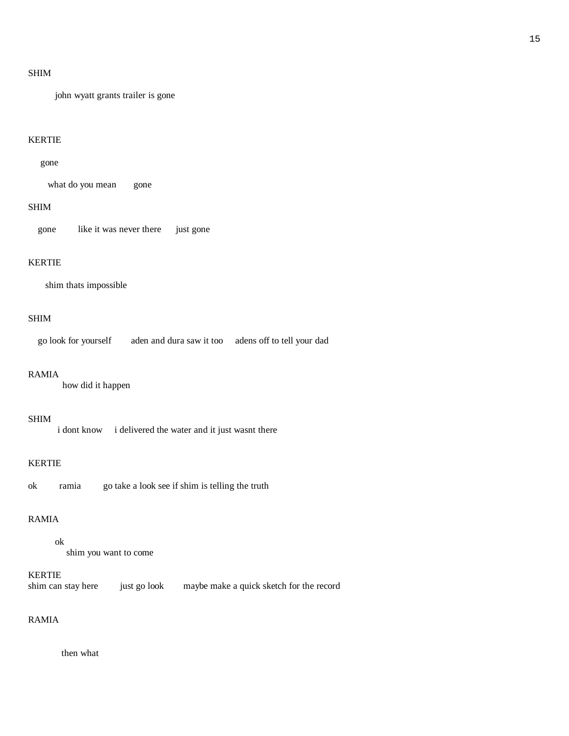SHIM

john wyatt grants trailer is gone

KERTIE

gone

what do you mean     gone

SHIM

gone     like it was never there     just gone

KERTIE

shim thats impossible

SHIM

go look for yourself     aden and dura saw it too     adens off to tell your dad

RAMIA

how did it happen

SHIM

i dont know     i delivered the water and it just wasnt there

KERTIE

ok     ramia     go take a look see if shim is telling the truth

RAMIA

ok

shim you want to come

KERTIE

shim can stay here     just go look     maybe make a quick sketch for the record

RAMIA

then what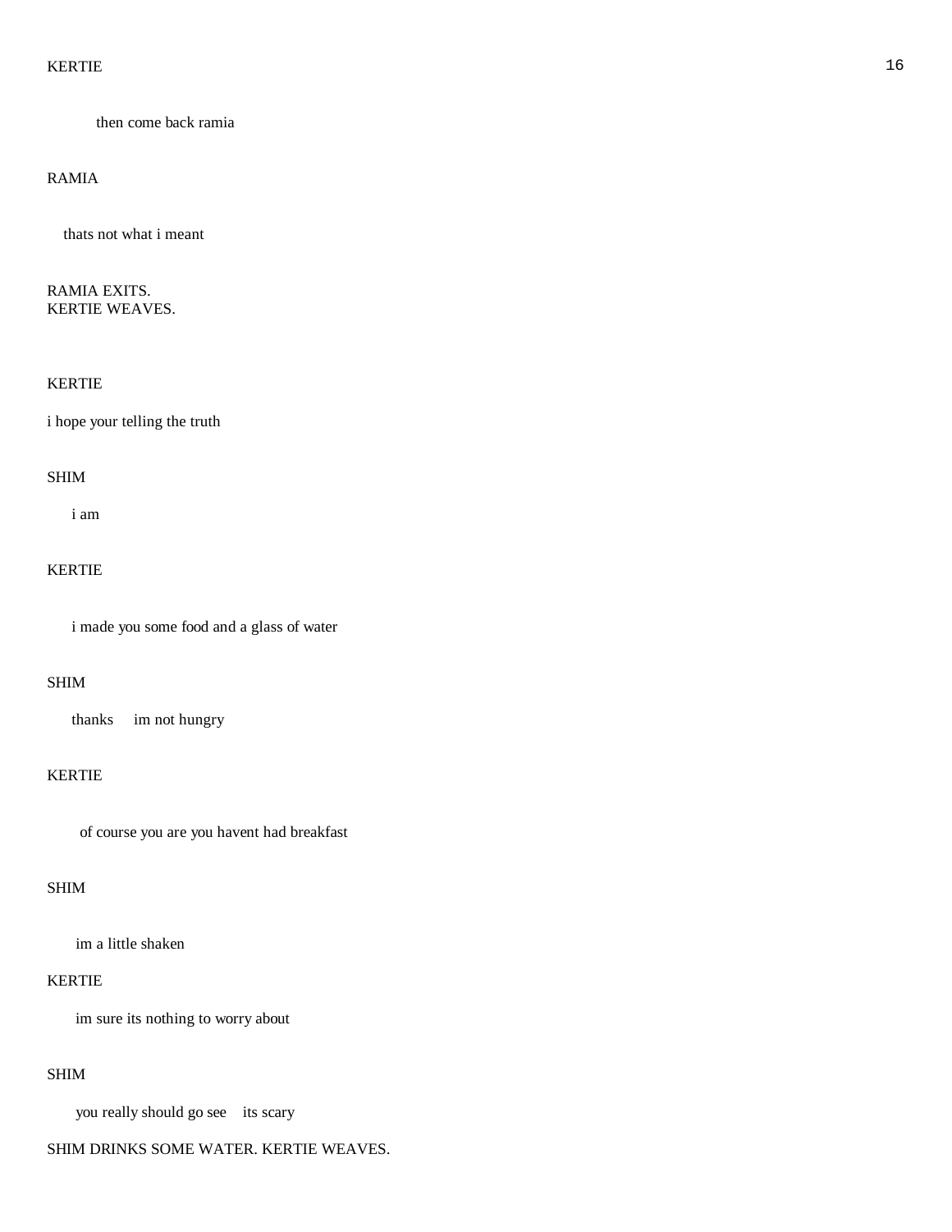KERTIE

then come back ramia

RAMIA

thats not what i meant

RAMIA EXITS.
KERTIE WEAVES.

KERTIE

i hope your telling the truth

SHIM

i am

KERTIE

i made you some food and a glass of water

SHIM

thanks     im not hungry

KERTIE

of course you are you havent had breakfast

SHIM

im a little shaken

KERTIE

im sure its nothing to worry about

SHIM

you really should go see    its scary

SHIM DRINKS SOME WATER. KERTIE WEAVES.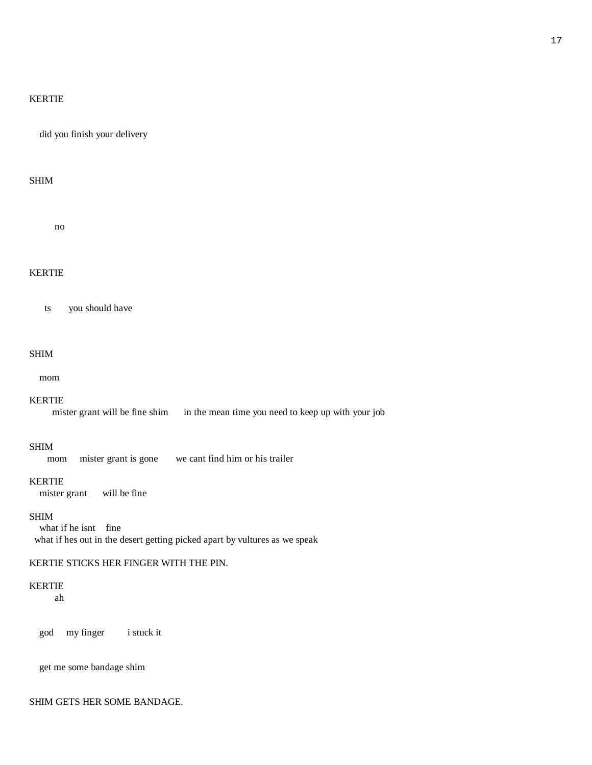KERTIE

did you finish your delivery

SHIM

no

KERTIE

ts     you should have

SHIM

mom

KERTIE

mister grant will be fine shim     in the mean time you need to keep up with your job

SHIM

mom     mister grant is gone     we cant find him or his trailer

KERTIE

mister grant     will be fine

SHIM

what if he isnt     fine
what if hes out in the desert getting picked apart by vultures as we speak

KERTIE STICKS HER FINGER WITH THE PIN.

KERTIE

ah

god     my finger     i stuck it

get me some bandage shim

SHIM GETS HER SOME BANDAGE.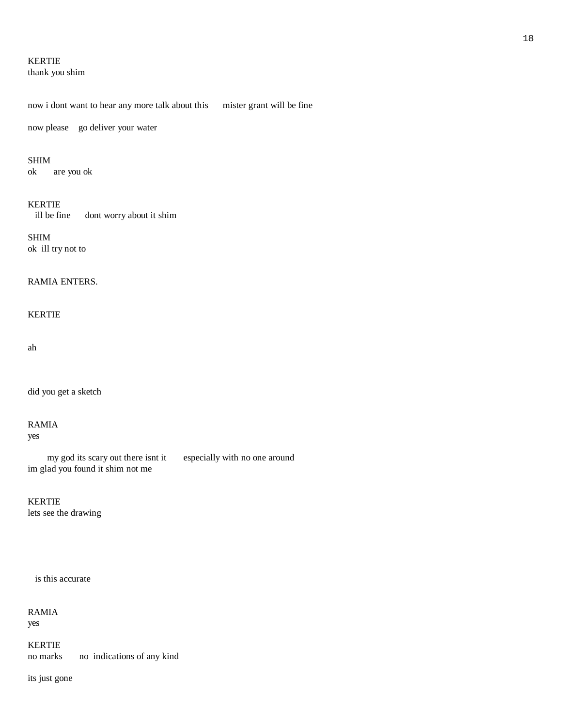KERTIE
thank you shim

now i dont want to hear any more talk about this      mister grant will be fine

now please    go deliver your water

SHIM
ok      are you ok

KERTIE
ill be fine      dont worry about it shim

SHIM
ok  ill try not to

RAMIA ENTERS.

KERTIE

ah

did you get a sketch

RAMIA
yes

my god its scary out there isnt it      especially with no one around
im glad you found it shim not me

KERTIE
lets see the drawing

is this accurate

RAMIA
yes

KERTIE
no marks      no  indications of any kind

its just gone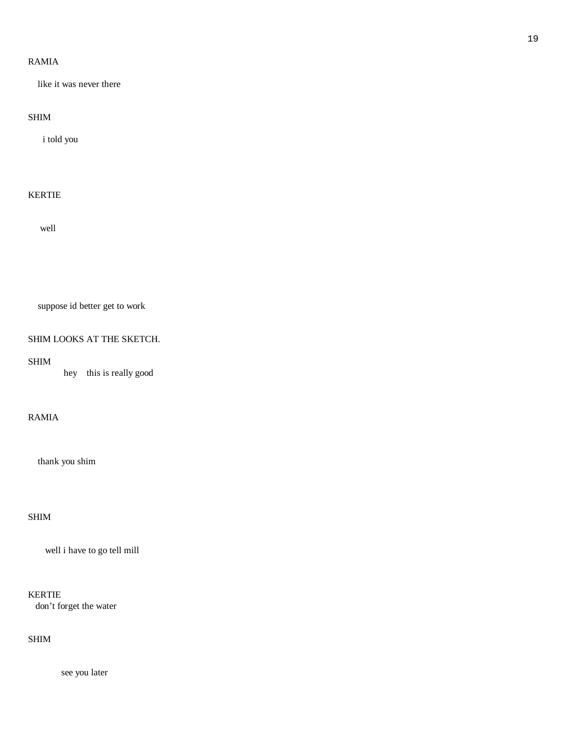RAMIA

like it was never there

SHIM

i told you

KERTIE

well

suppose id better get to work

SHIM LOOKS AT THE SKETCH.

SHIM

hey    this is really good

RAMIA

thank you shim

SHIM

well i have to go tell mill

KERTIE

don't forget the water

SHIM

see you later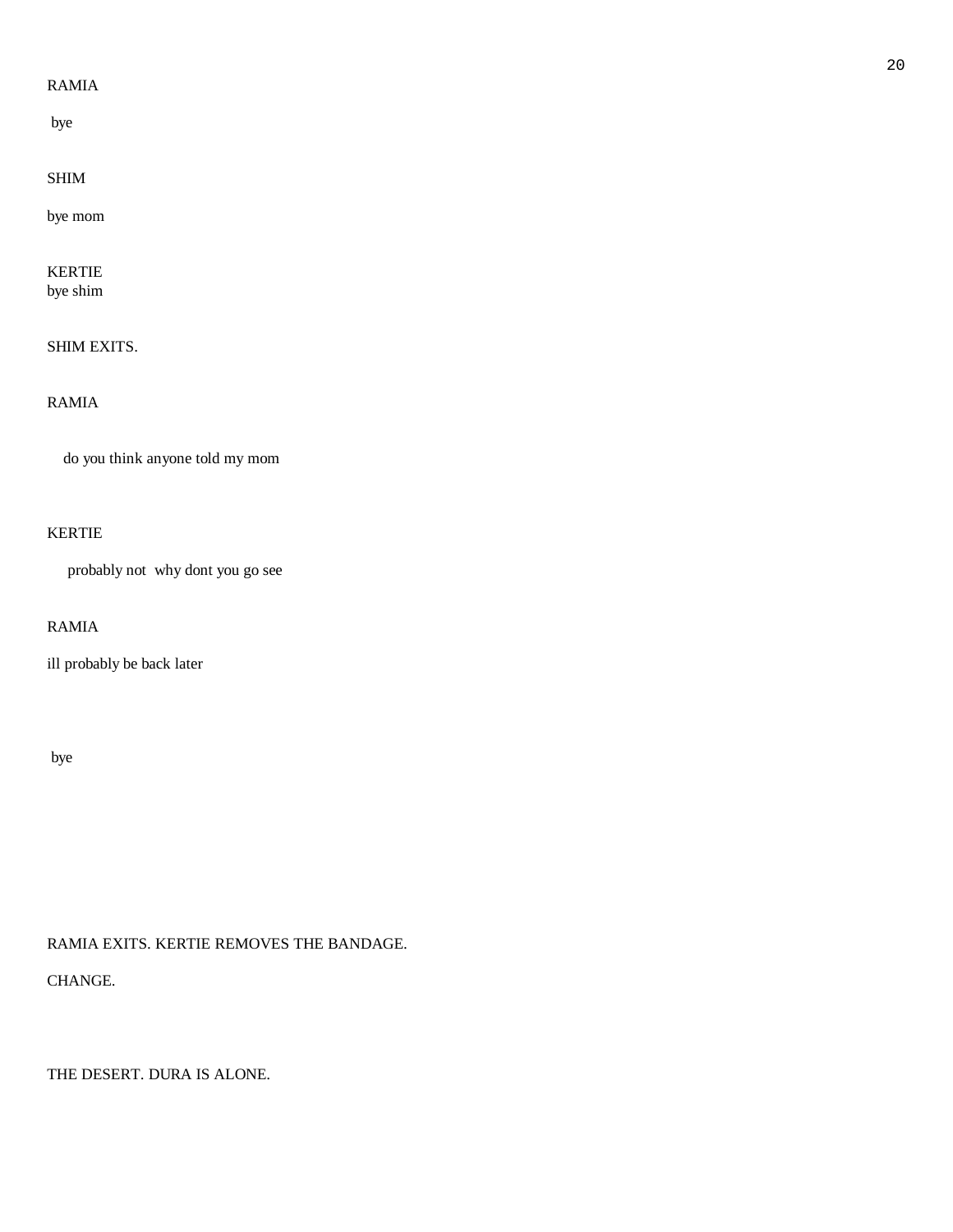RAMIA

bye

SHIM

bye mom

KERTIE
bye shim

SHIM EXITS.

RAMIA

do you think anyone told my mom

KERTIE

probably not  why dont you go see

RAMIA

ill probably be back later

bye

RAMIA EXITS. KERTIE REMOVES THE BANDAGE.

CHANGE.

THE DESERT. DURA IS ALONE.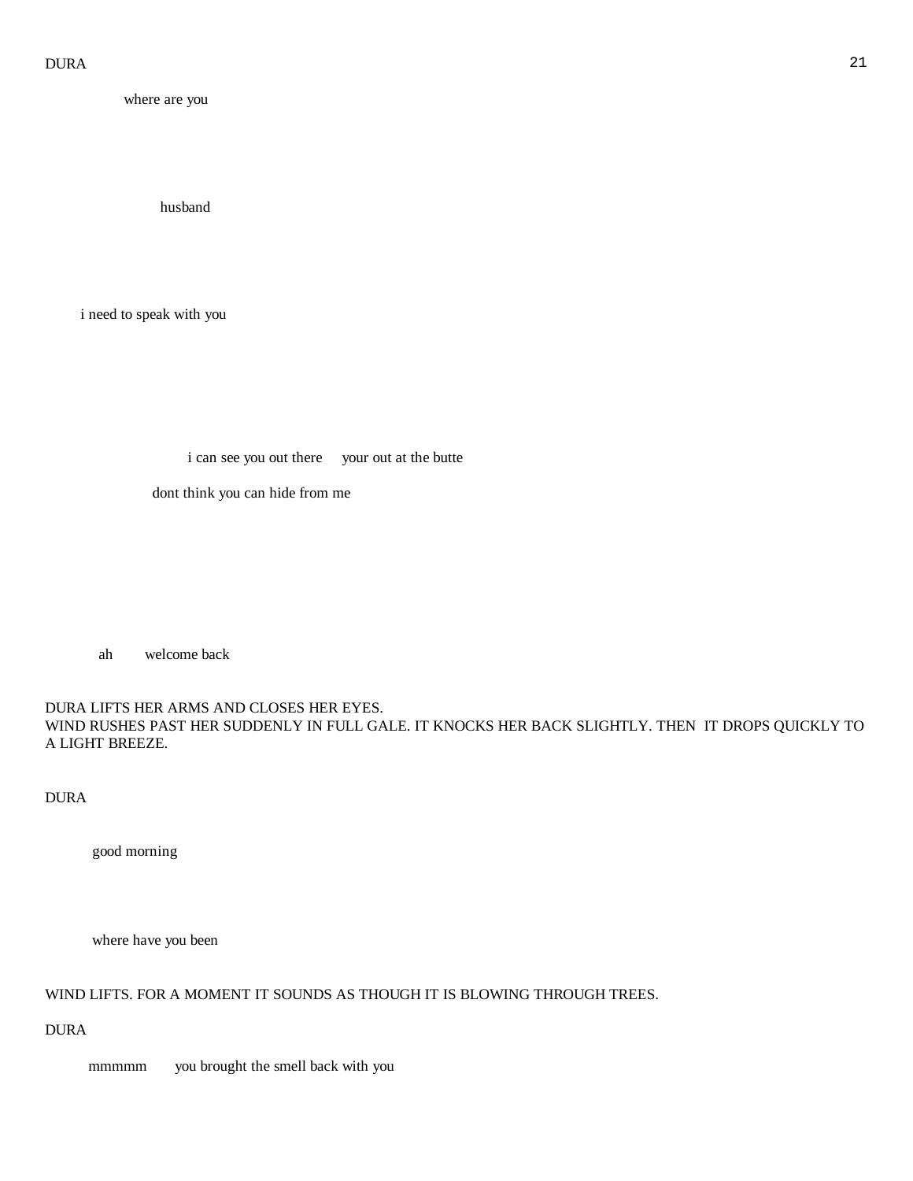DURA

where are you

husband

i need to speak with you

i can see you out there     your out at the butte

dont think you can hide from me

ah     welcome back

DURA LIFTS HER ARMS AND CLOSES HER EYES.
WIND RUSHES PAST HER SUDDENLY IN FULL GALE. IT KNOCKS HER BACK SLIGHTLY. THEN IT DROPS QUICKLY TO A LIGHT BREEZE.

DURA

good morning

where have you been

WIND LIFTS. FOR A MOMENT IT SOUNDS AS THOUGH IT IS BLOWING THROUGH TREES.

DURA

mmmmm     you brought the smell back with you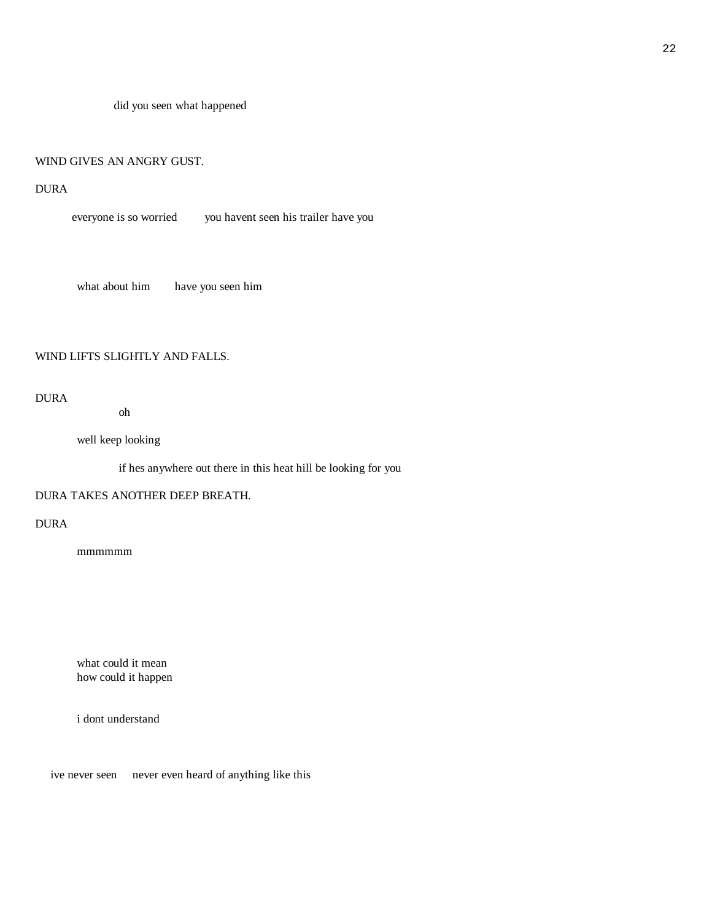did you seen what happened

WIND GIVES AN ANGRY GUST.

DURA

everyone is so worried      you havent seen his trailer have you

what about him      have you seen him

WIND LIFTS SLIGHTLY AND FALLS.

DURA

oh

well keep looking

if hes anywhere out there in this heat hill be looking for you

DURA TAKES ANOTHER DEEP BREATH.

DURA

mmmmmm

what could it mean
how could it happen

i dont understand

ive never seen      never even heard of anything like this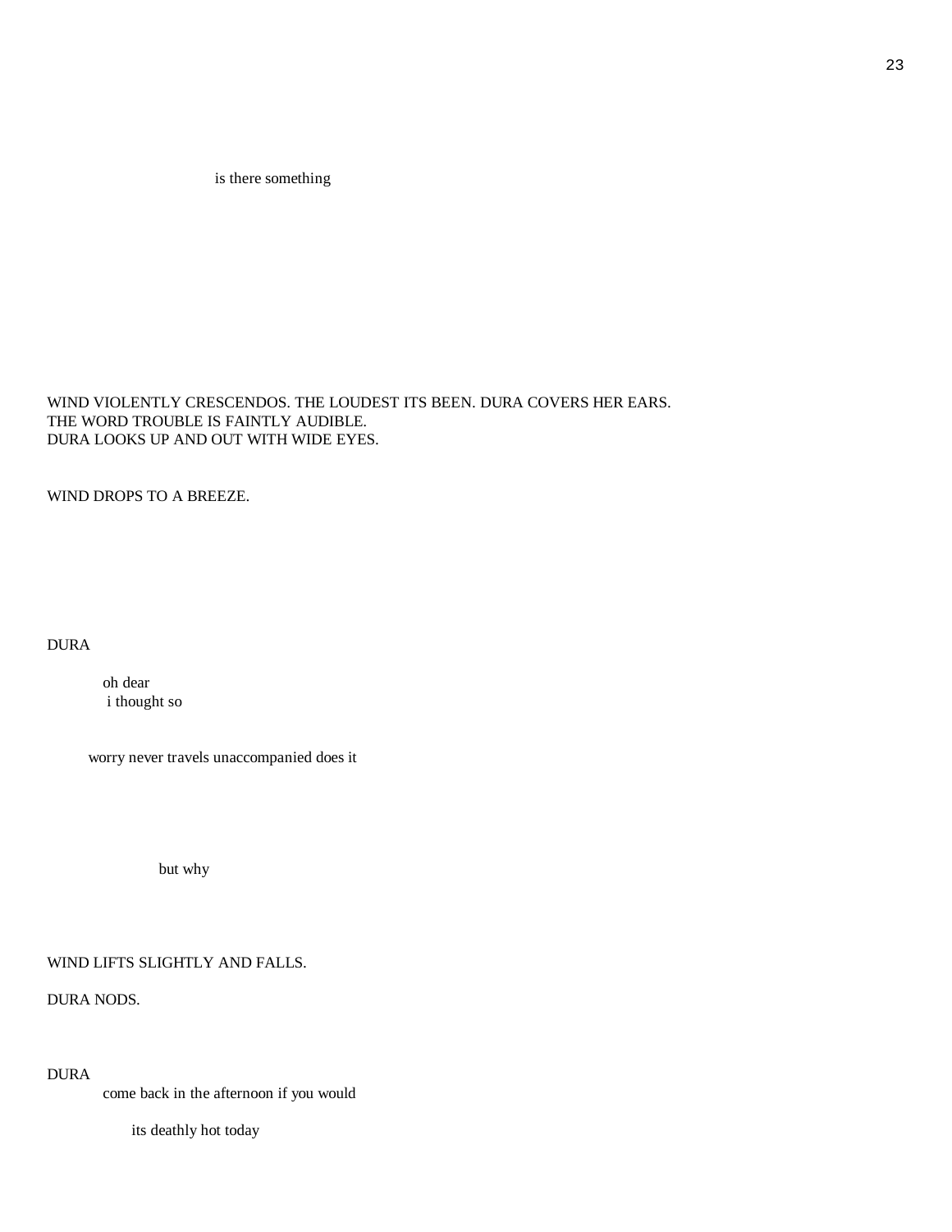is there something

WIND VIOLENTLY CRESCENDOS. THE LOUDEST ITS BEEN. DURA COVERS HER EARS.
THE WORD TROUBLE IS FAINTLY AUDIBLE.
DURA LOOKS UP AND OUT WITH WIDE EYES.

WIND DROPS TO A BREEZE.

DURA

oh dear
i thought so

worry never travels unaccompanied does it

but why

WIND LIFTS SLIGHTLY AND FALLS.

DURA NODS.

DURA

come back in the afternoon if you would

its deathly hot today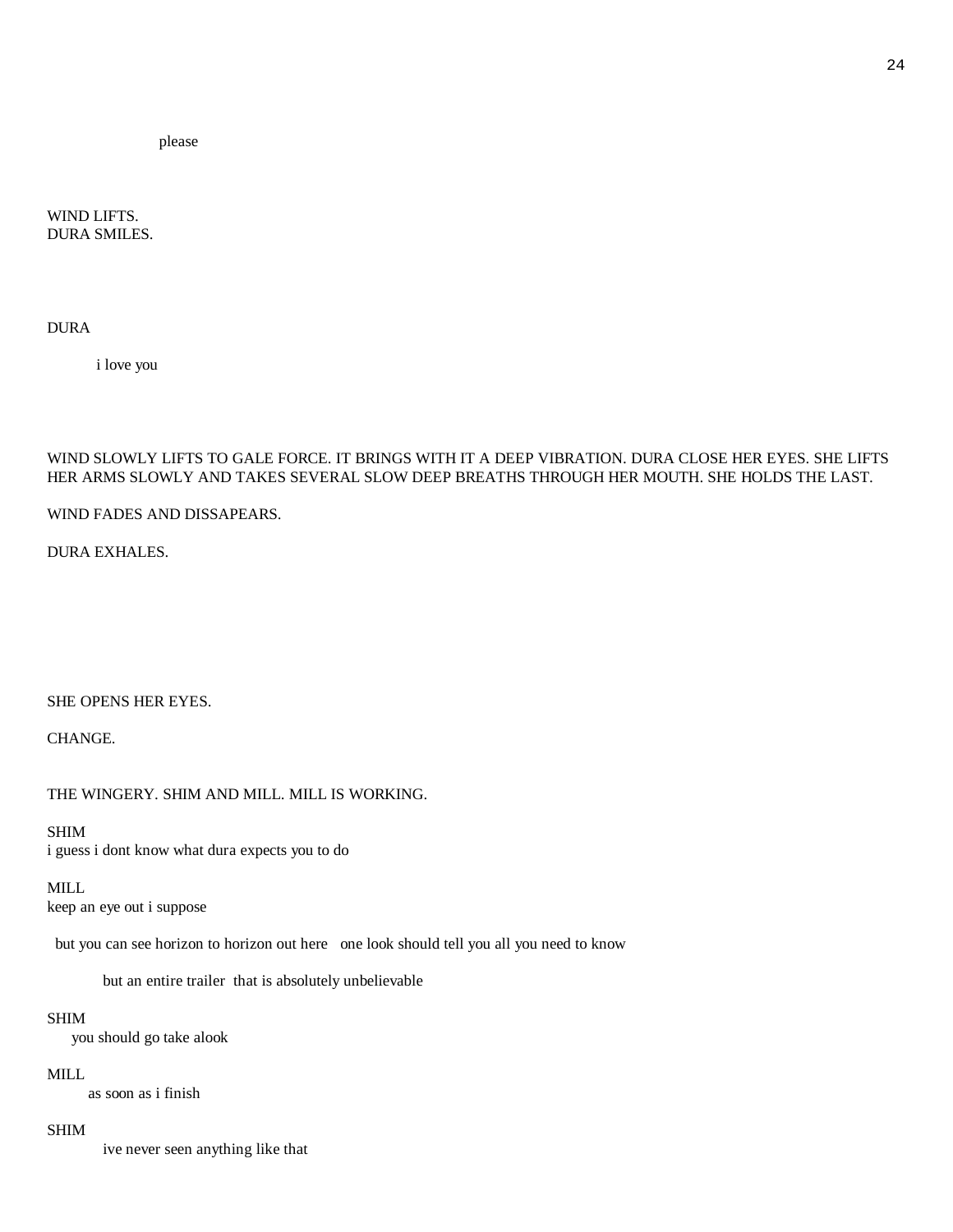please

WIND LIFTS.
DURA SMILES.

DURA

i love you

WIND SLOWLY LIFTS TO GALE FORCE. IT BRINGS WITH IT A DEEP VIBRATION. DURA CLOSE HER EYES. SHE LIFTS HER ARMS SLOWLY AND TAKES SEVERAL SLOW DEEP BREATHS THROUGH HER MOUTH. SHE HOLDS THE LAST.

WIND FADES AND DISSAPEARS.

DURA EXHALES.

SHE OPENS HER EYES.

CHANGE.

THE WINGERY. SHIM AND MILL. MILL IS WORKING.

SHIM
i guess i dont know what dura expects you to do

MILL
keep an eye out i suppose

but you can see horizon to horizon out here   one look should tell you all you need to know

but an entire trailer  that is absolutely unbelievable

SHIM
you should go take alook

MILL
as soon as i finish

SHIM
ive never seen anything like that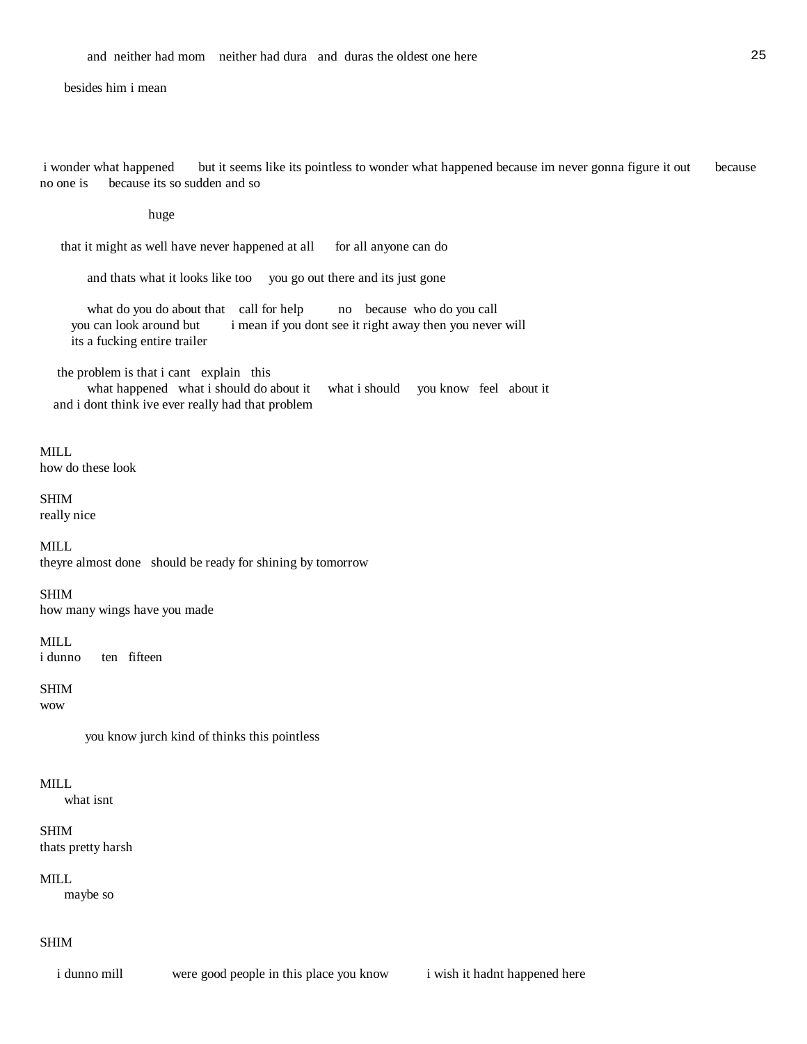and neither had mom    neither had dura   and duras the oldest one here

besides him i mean

i wonder what happened    but it seems like its pointless to wonder what happened because im never gonna figure it out    because no one is    because its so sudden and so

huge

that it might as well have never happened at all    for all anyone can do

and thats what it looks like too    you go out there and its just gone

what do you do about that    call for help    no    because who do you call
you can look around but    i mean if you dont see it right away then you never will
its a fucking entire trailer

the problem is that i cant   explain   this
what happened   what i should do about it    what i should    you know   feel   about it
and i dont think ive ever really had that problem

MILL
how do these look

SHIM
really nice

MILL
theyre almost done   should be ready for shining by tomorrow

SHIM
how many wings have you made

MILL
i dunno    ten   fifteen

SHIM
wow

you know jurch kind of thinks this pointless

MILL
what isnt

SHIM
thats pretty harsh

MILL
maybe so

SHIM

i dunno mill    were good people in this place you know    i wish it hadnt happened here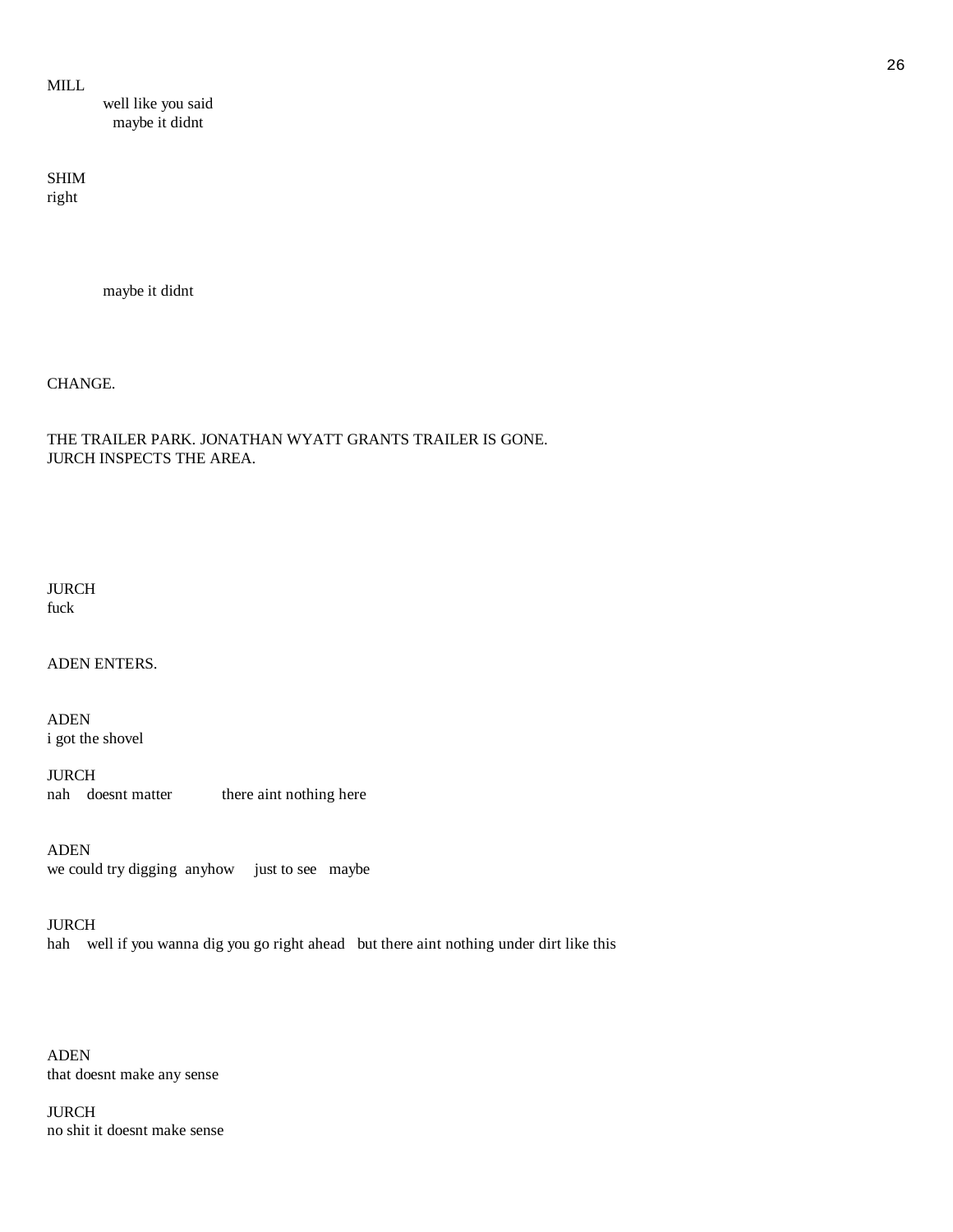MILL
well like you said
maybe it didnt

SHIM
right

maybe it didnt

CHANGE.

THE TRAILER PARK. JONATHAN WYATT GRANTS TRAILER IS GONE.
JURCH INSPECTS THE AREA.

JURCH
fuck

ADEN ENTERS.

ADEN
i got the shovel

JURCH
nah    doesnt matter           there aint nothing here

ADEN
we could try digging  anyhow     just to see   maybe

JURCH
hah    well if you wanna dig you go right ahead   but there aint nothing under dirt like this

ADEN
that doesnt make any sense

JURCH
no shit it doesnt make sense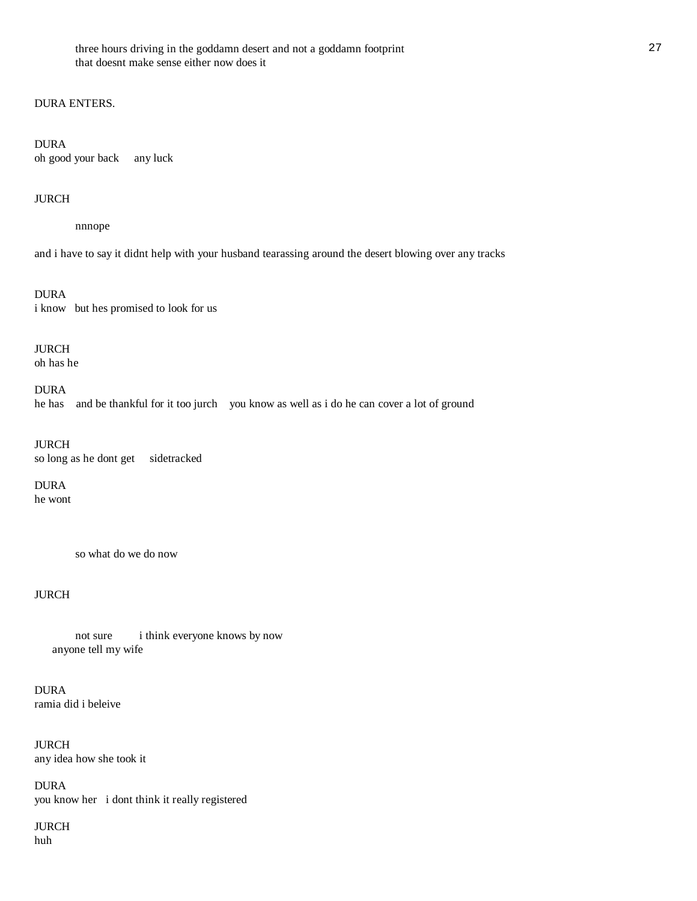three hours driving in the goddamn desert and not a goddamn footprint
that doesnt make sense either now does it

DURA ENTERS.

DURA
oh good your back     any luck

JURCH

nnnope

and i have to say it didnt help with your husband tearassing around the desert blowing over any tracks

DURA
i know   but hes promised to look for us

JURCH
oh has he

DURA
he has    and be thankful for it too jurch    you know as well as i do he can cover a lot of ground

JURCH
so long as he dont get     sidetracked

DURA
he wont

so what do we do now

JURCH

not sure         i think everyone knows by now
anyone tell my wife

DURA
ramia did i beleive

JURCH
any idea how she took it

DURA
you know her   i dont think it really registered

JURCH
huh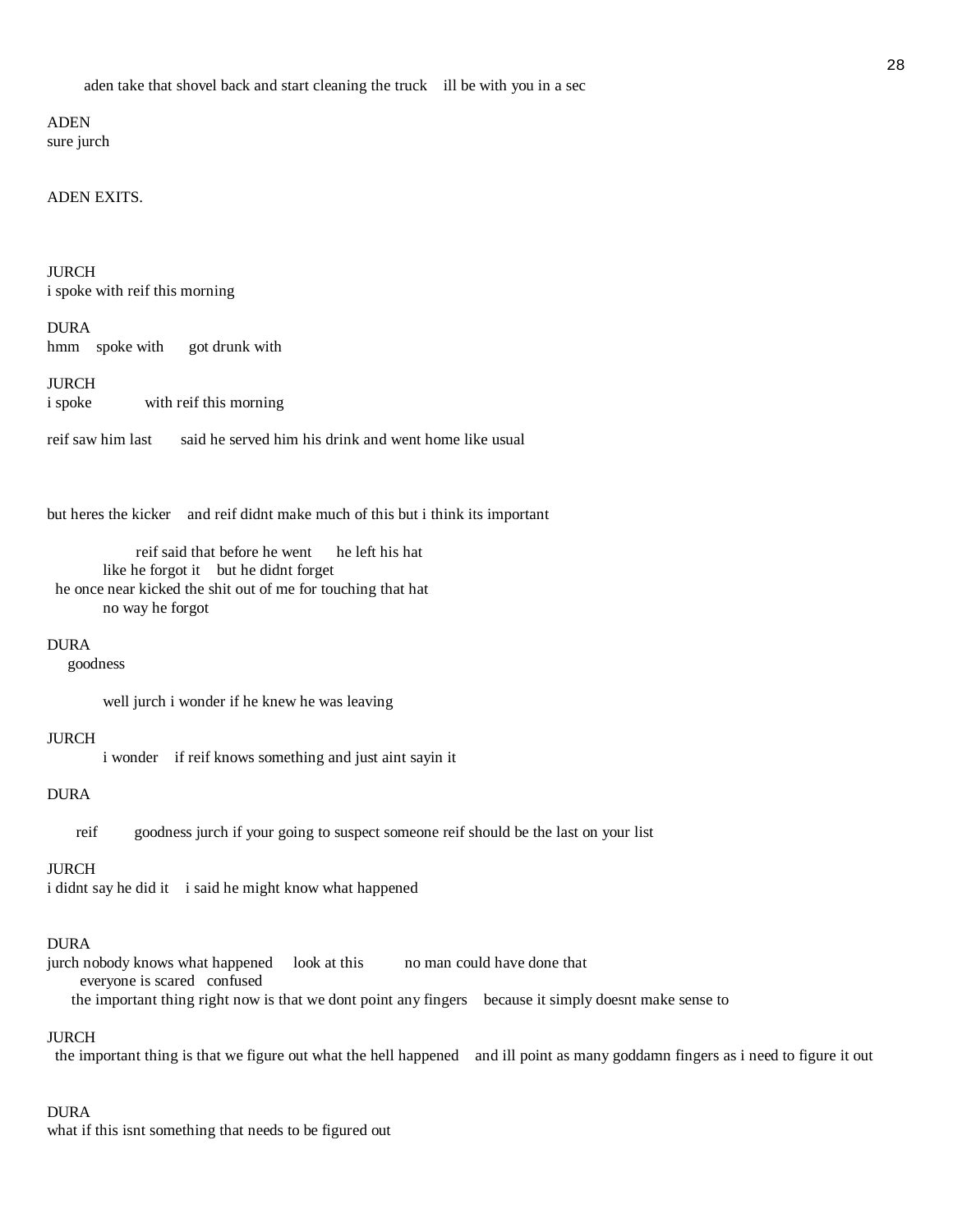aden take that shovel back and start cleaning the truck    ill be with you in a sec

ADEN
sure jurch

ADEN EXITS.

JURCH
i spoke with reif this morning

DURA
hmm    spoke with      got drunk with

JURCH
i spoke            with reif this morning

reif saw him last       said he served him his drink and went home like usual

but heres the kicker    and reif didnt make much of this but i think its important

reif said that before he went      he left his hat
like he forgot it    but he didnt forget
he once near kicked the shit out of me for touching that hat
no way he forgot

DURA
goodness

well jurch i wonder if he knew he was leaving

JURCH
i wonder    if reif knows something and just aint sayin it

DURA

reif         goodness jurch if your going to suspect someone reif should be the last on your list

JURCH
i didnt say he did it    i said he might know what happened

DURA
jurch nobody knows what happened     look at this          no man could have done that
everyone is scared   confused
the important thing right now is that we dont point any fingers    because it simply doesnt make sense to

JURCH
the important thing is that we figure out what the hell happened    and ill point as many goddamn fingers as i need to figure it out

DURA
what if this isnt something that needs to be figured out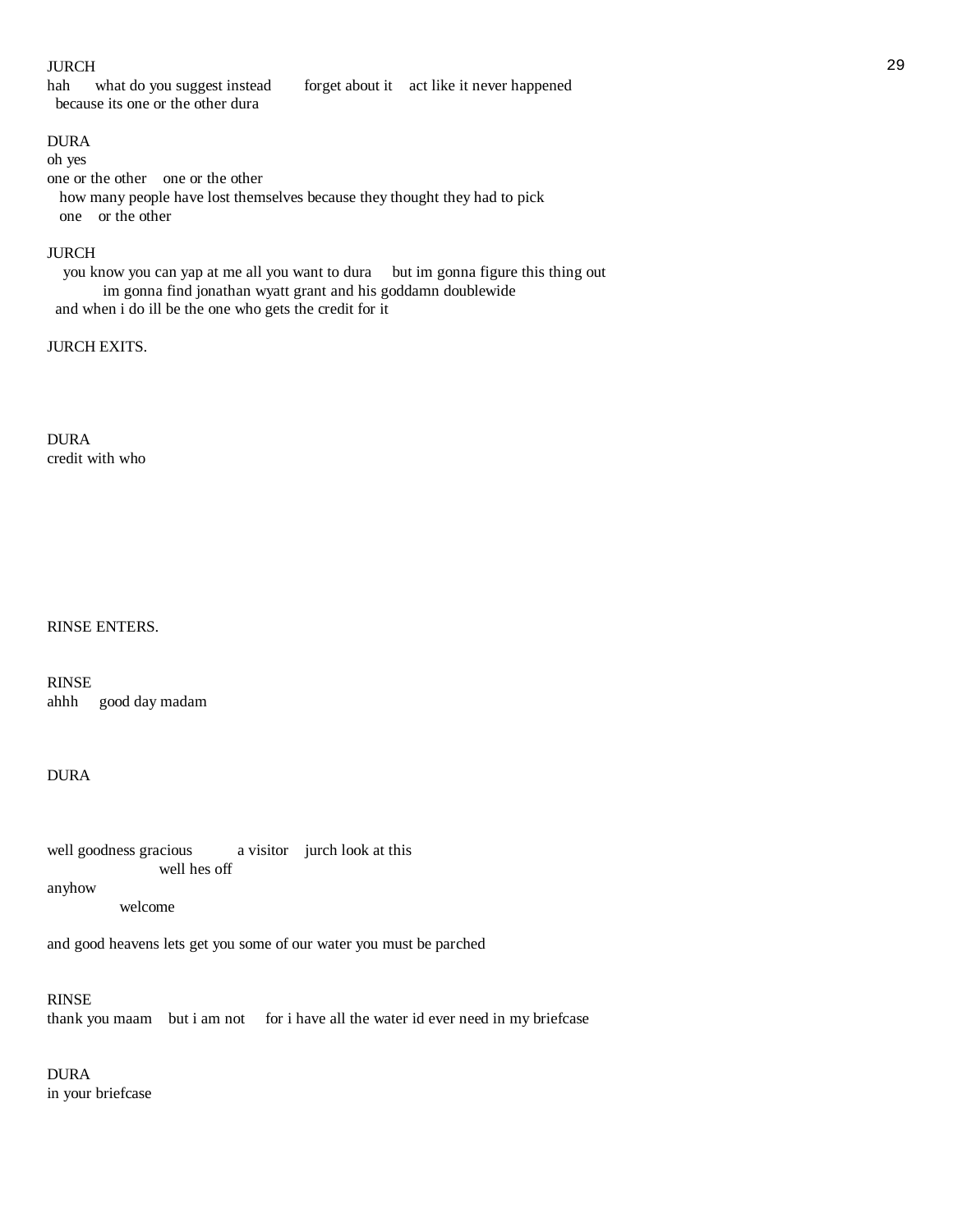JURCH
hah what do you suggest instead forget about it act like it never happened
because its one or the other dura

DURA
oh yes
one or the other one or the other
how many people have lost themselves because they thought they had to pick
one or the other

JURCH
you know you can yap at me all you want to dura but im gonna figure this thing out
im gonna find jonathan wyatt grant and his goddamn doublewide
and when i do ill be the one who gets the credit for it

JURCH EXITS.

DURA
credit with who

RINSE ENTERS.

RINSE
ahhh good day madam

DURA

well goodness gracious a visitor jurch look at this
well hes off
anyhow
welcome

and good heavens lets get you some of our water you must be parched

RINSE
thank you maam but i am not for i have all the water id ever need in my briefcase

DURA
in your briefcase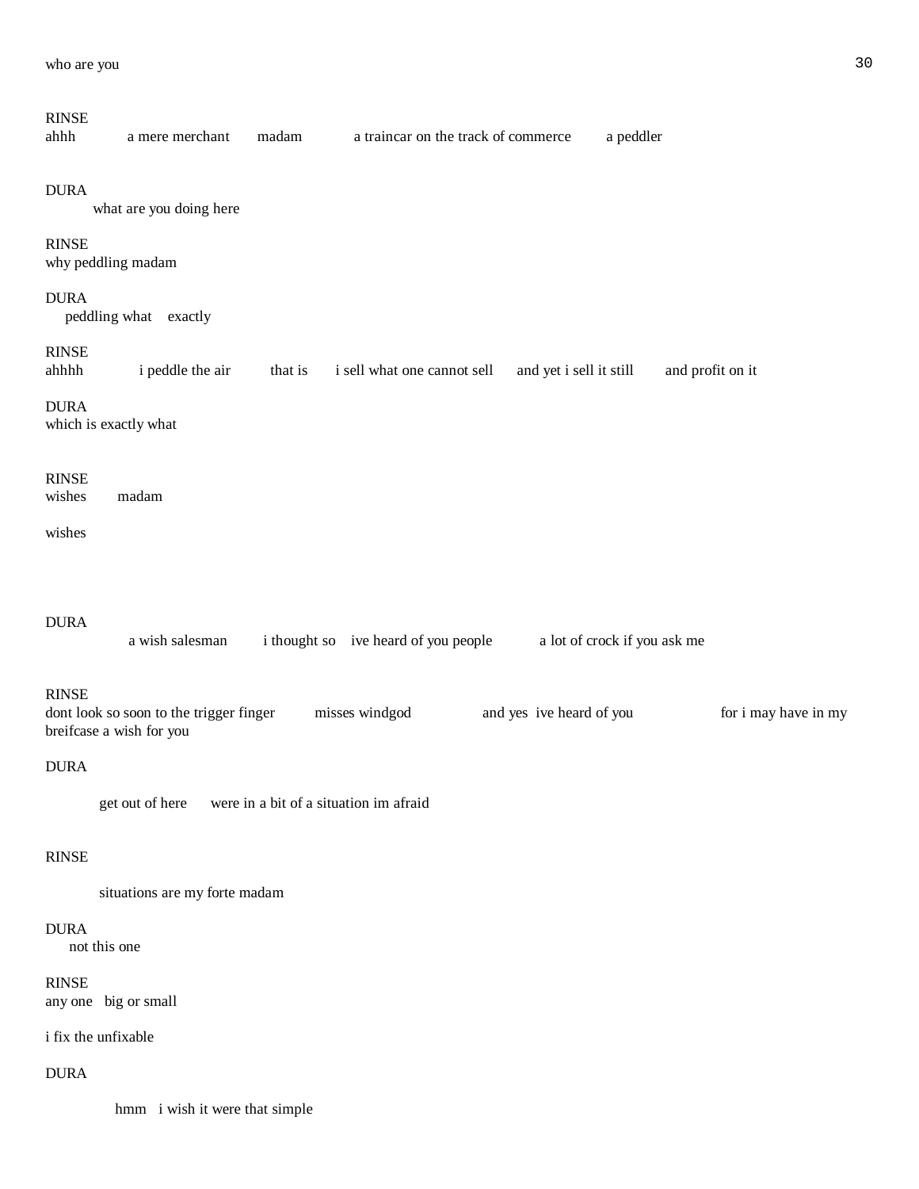who are you

RINSE
ahhh a mere merchant madam a traincar on the track of commerce a peddler

DURA
what are you doing here

RINSE
why peddling madam

DURA
peddling what exactly

RINSE
ahhhh i peddle the air that is i sell what one cannot sell and yet i sell it still and profit on it

DURA
which is exactly what

RINSE
wishes madam

wishes

DURA
a wish salesman i thought so ive heard of you people a lot of crock if you ask me

RINSE
dont look so soon to the trigger finger misses windgod and yes ive heard of you for i may have in my breifcase a wish for you

DURA

get out of here were in a bit of a situation im afraid

RINSE

situations are my forte madam

DURA
not this one

RINSE
any one big or small

i fix the unfixable

DURA

hmm i wish it were that simple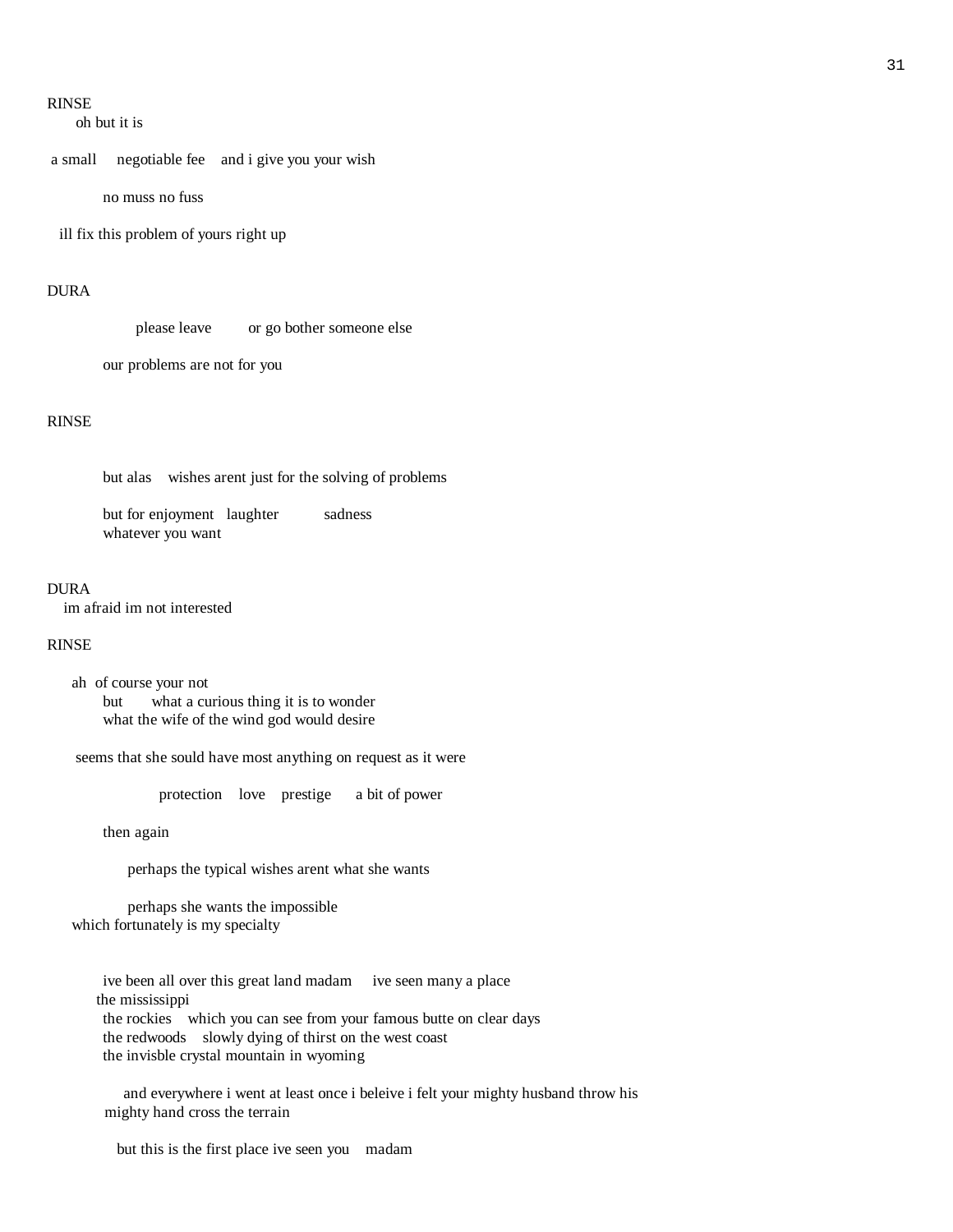RINSE
oh but it is

a small  negotiable fee  and i give you your wish

no muss no fuss

ill fix this problem of yours right up

DURA

please leave  or go bother someone else

our problems are not for you

RINSE

but alas  wishes arent just for the solving of problems

but for enjoyment  laughter  sadness
whatever you want

DURA
im afraid im not interested

RINSE

ah of course your not
but  what a curious thing it is to wonder
what the wife of the wind god would desire

seems that she sould have most anything on request as it were

protection  love  prestige  a bit of power

then again

perhaps the typical wishes arent what she wants

perhaps she wants the impossible
which fortunately is my specialty

ive been all over this great land madam  ive seen many a place
the mississippi
the rockies  which you can see from your famous butte on clear days
the redwoods  slowly dying of thirst on the west coast
the invisble crystal mountain in wyoming

and everywhere i went at least once i beleive i felt your mighty husband throw his
mighty hand cross the terrain

but this is the first place ive seen you  madam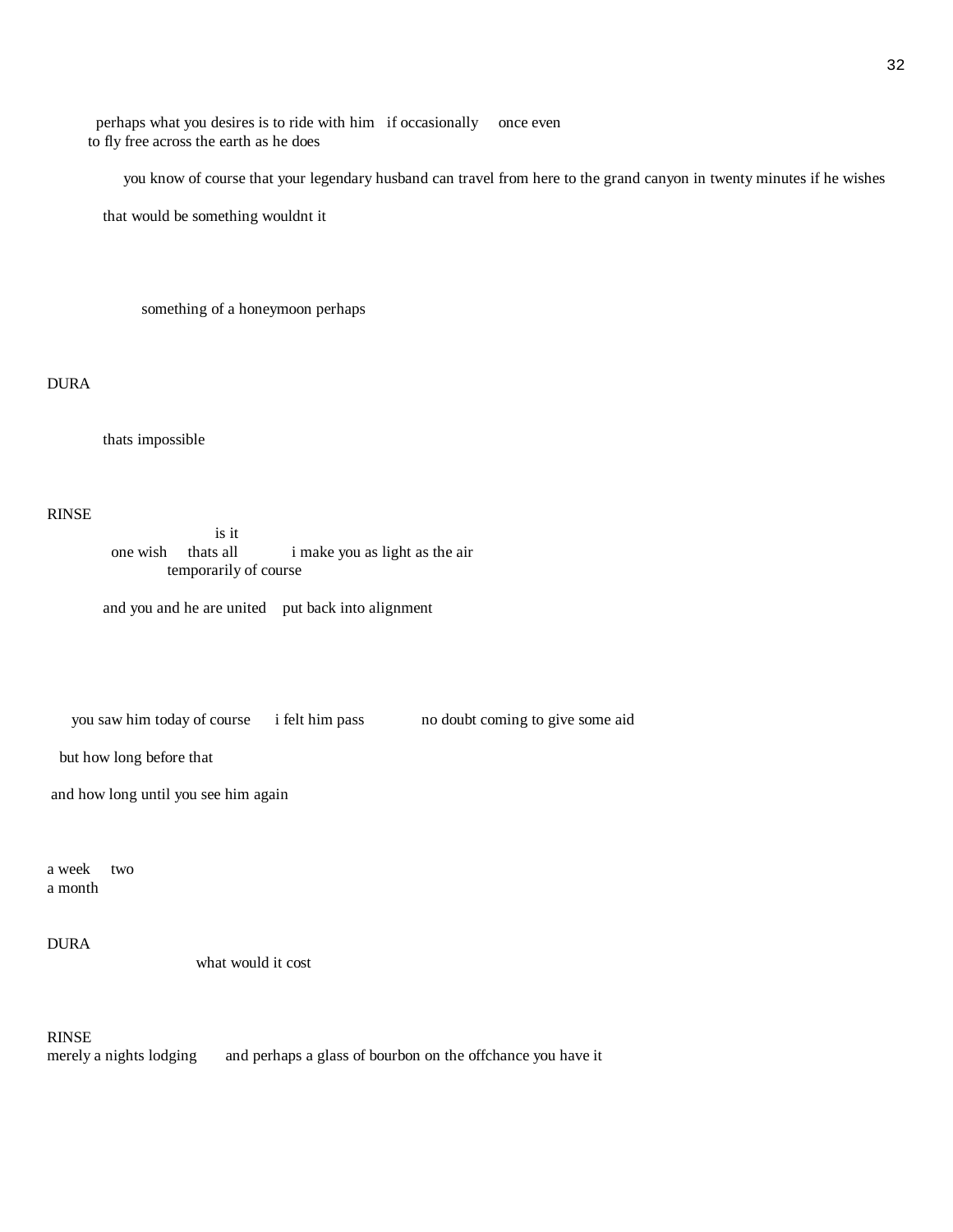perhaps what you desires is to ride with him   if occasionally     once even
to fly free across the earth as he does

you know of course that your legendary husband can travel from here to the grand canyon in twenty minutes if he wishes

that would be something wouldnt it

something of a honeymoon perhaps

DURA

thats impossible

RINSE

is it
one wish     thats all          i make you as light as the air
temporarily of course

and you and he are united    put back into alignment

you saw him today of course     i felt him pass          no doubt coming to give some aid

but how long before that

and how long until you see him again

a week     two
a month

DURA

what would it cost

RINSE

merely a nights lodging       and perhaps a glass of bourbon on the offchance you have it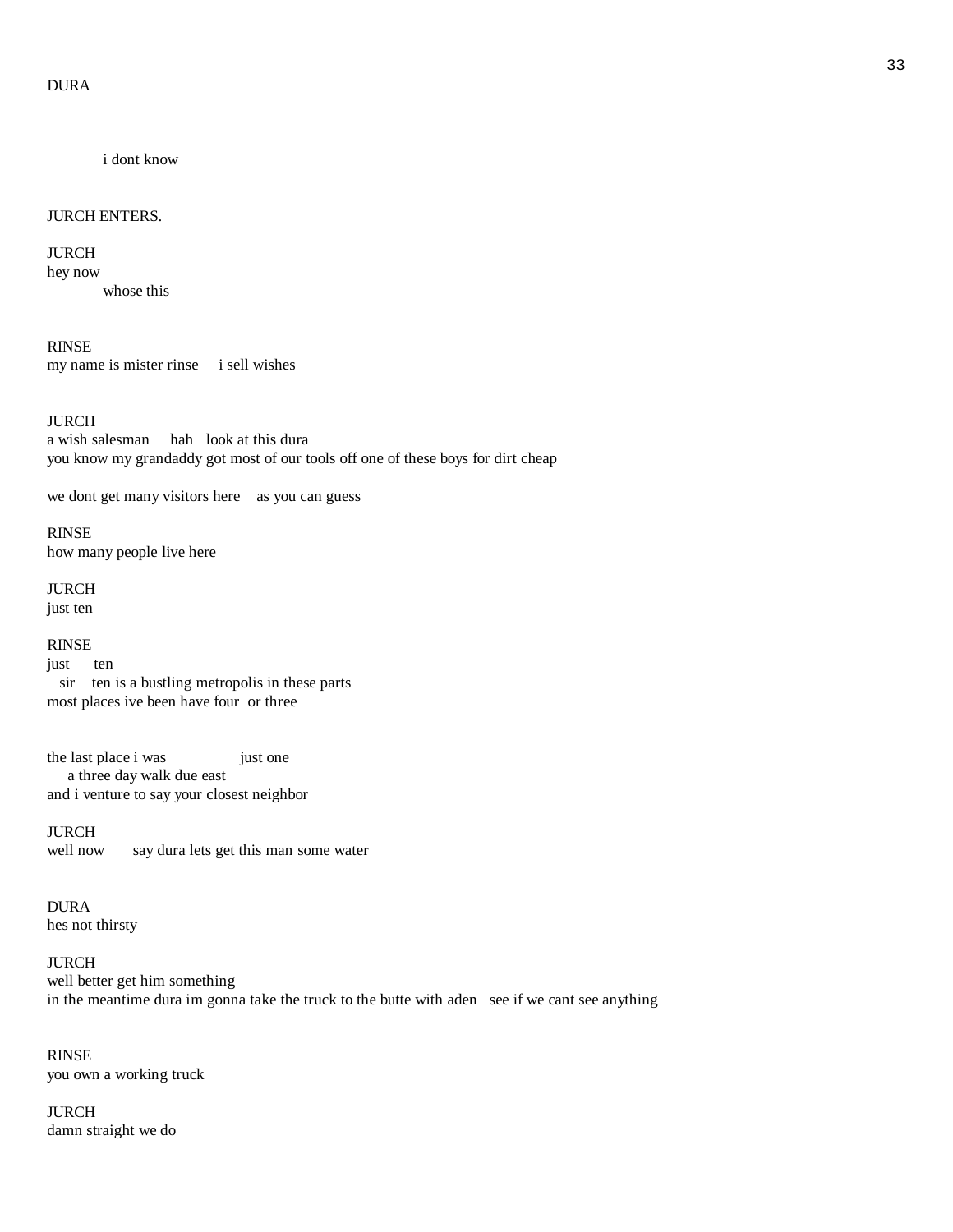DURA

i dont know

JURCH ENTERS.

JURCH
hey now
whose this

RINSE
my name is mister rinse     i sell wishes

JURCH
a wish salesman     hah   look at this dura
you know my grandaddy got most of our tools off one of these boys for dirt cheap

we dont get many visitors here    as you can guess

RINSE
how many people live here

JURCH
just ten

RINSE
just      ten
sir    ten is a bustling metropolis in these parts
most places ive been have four  or three

the last place i was                  just one
a three day walk due east
and i venture to say your closest neighbor

JURCH
well now       say dura lets get this man some water

DURA
hes not thirsty

JURCH
well better get him something
in the meantime dura im gonna take the truck to the butte with aden   see if we cant see anything

RINSE
you own a working truck

JURCH
damn straight we do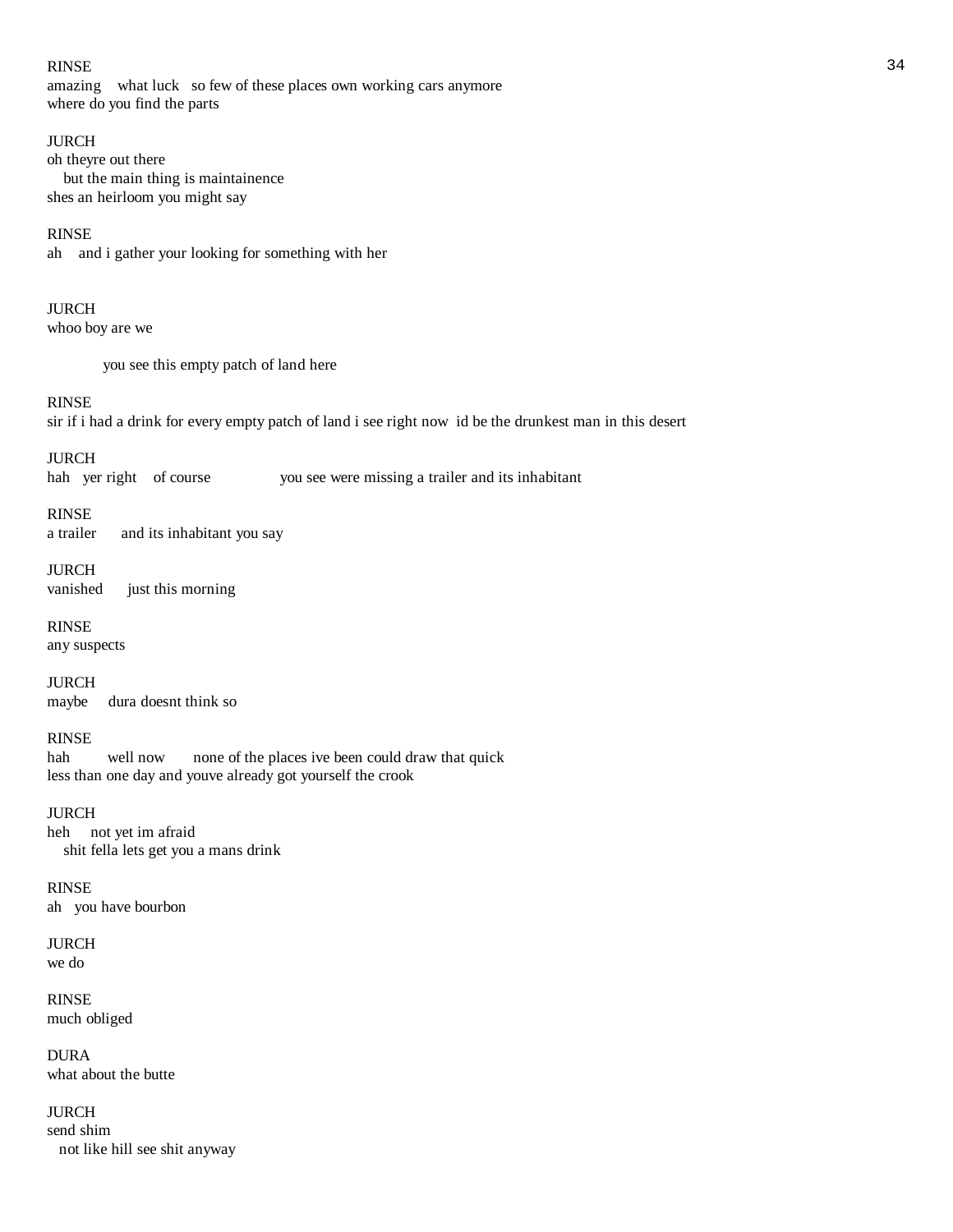RINSE
amazing    what luck   so few of these places own working cars anymore
where do you find the parts

JURCH
oh theyre out there
    but the main thing is maintainence
shes an heirloom you might say

RINSE
ah    and i gather your looking for something with her

JURCH
whoo boy are we

            you see this empty patch of land here

RINSE
sir if i had a drink for every empty patch of land i see right now  id be the drunkest man in this desert

JURCH
hah   yer right    of course              you see were missing a trailer and its inhabitant

RINSE
a trailer      and its inhabitant you say

JURCH
vanished      just this morning

RINSE
any suspects

JURCH
maybe     dura doesnt think so

RINSE
hah        well now       none of the places ive been could draw that quick
less than one day and youve already got yourself the crook

JURCH
heh     not yet im afraid
    shit fella lets get you a mans drink

RINSE
ah   you have bourbon

JURCH
we do

RINSE
much obliged

DURA
what about the butte

JURCH
send shim
   not like hill see shit anyway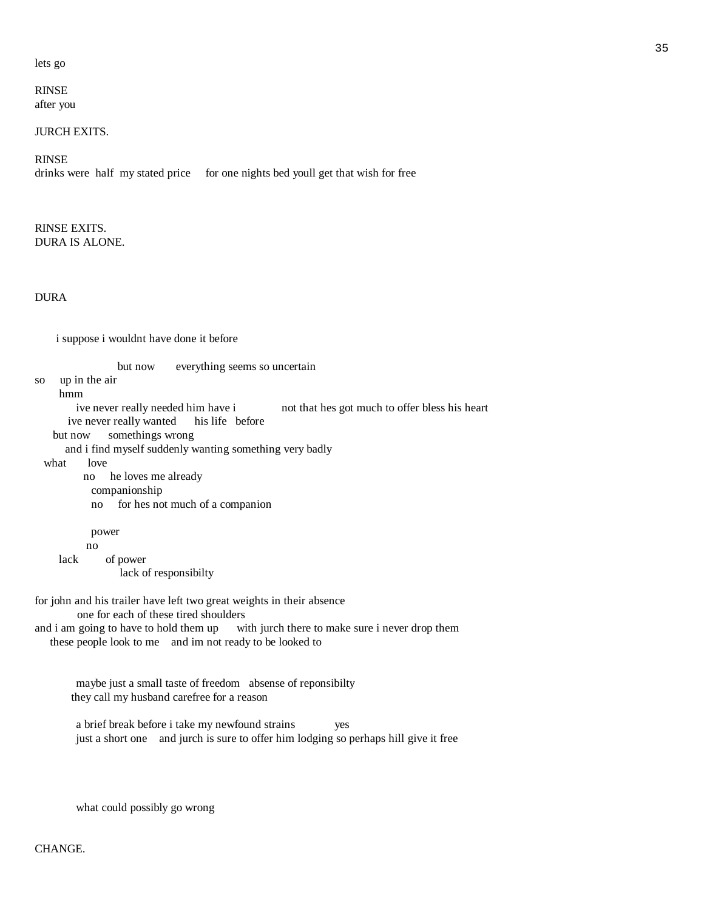lets go

RINSE
after you

JURCH EXITS.

RINSE
drinks were half my stated price for one nights bed youll get that wish for free

RINSE EXITS.
DURA IS ALONE.

DURA

i suppose i wouldnt have done it before

but now everything seems so uncertain
so up in the air
hmm
ive never really needed him have i not that hes got much to offer bless his heart
ive never really wanted his life before
but now somethings wrong
and i find myself suddenly wanting something very badly
what love
no he loves me already
companionship
no for hes not much of a companion

power
no
lack of power
lack of responsibilty

for john and his trailer have left two great weights in their absence
one for each of these tired shoulders
and i am going to have to hold them up with jurch there to make sure i never drop them
these people look to me and im not ready to be looked to

maybe just a small taste of freedom absense of reponsibilty
they call my husband carefree for a reason

a brief break before i take my newfound strains yes
just a short one and jurch is sure to offer him lodging so perhaps hill give it free

what could possibly go wrong

CHANGE.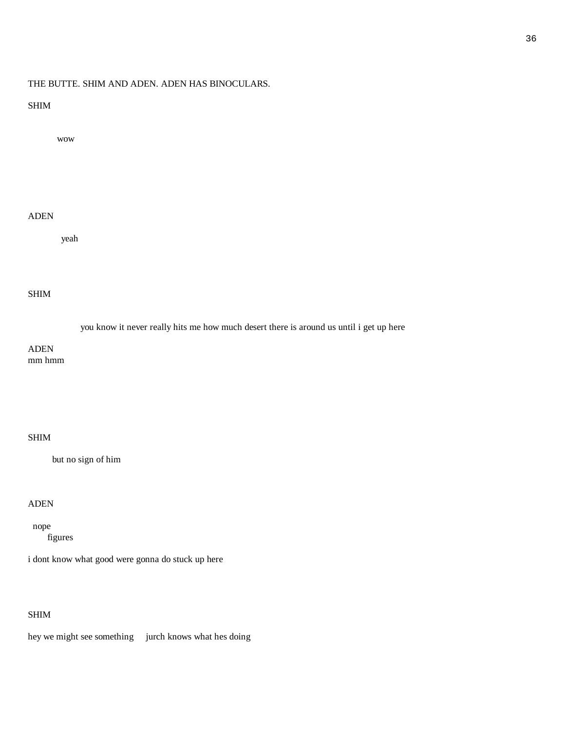THE BUTTE. SHIM AND ADEN. ADEN HAS BINOCULARS.

SHIM

wow

ADEN

yeah

SHIM

you know it never really hits me how much desert there is around us until i get up here

ADEN
mm hmm

SHIM

but no sign of him

ADEN

nope
figures

i dont know what good were gonna do stuck up here

SHIM

hey we might see something     jurch knows what hes doing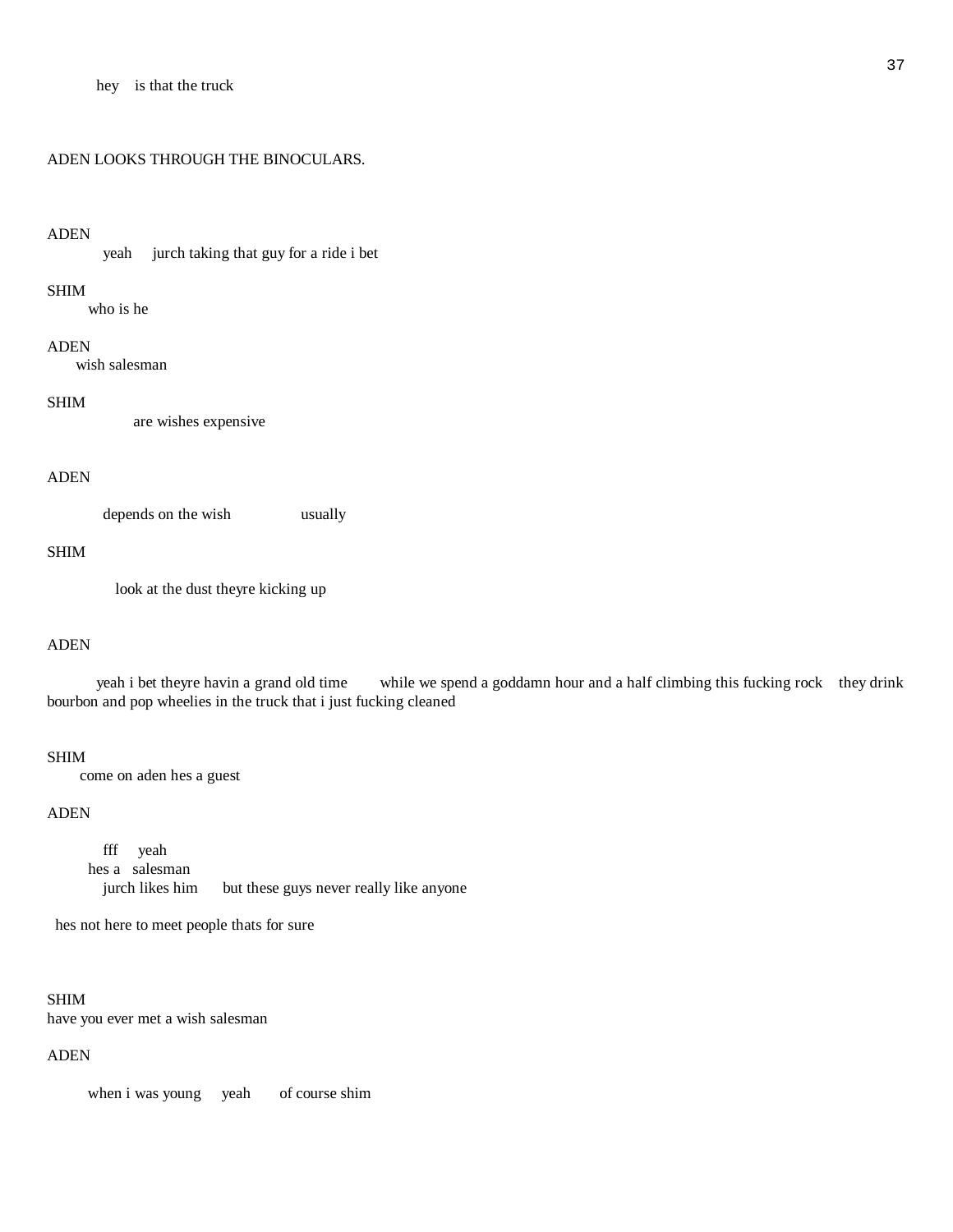hey    is that the truck

ADEN LOOKS THROUGH THE BINOCULARS.

ADEN

yeah    jurch taking that guy for a ride i bet

SHIM

who is he

ADEN

wish salesman

SHIM

are wishes expensive

ADEN

depends on the wish        usually

SHIM

look at the dust theyre kicking up

ADEN

yeah i bet theyre havin a grand old time      while we spend a goddamn hour and a half climbing this fucking rock    they drink bourbon and pop wheelies in the truck that i just fucking cleaned

SHIM

come on aden hes a guest

ADEN

fff    yeah
hes a   salesman
jurch likes him      but these guys never really like anyone

hes not here to meet people thats for sure

SHIM

have you ever met a wish salesman

ADEN

when i was young    yeah      of course shim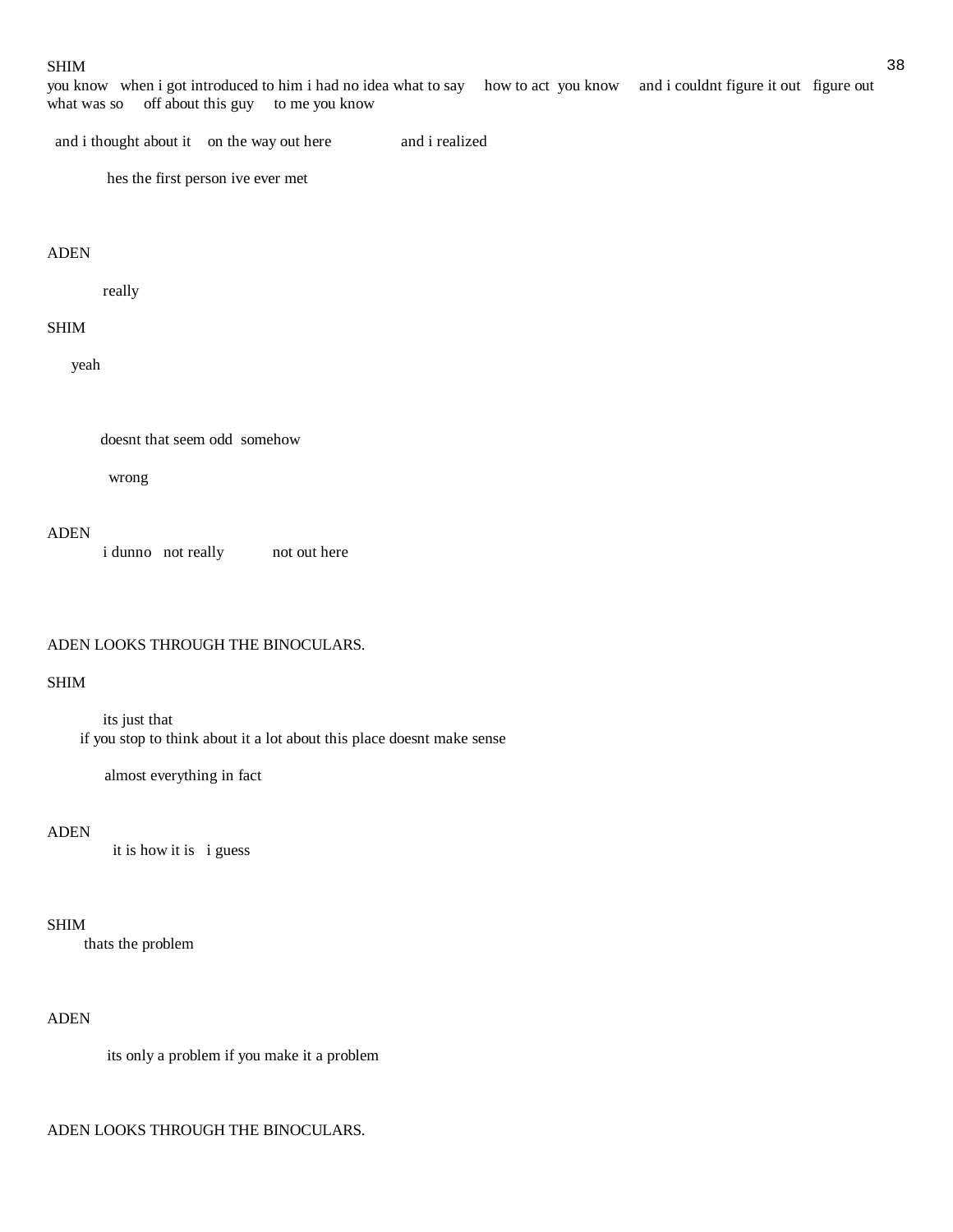SHIM
you know   when i got introduced to him i had no idea what to say     how to act  you know     and i couldnt figure it out   figure out what was so     off about this guy     to me you know

and i thought about it    on the way out here                and i realized

hes the first person ive ever met

ADEN

really

SHIM

yeah

doesnt that seem odd  somehow

wrong

ADEN
i dunno   not really           not out here

ADEN LOOKS THROUGH THE BINOCULARS.

SHIM

its just that
if you stop to think about it a lot about this place doesnt make sense

almost everything in fact

ADEN
it is how it is   i guess

SHIM
thats the problem

ADEN

its only a problem if you make it a problem

ADEN LOOKS THROUGH THE BINOCULARS.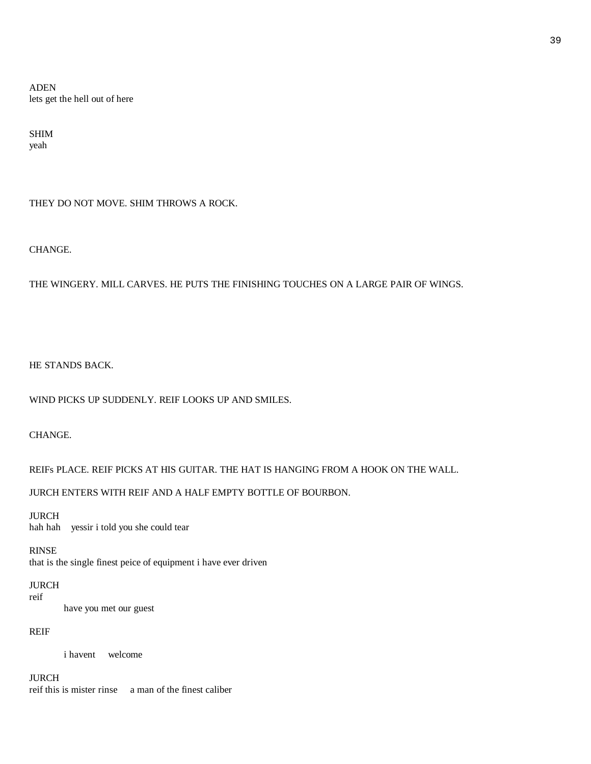ADEN
lets get the hell out of here

SHIM
yeah

THEY DO NOT MOVE. SHIM THROWS A ROCK.

CHANGE.

THE WINGERY. MILL CARVES. HE PUTS THE FINISHING TOUCHES ON A LARGE PAIR OF WINGS.

HE STANDS BACK.

WIND PICKS UP SUDDENLY. REIF LOOKS UP AND SMILES.

CHANGE.

REIFs PLACE. REIF PICKS AT HIS GUITAR. THE HAT IS HANGING FROM A HOOK ON THE WALL.

JURCH ENTERS WITH REIF AND A HALF EMPTY BOTTLE OF BOURBON.

JURCH
hah hah    yessir i told you she could tear

RINSE
that is the single finest peice of equipment i have ever driven

JURCH
reif
    have you met our guest

REIF

    i havent    welcome

JURCH
reif this is mister rinse    a man of the finest caliber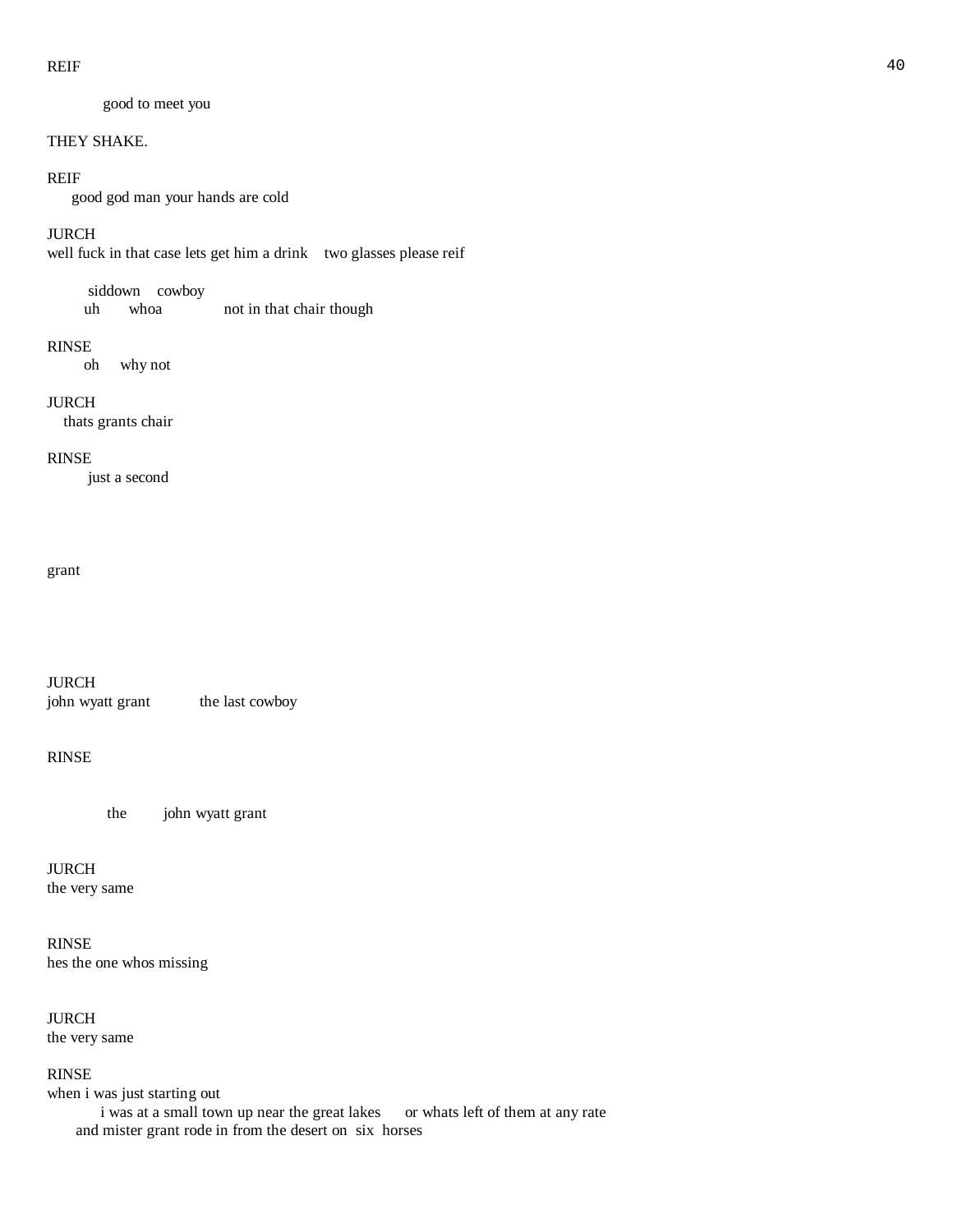REIF

good to meet you

THEY SHAKE.

REIF

good god man your hands are cold

JURCH

well fuck in that case lets get him a drink    two glasses please reif

siddown    cowboy
uh       whoa              not in that chair though

RINSE

oh     why not

JURCH

thats grants chair

RINSE

just a second

grant

JURCH

john wyatt grant            the last cowboy

RINSE

the         john wyatt grant

JURCH

the very same

RINSE

hes the one whos missing

JURCH

the very same

RINSE

when i was just starting out
i was at a small town up near the great lakes      or whats left of them at any rate
and mister grant rode in from the desert on  six  horses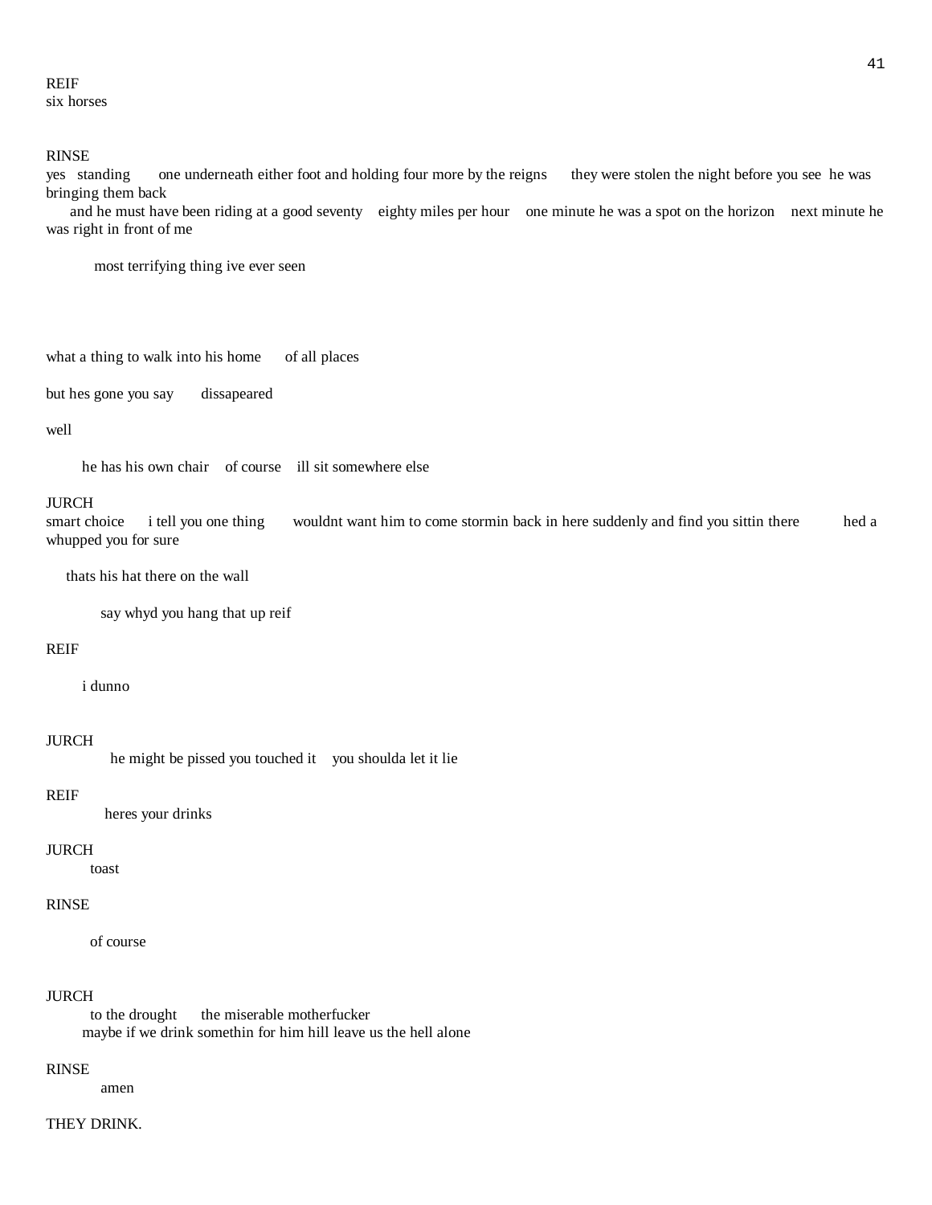REIF
six horses

RINSE
yes standing one underneath either foot and holding four more by the reigns they were stolen the night before you see he was bringing them back
and he must have been riding at a good seventy eighty miles per hour one minute he was a spot on the horizon next minute he was right in front of me

most terrifying thing ive ever seen

what a thing to walk into his home of all places

but hes gone you say dissapeared

well

he has his own chair of course ill sit somewhere else

JURCH
smart choice i tell you one thing wouldnt want him to come stormin back in here suddenly and find you sittin there hed a whupped you for sure

thats his hat there on the wall

say whyd you hang that up reif

REIF

i dunno

JURCH
he might be pissed you touched it you shoulda let it lie

REIF
heres your drinks

JURCH
toast

RINSE

of course

JURCH
to the drought the miserable motherfucker
maybe if we drink somethin for him hill leave us the hell alone

RINSE
amen

THEY DRINK.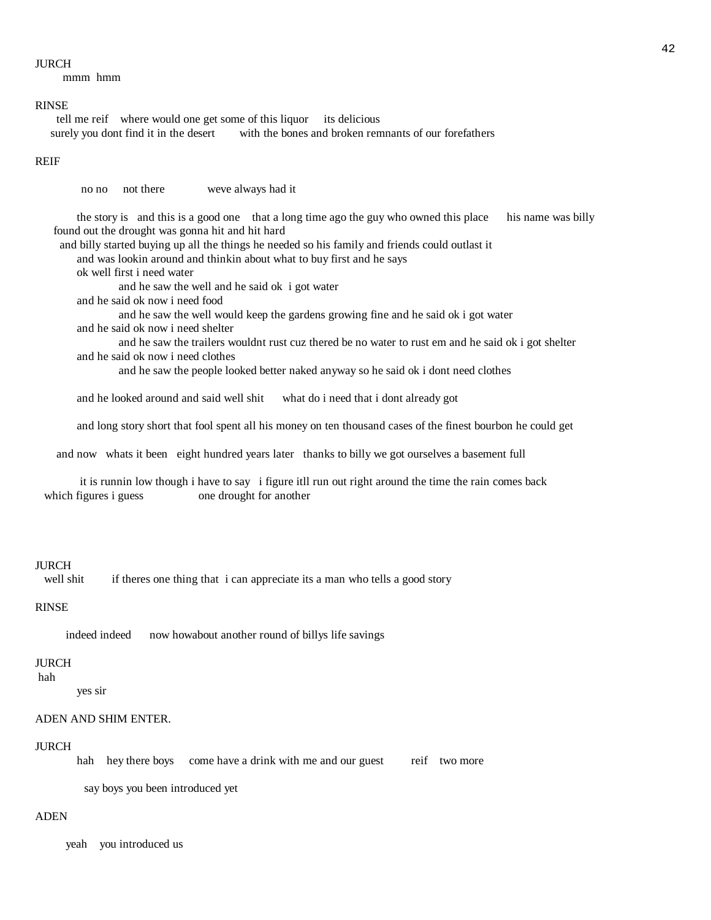JURCH
mmm hmm

RINSE
tell me reif where would one get some of this liquor its delicious
surely you dont find it in the desert with the bones and broken remnants of our forefathers

REIF

no no not there weve always had it

the story is and this is a good one that a long time ago the guy who owned this place his name was billy
found out the drought was gonna hit and hit hard
and billy started buying up all the things he needed so his family and friends could outlast it
and was lookin around and thinkin about what to buy first and he says
ok well first i need water
and he saw the well and he said ok i got water
and he said ok now i need food
and he saw the well would keep the gardens growing fine and he said ok i got water
and he said ok now i need shelter
and he saw the trailers wouldnt rust cuz thered be no water to rust em and he said ok i got shelter
and he said ok now i need clothes
and he saw the people looked better naked anyway so he said ok i dont need clothes

and he looked around and said well shit what do i need that i dont already got

and long story short that fool spent all his money on ten thousand cases of the finest bourbon he could get

and now whats it been eight hundred years later thanks to billy we got ourselves a basement full

it is runnin low though i have to say i figure itll run out right around the time the rain comes back
which figures i guess one drought for another

JURCH
well shit if theres one thing that i can appreciate its a man who tells a good story

RINSE

indeed indeed now howabout another round of billys life savings

JURCH
hah
yes sir

ADEN AND SHIM ENTER.

JURCH
hah hey there boys come have a drink with me and our guest reif two more

say boys you been introduced yet

ADEN

yeah you introduced us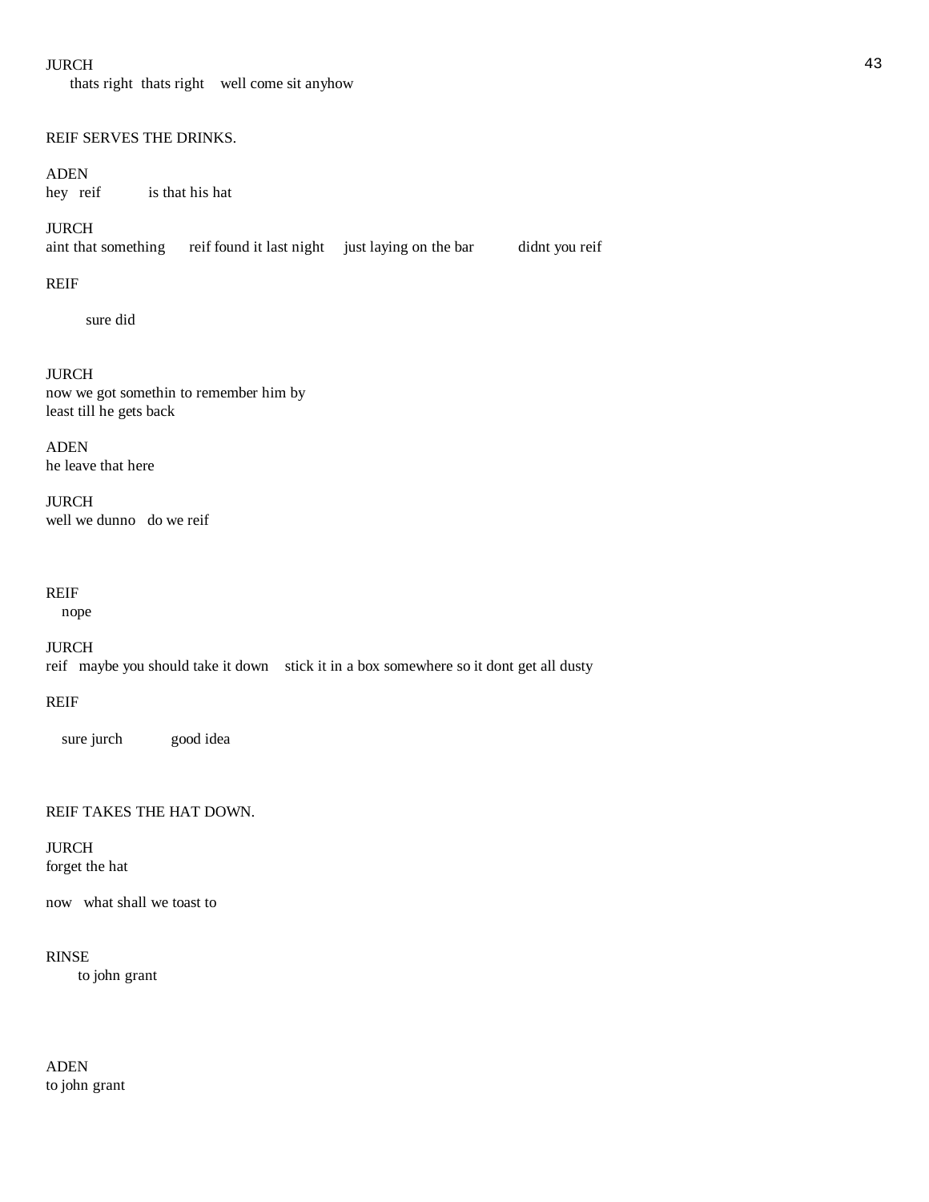JURCH
thats right  thats right    well come sit anyhow

REIF SERVES THE DRINKS.

ADEN
hey  reif          is that his hat

JURCH
aint that something      reif found it last night     just laying on the bar          didnt you reif

REIF
sure did

JURCH
now we got somethin to remember him by
least till he gets back

ADEN
he leave that here

JURCH
well we dunno   do we reif

REIF
nope

JURCH
reif   maybe you should take it down    stick it in a box somewhere so it dont get all dusty

REIF
sure jurch            good idea

REIF TAKES THE HAT DOWN.

JURCH
forget the hat

now   what shall we toast to

RINSE
to john grant

ADEN
to john grant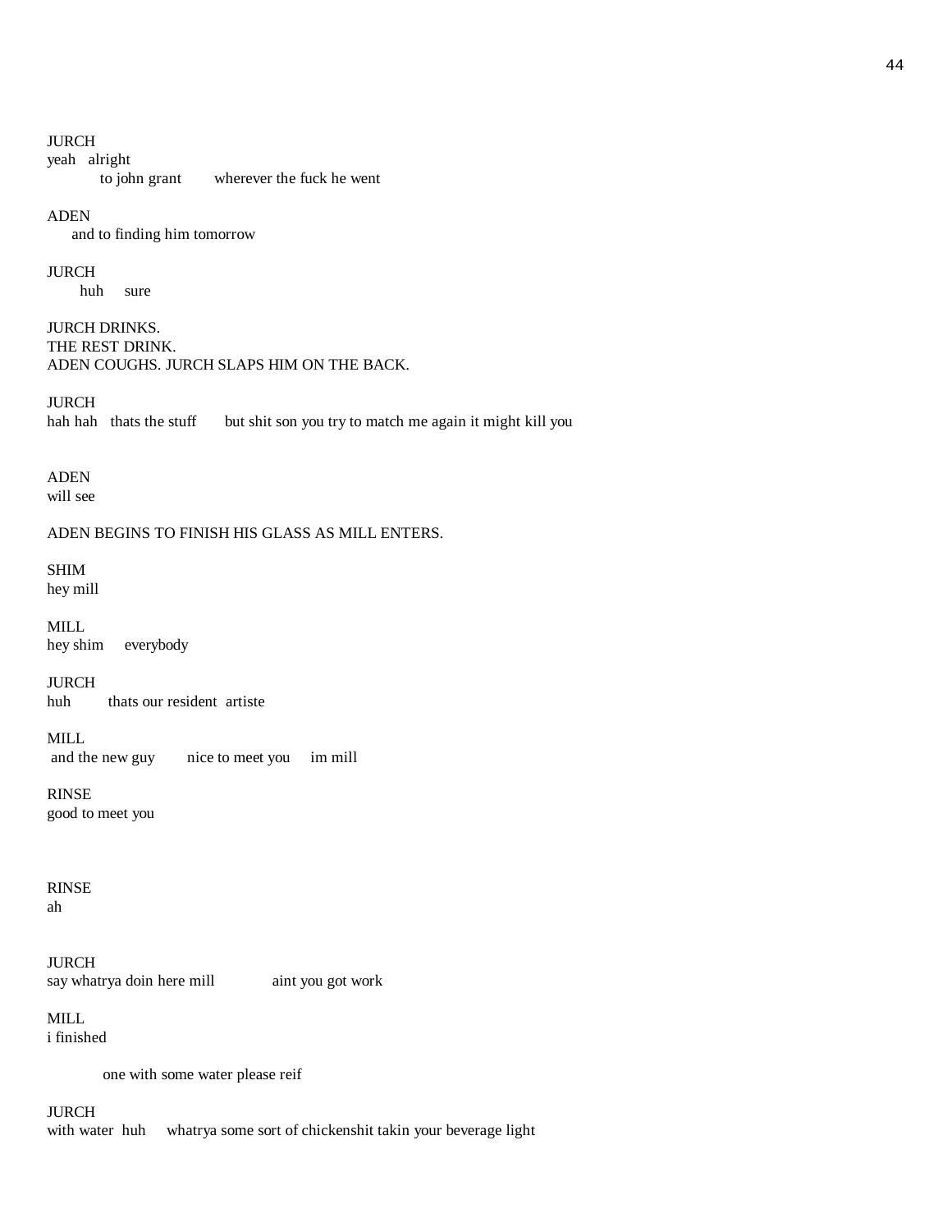JURCH
yeah   alright
           to john grant        wherever the fuck he went

ADEN
     and to finding him tomorrow

JURCH
       huh     sure

JURCH DRINKS.
THE REST DRINK.
ADEN COUGHS. JURCH SLAPS HIM ON THE BACK.

JURCH
hah hah   thats the stuff      but shit son you try to match me again it might kill you

ADEN
will see

ADEN BEGINS TO FINISH HIS GLASS AS MILL ENTERS.

SHIM
hey mill

MILL
hey shim     everybody

JURCH
huh         thats our resident  artiste

MILL
 and the new guy        nice to meet you     im mill

RINSE
good to meet you

RINSE
ah

JURCH
say whatrya doin here mill            aint you got work

MILL
i finished

           one with some water please reif

JURCH
with water  huh     whatrya some sort of chickenshit takin your beverage light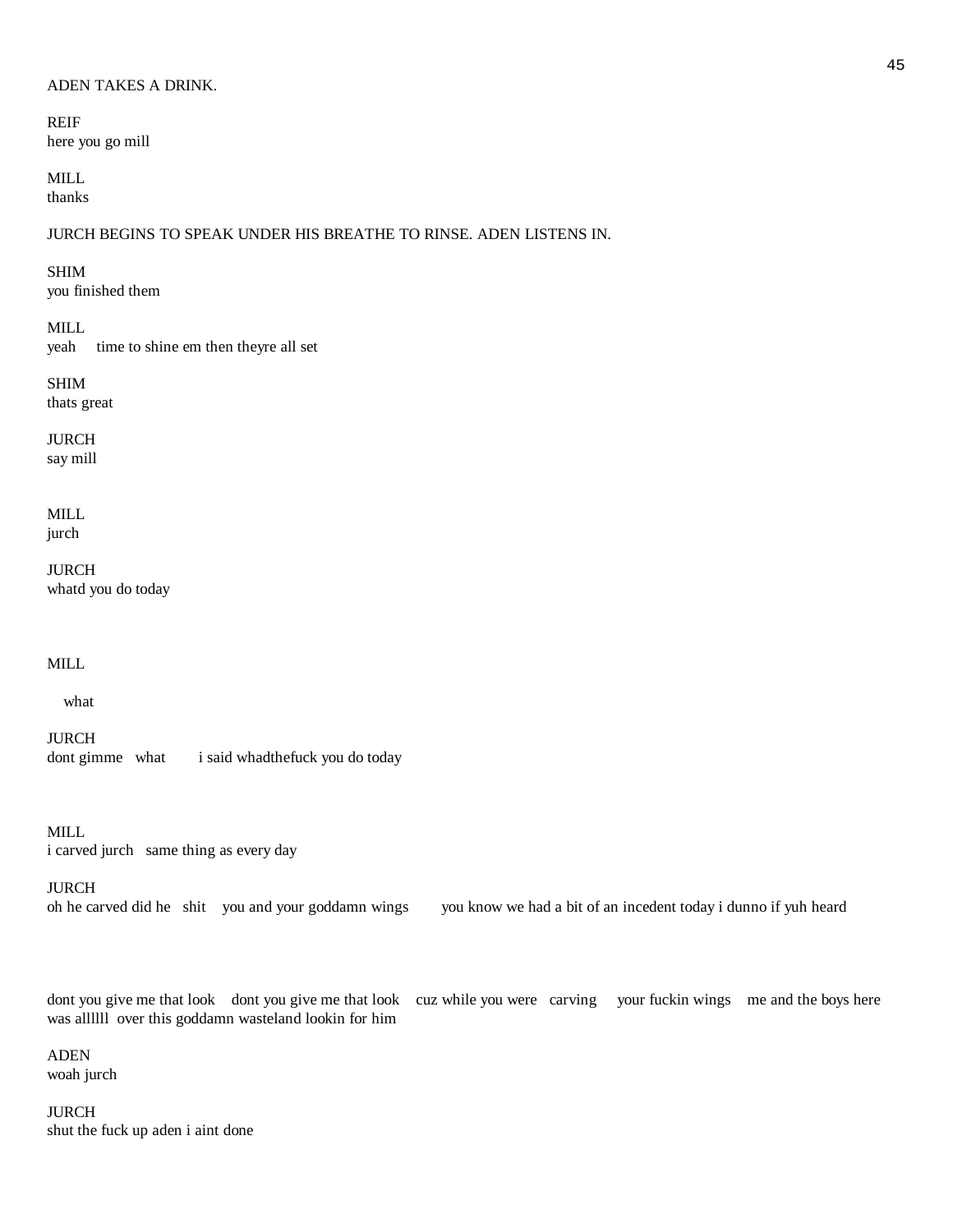ADEN TAKES A DRINK.

REIF
here you go mill

MILL
thanks

JURCH BEGINS TO SPEAK UNDER HIS BREATHE TO RINSE. ADEN LISTENS IN.

SHIM
you finished them

MILL
yeah     time to shine em then theyre all set

SHIM
thats great

JURCH
say mill

MILL
jurch

JURCH
whatd you do today

MILL

what

JURCH
dont gimme   what        i said whadthefuck you do today

MILL
i carved jurch   same thing as every day

JURCH
oh he carved did he   shit    you and your goddamn wings        you know we had a bit of an incedent today i dunno if yuh heard

dont you give me that look    dont you give me that look    cuz while you were   carving     your fuckin wings    me and the boys here was allllll  over this goddamn wasteland lookin for him

ADEN
woah jurch

JURCH
shut the fuck up aden i aint done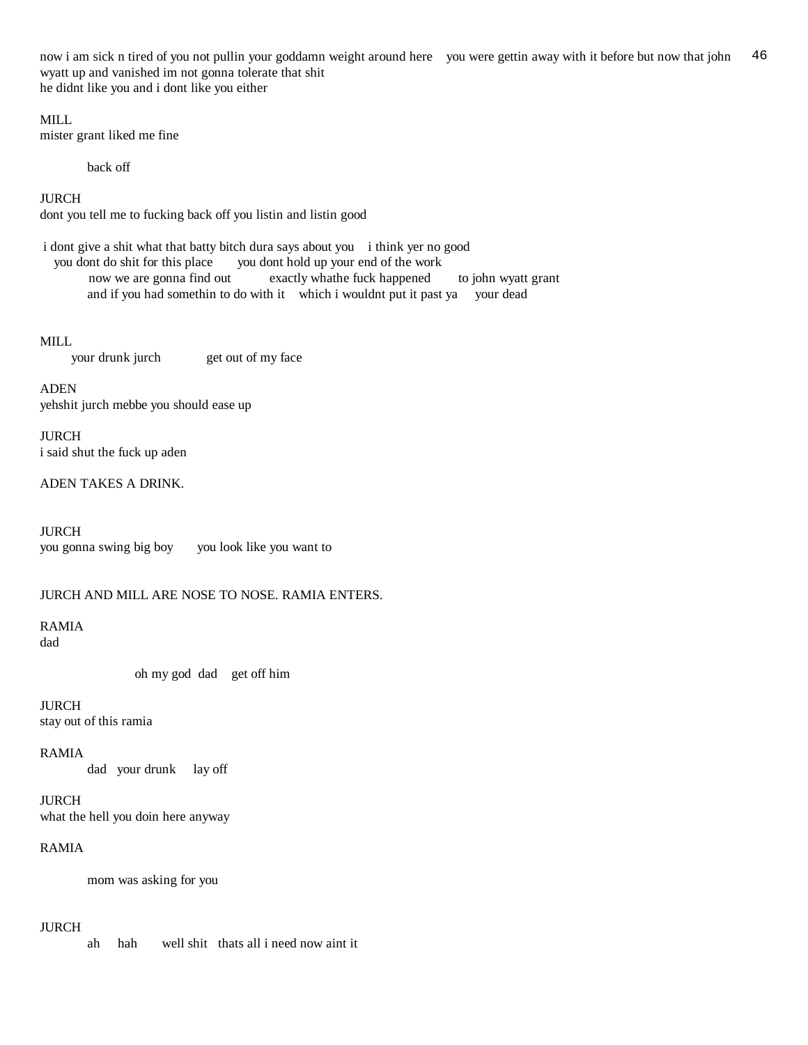now i am sick n tired of you not pullin your goddamn weight around here you were gettin away with it before but now that john wyatt up and vanished im not gonna tolerate that shit
he didnt like you and i dont like you either

MILL
mister grant liked me fine

back off

JURCH
dont you tell me to fucking back off you listin and listin good

i dont give a shit what that batty bitch dura says about you i think yer no good
you dont do shit for this place you dont hold up your end of the work
now we are gonna find out exactly whathe fuck happened to john wyatt grant
and if you had somethin to do with it which i wouldnt put it past ya your dead

MILL
your drunk jurch get out of my face

ADEN
yehshit jurch mebbe you should ease up

JURCH
i said shut the fuck up aden

ADEN TAKES A DRINK.

JURCH
you gonna swing big boy you look like you want to

JURCH AND MILL ARE NOSE TO NOSE. RAMIA ENTERS.

RAMIA
dad

oh my god dad get off him

JURCH
stay out of this ramia

RAMIA
dad your drunk lay off

JURCH
what the hell you doin here anyway

RAMIA

mom was asking for you

JURCH
ah hah well shit thats all i need now aint it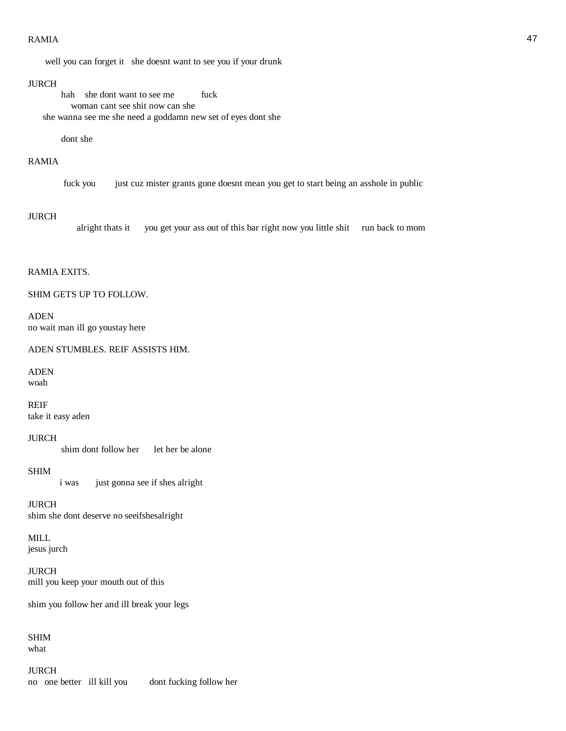RAMIA

well you can forget it   she doesnt want to see you if your drunk

JURCH

hah    she dont want to see me          fuck
woman cant see shit now can she
she wanna see me she need a goddamn new set of eyes dont she

dont she

RAMIA

fuck you        just cuz mister grants gone doesnt mean you get to start being an asshole in public

JURCH

alright thats it      you get your ass out of this bar right now you little shit     run back to mom

RAMIA EXITS.

SHIM GETS UP TO FOLLOW.

ADEN
no wait man ill go youstay here

ADEN STUMBLES. REIF ASSISTS HIM.

ADEN
woah

REIF
take it easy aden

JURCH
shim dont follow her      let her be alone

SHIM
i was       just gonna see if shes alright

JURCH
shim she dont deserve no seeifshesalright

MILL
jesus jurch

JURCH
mill you keep your mouth out of this

shim you follow her and ill break your legs

SHIM
what

JURCH
no   one better   ill kill you        dont fucking follow her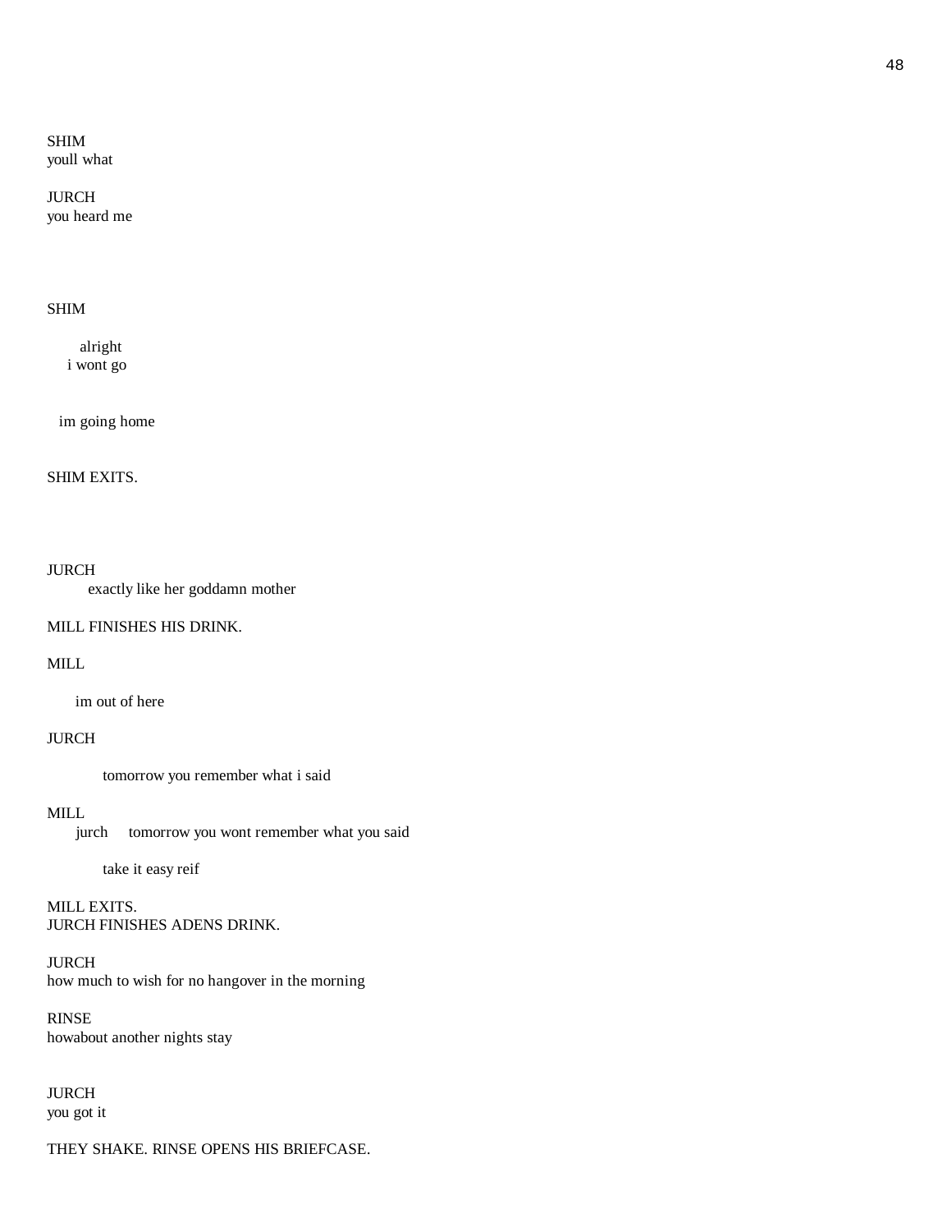SHIM
youll what

JURCH
you heard me

SHIM

alright
i wont go

im going home

SHIM EXITS.

JURCH
exactly like her goddamn mother

MILL FINISHES HIS DRINK.

MILL

im out of here

JURCH

tomorrow you remember what i said

MILL
jurch tomorrow you wont remember what you said

take it easy reif

MILL EXITS.
JURCH FINISHES ADENS DRINK.

JURCH
how much to wish for no hangover in the morning

RINSE
howabout another nights stay

JURCH
you got it

THEY SHAKE. RINSE OPENS HIS BRIEFCASE.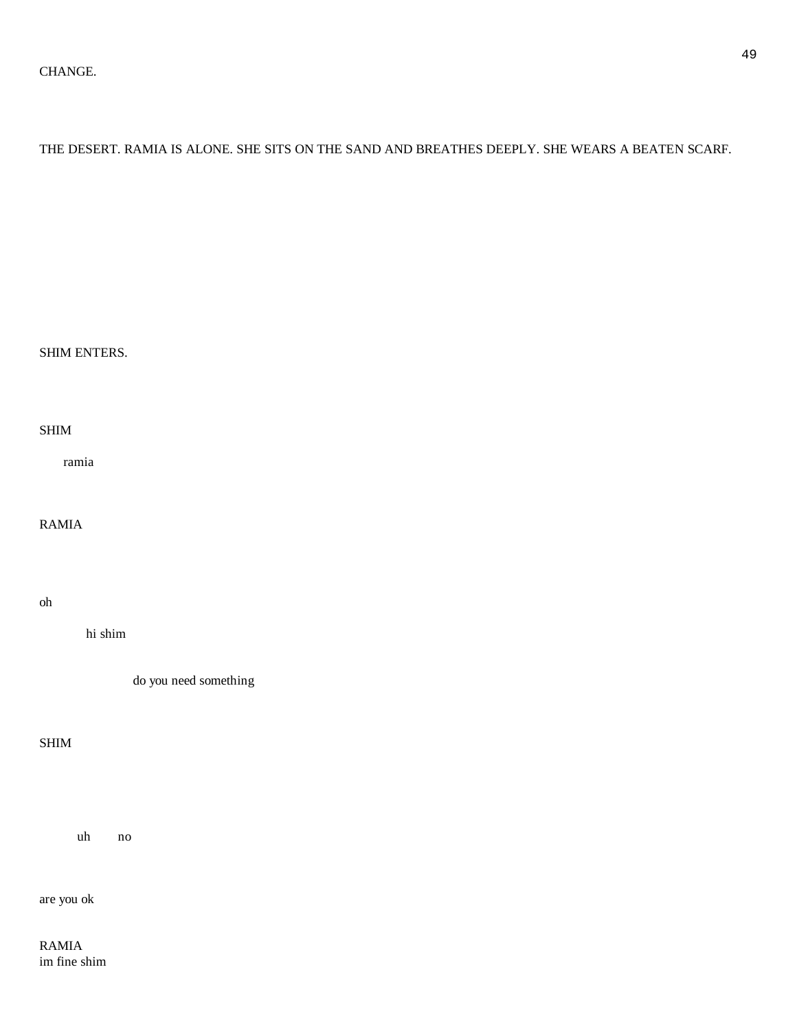CHANGE.

THE DESERT. RAMIA IS ALONE. SHE SITS ON THE SAND AND BREATHES DEEPLY. SHE WEARS A BEATEN SCARF.

SHIM ENTERS.

SHIM

ramia

RAMIA

oh

hi shim

do you need something

SHIM

uh no

are you ok

RAMIA
im fine shim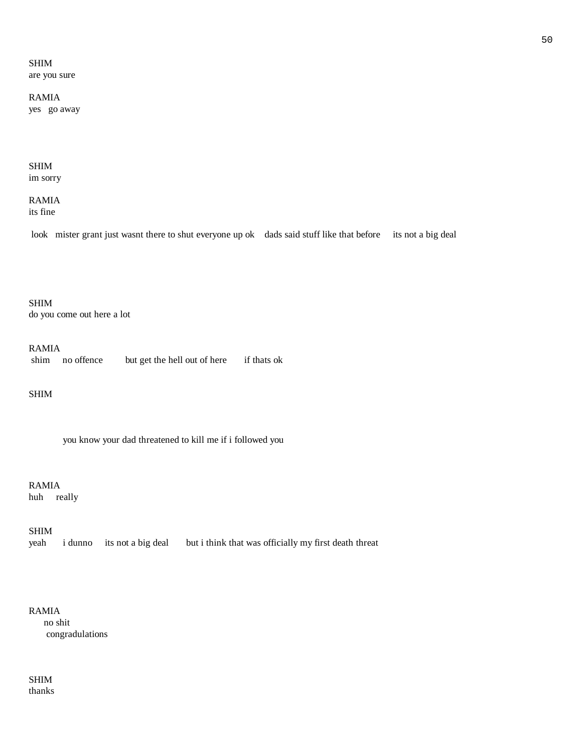SHIM
are you sure

RAMIA
yes   go away

SHIM
im sorry

RAMIA
its fine

look   mister grant just wasnt there to shut everyone up ok    dads said stuff like that before     its not a big deal

SHIM
do you come out here a lot

RAMIA
shim     no offence        but get the hell out of here       if thats ok

SHIM

you know your dad threatened to kill me if i followed you

RAMIA
huh     really

SHIM
yeah       i dunno     its not a big deal       but i think that was officially my first death threat

RAMIA
no shit
congradulations

SHIM
thanks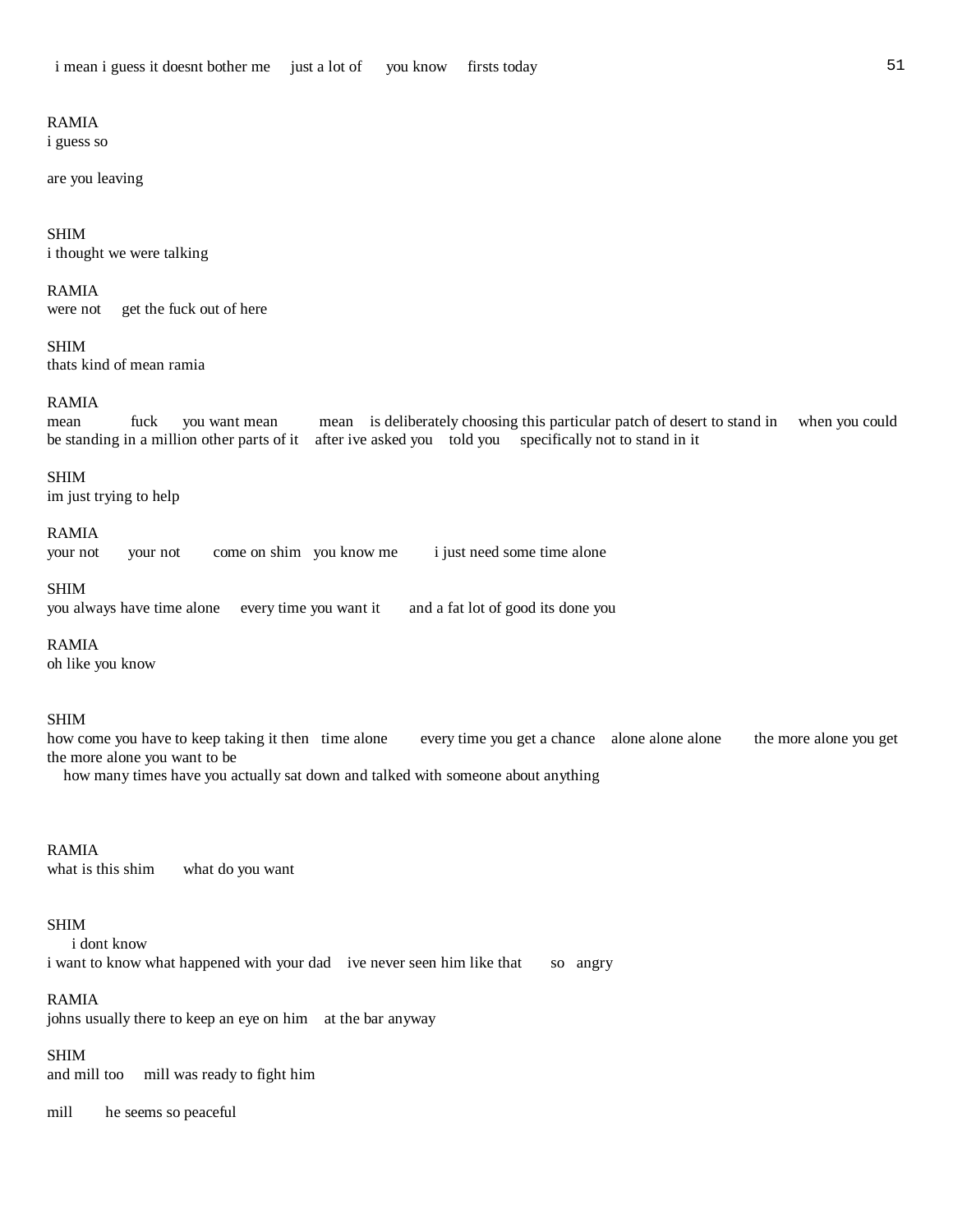i mean i guess it doesnt bother me     just a lot of     you know     firsts today

RAMIA
i guess so

are you leaving

SHIM
i thought we were talking

RAMIA
were not     get the fuck out of here

SHIM
thats kind of mean ramia

RAMIA
mean          fuck     you want mean          mean    is deliberately choosing this particular patch of desert to stand in     when you could be standing in a million other parts of it    after ive asked you    told you     specifically not to stand in it

SHIM
im just trying to help

RAMIA
your not      your not       come on shim   you know me        i just need some time alone

SHIM
you always have time alone     every time you want it       and a fat lot of good its done you

RAMIA
oh like you know

SHIM
how come you have to keep taking it then   time alone        every time you get a chance    alone alone alone        the more alone you get the more alone you want to be
    how many times have you actually sat down and talked with someone about anything

RAMIA
what is this shim       what do you want

SHIM
    i dont know
i want to know what happened with your dad    ive never seen him like that       so   angry

RAMIA
johns usually there to keep an eye on him    at the bar anyway

SHIM
and mill too     mill was ready to fight him

mill       he seems so peaceful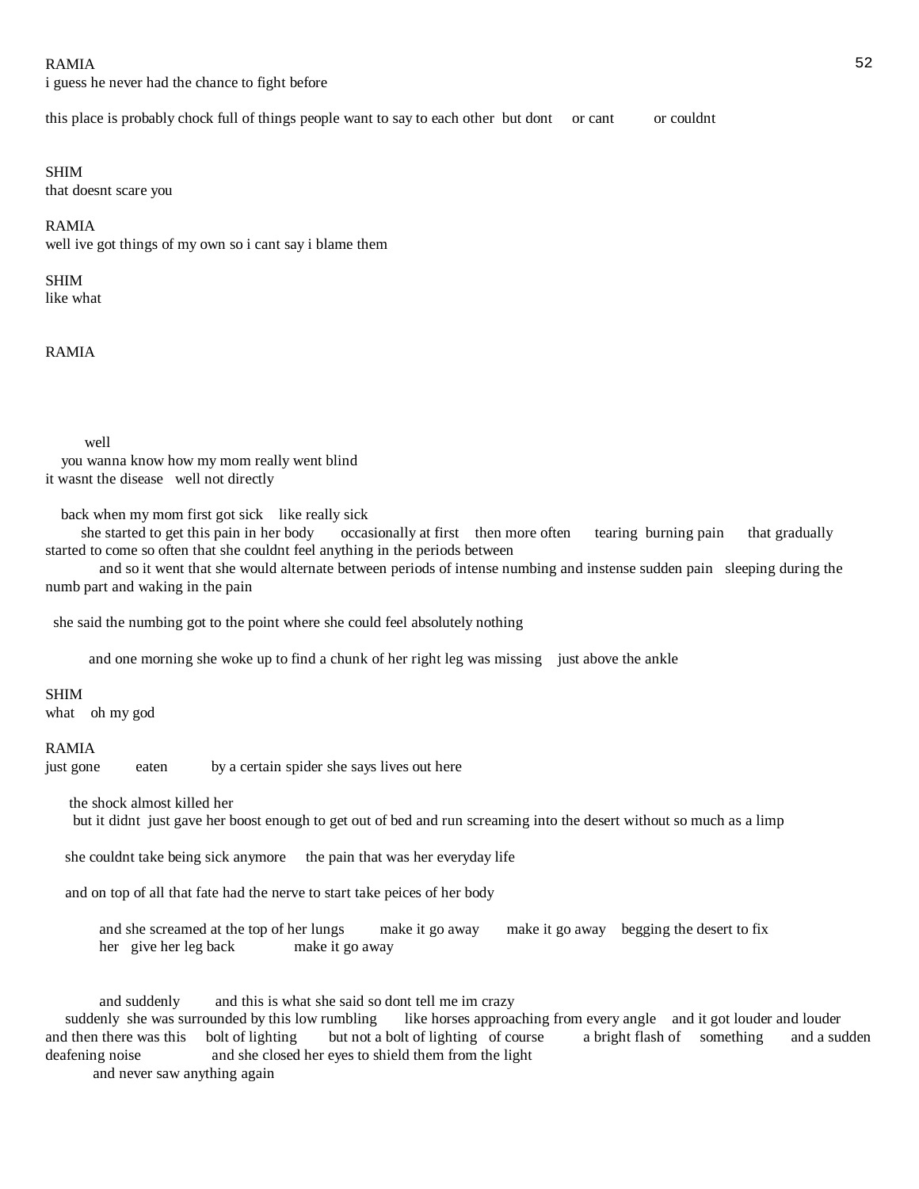RAMIA
i guess he never had the chance to fight before

this place is probably chock full of things people want to say to each other  but dont     or cant          or couldnt

SHIM
that doesnt scare you

RAMIA
well ive got things of my own so i cant say i blame them

SHIM
like what

RAMIA

well
you wanna know how my mom really went blind
it wasnt the disease   well not directly

back when my mom first got sick    like really sick
she started to get this pain in her body       occasionally at first    then more often      tearing  burning pain      that gradually started to come so often that she couldnt feel anything in the periods between
and so it went that she would alternate between periods of intense numbing and instense sudden pain   sleeping during the numb part and waking in the pain

she said the numbing got to the point where she could feel absolutely nothing

and one morning she woke up to find a chunk of her right leg was missing    just above the ankle

SHIM
what    oh my god

RAMIA
just gone         eaten           by a certain spider she says lives out here

the shock almost killed her
but it didnt  just gave her boost enough to get out of bed and run screaming into the desert without so much as a limp

she couldnt take being sick anymore     the pain that was her everyday life

and on top of all that fate had the nerve to start take peices of her body

and she screamed at the top of her lungs         make it go away       make it go away    begging the desert to fix her   give her leg back              make it go away

and suddenly         and this is what she said so dont tell me im crazy
suddenly  she was surrounded by this low rumbling       like horses approaching from every angle    and it got louder and louder and then there was this     bolt of lighting        but not a bolt of lighting  of course          a bright flash of     something        and a sudden deafening noise                 and she closed her eyes to shield them from the light
and never saw anything again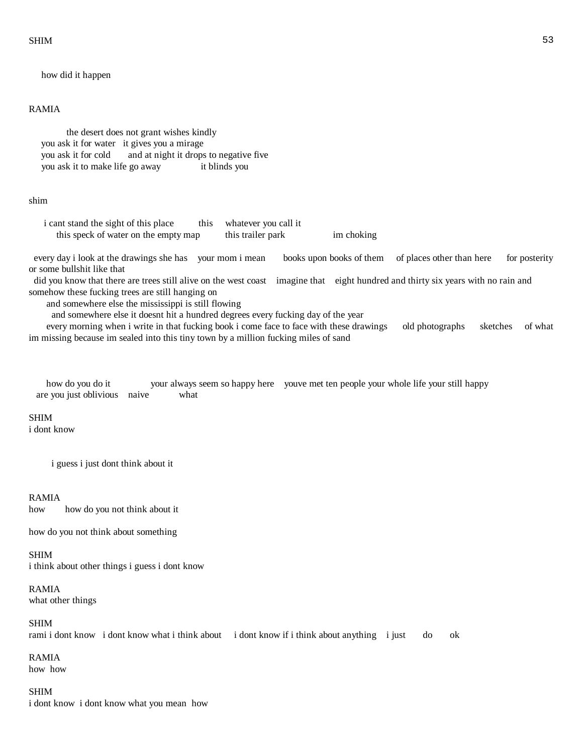SHIM

how did it happen

RAMIA

the desert does not grant wishes kindly
you ask it for water   it gives you a mirage
you ask it for cold   and at night it drops to negative five
you ask it to make life go away   it blinds you

shim

i cant stand the sight of this place   this   whatever you call it
this speck of water on the empty map   this trailer park   im choking

every day i look at the drawings she has   your mom i mean   books upon books of them   of places other than here   for posterity or some bullshit like that
did you know that there are trees still alive on the west coast   imagine that   eight hundred and thirty six years with no rain and somehow these fucking trees are still hanging on
and somewhere else the mississippi is still flowing
and somewhere else it doesnt hit a hundred degrees every fucking day of the year
every morning when i write in that fucking book i come face to face with these drawings   old photographs   sketches   of what im missing because im sealed into this tiny town by a million fucking miles of sand

how do you do it   your always seem so happy here   youve met ten people your whole life your still happy
are you just oblivious   naive   what

SHIM
i dont know

i guess i just dont think about it

RAMIA
how   how do you not think about it

how do you not think about something

SHIM
i think about other things i guess i dont know

RAMIA
what other things

SHIM
rami i dont know   i dont know what i think about   i dont know if i think about anything   i just   do   ok

RAMIA
how  how

SHIM
i dont know  i dont know what you mean  how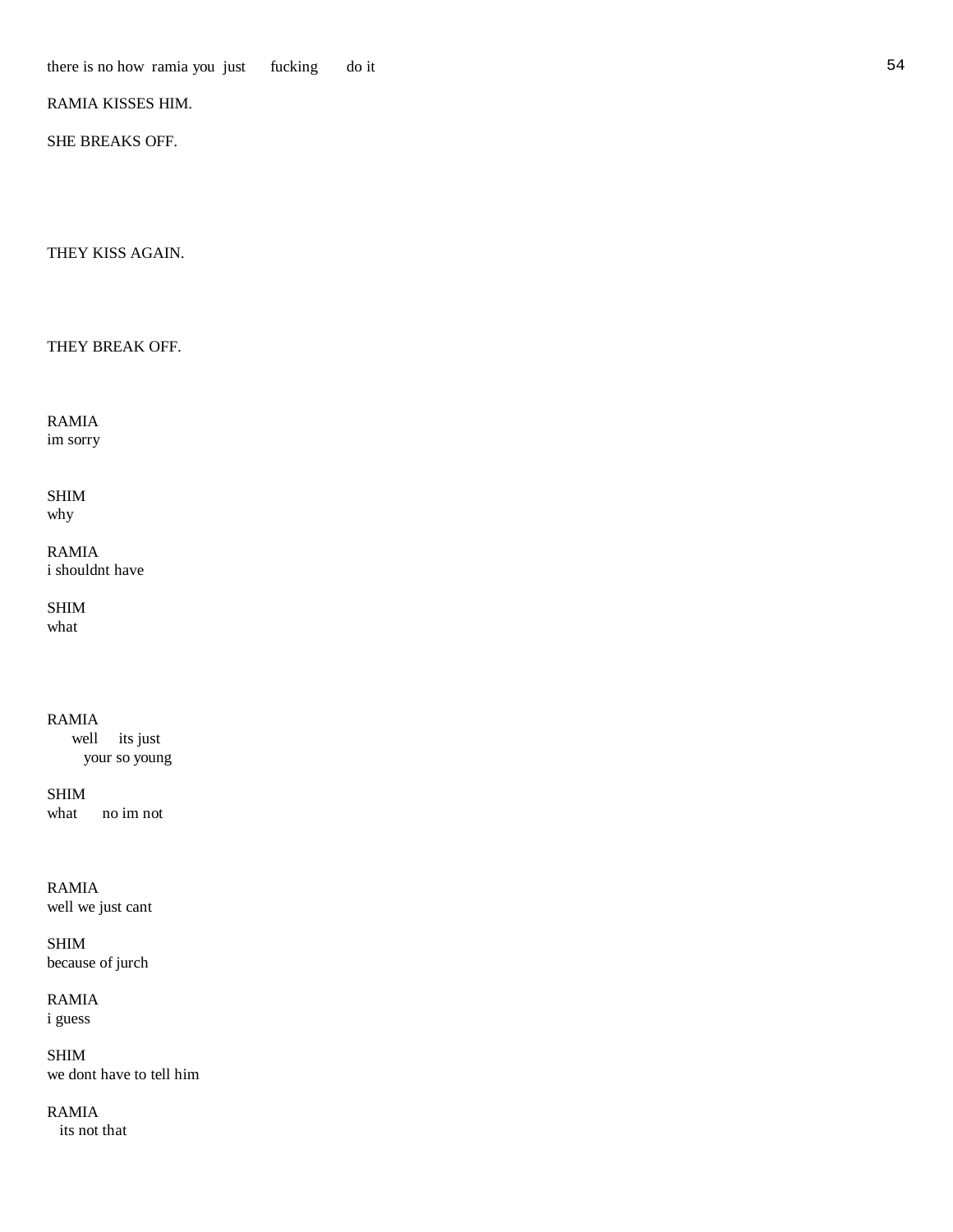there is no how ramia you just fucking do it

RAMIA KISSES HIM.

SHE BREAKS OFF.

THEY KISS AGAIN.

THEY BREAK OFF.

RAMIA
im sorry

SHIM
why

RAMIA
i shouldnt have

SHIM
what

RAMIA
well its just
your so young

SHIM
what no im not

RAMIA
well we just cant

SHIM
because of jurch

RAMIA
i guess

SHIM
we dont have to tell him

RAMIA
its not that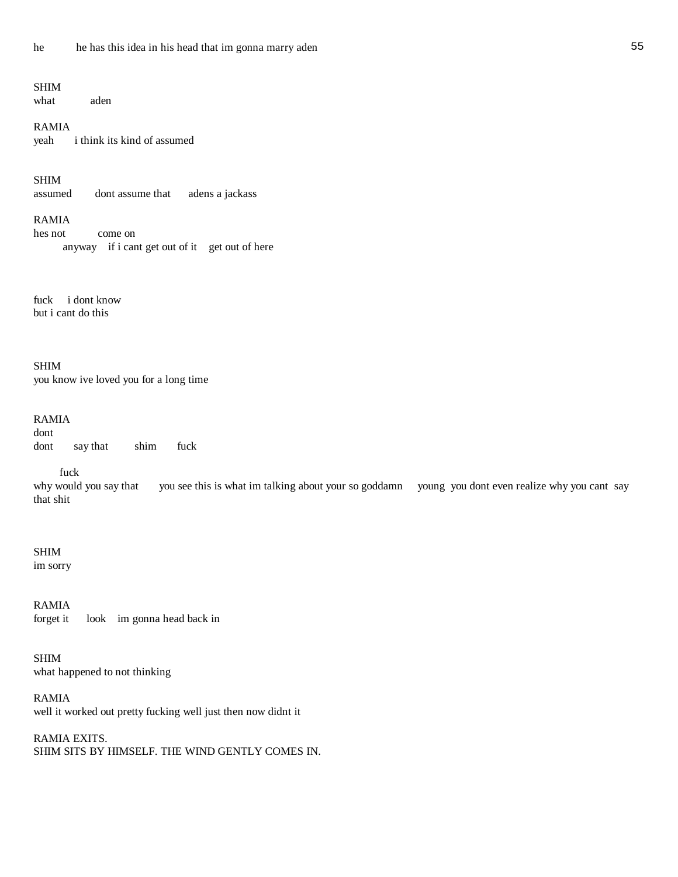he he has this idea in his head that im gonna marry aden

SHIM
what aden

RAMIA
yeah i think its kind of assumed

SHIM
assumed dont assume that adens a jackass

RAMIA
hes not come on
anyway if i cant get out of it get out of here

fuck i dont know
but i cant do this

SHIM
you know ive loved you for a long time

RAMIA
dont
dont say that shim fuck

fuck
why would you say that you see this is what im talking about your so goddamn young you dont even realize why you cant say that shit

SHIM
im sorry

RAMIA
forget it look im gonna head back in

SHIM
what happened to not thinking

RAMIA
well it worked out pretty fucking well just then now didnt it

RAMIA EXITS.
SHIM SITS BY HIMSELF. THE WIND GENTLY COMES IN.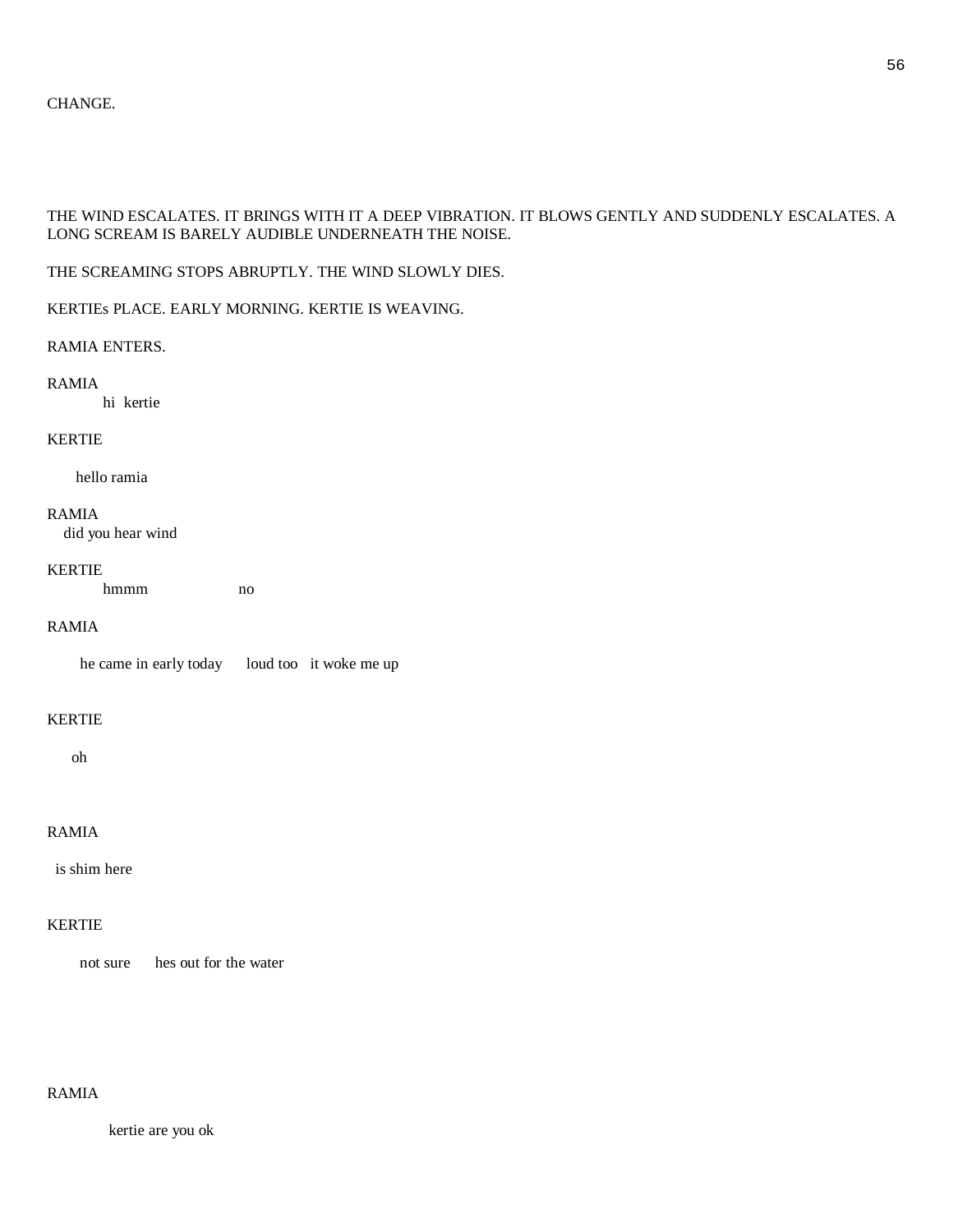CHANGE.

THE WIND ESCALATES. IT BRINGS WITH IT A DEEP VIBRATION. IT BLOWS GENTLY AND SUDDENLY ESCALATES. A LONG SCREAM IS BARELY AUDIBLE UNDERNEATH THE NOISE.

THE SCREAMING STOPS ABRUPTLY. THE WIND SLOWLY DIES.

KERTIEs PLACE. EARLY MORNING. KERTIE IS WEAVING.

RAMIA ENTERS.

RAMIA

hi  kertie

KERTIE

hello ramia

RAMIA

did you hear wind

KERTIE

hmmm                    no

RAMIA

he came in early today      loud too   it woke me up

KERTIE

oh

RAMIA

is shim here

KERTIE

not sure      hes out for the water

RAMIA

kertie are you ok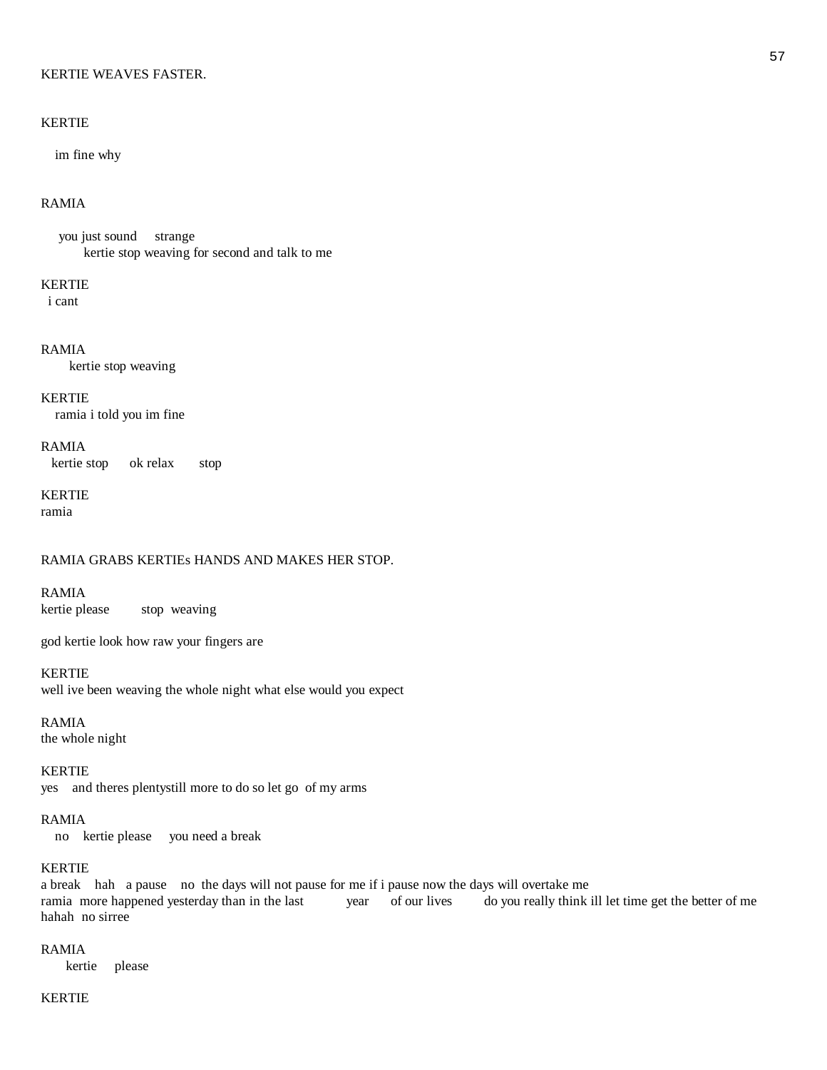KERTIE WEAVES FASTER.

KERTIE

im fine why

RAMIA

you just sound strange
kertie stop weaving for second and talk to me

KERTIE
i cant

RAMIA
kertie stop weaving

KERTIE
ramia i told you im fine

RAMIA
kertie stop ok relax stop

KERTIE
ramia

RAMIA GRABS KERTIEs HANDS AND MAKES HER STOP.

RAMIA
kertie please stop weaving

god kertie look how raw your fingers are

KERTIE
well ive been weaving the whole night what else would you expect

RAMIA
the whole night

KERTIE
yes and theres plentystill more to do so let go of my arms

RAMIA
no kertie please you need a break

KERTIE
a break hah a pause no the days will not pause for me if i pause now the days will overtake me
ramia more happened yesterday than in the last year of our lives do you really think ill let time get the better of me
hahah no sirree

RAMIA
kertie please

KERTIE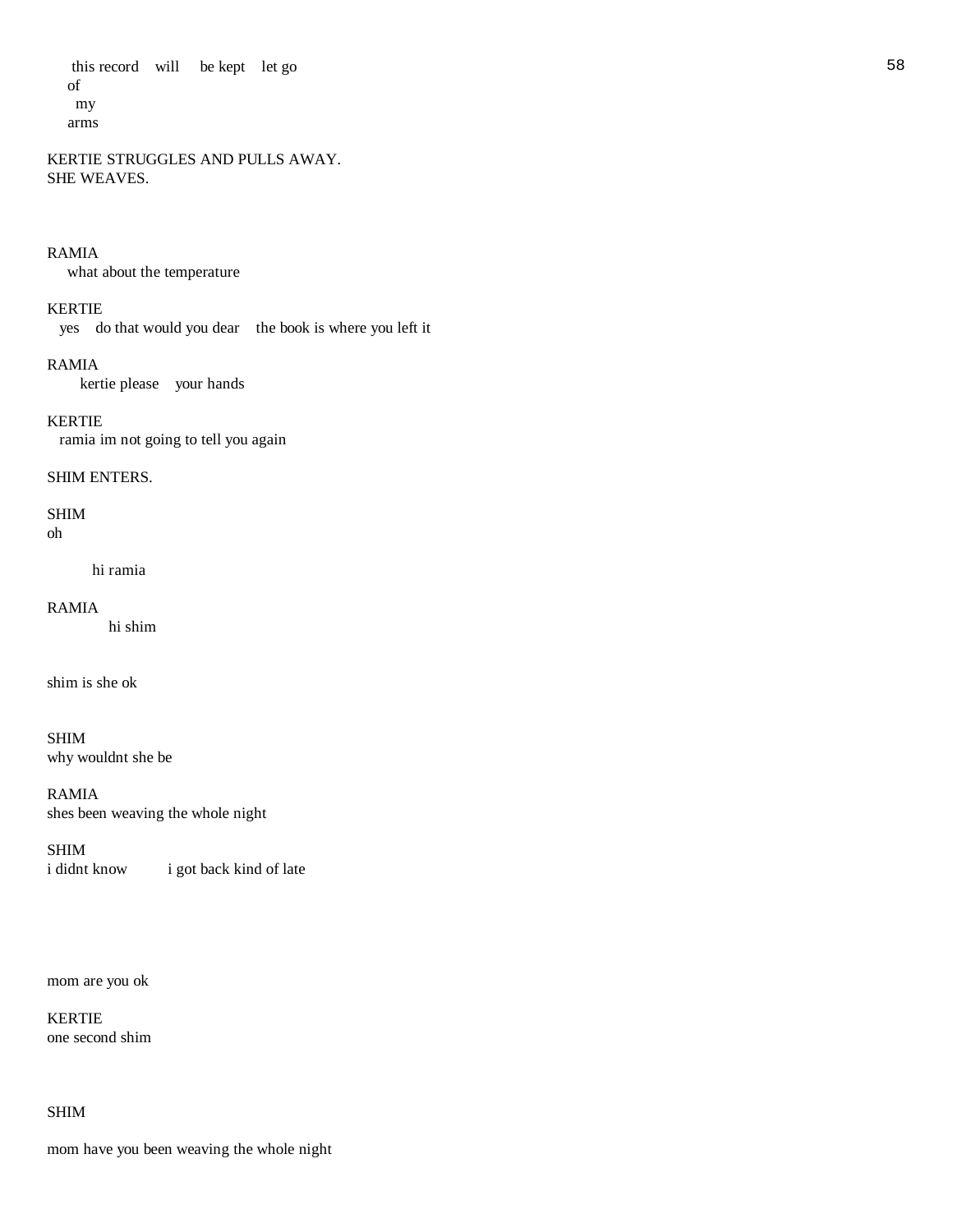this record    will    be kept    let go  
of  
my  
arms

KERTIE STRUGGLES AND PULLS AWAY.  
SHE WEAVES.

RAMIA  
what about the temperature

KERTIE  
yes    do that would you dear    the book is where you left it

RAMIA  
kertie please    your hands

KERTIE  
ramia im not going to tell you again

SHIM ENTERS.

SHIM  
oh

hi ramia

RAMIA  
hi shim

shim is she ok

SHIM  
why wouldnt she be

RAMIA  
shes been weaving the whole night

SHIM  
i didnt know          i got back kind of late

mom are you ok

KERTIE  
one second shim

SHIM

mom have you been weaving the whole night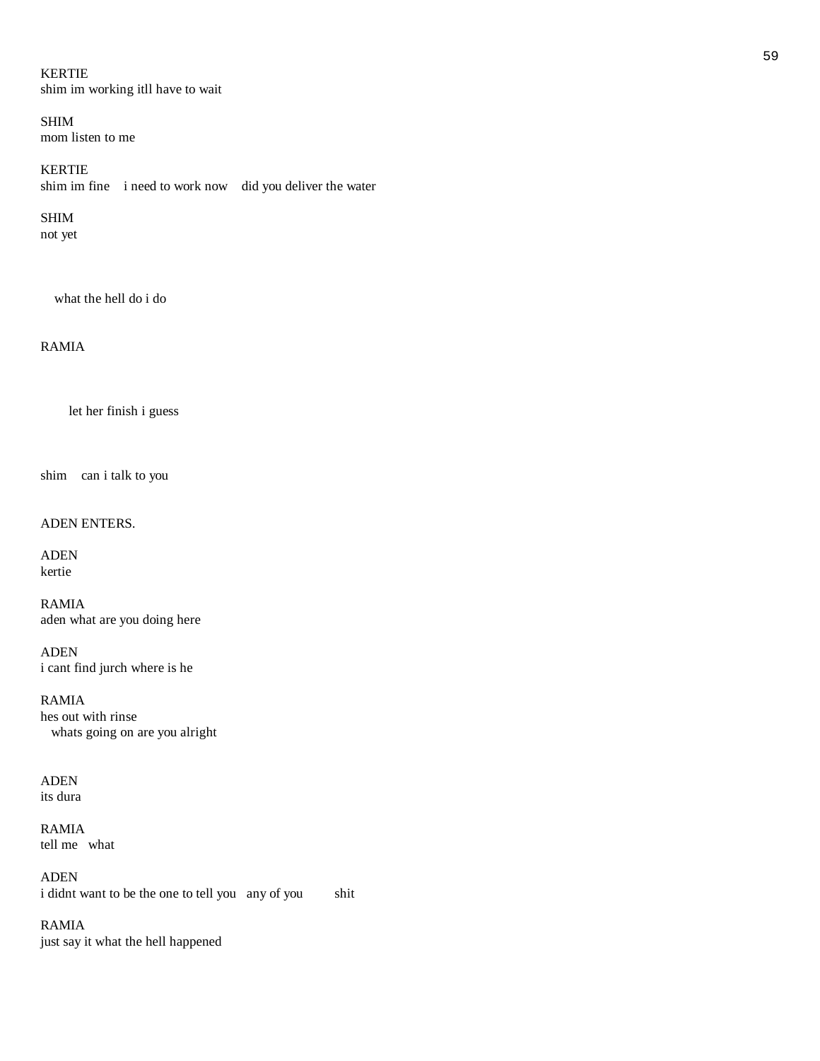KERTIE
shim im working itll have to wait

SHIM
mom listen to me

KERTIE
shim im fine    i need to work now    did you deliver the water

SHIM
not yet

what the hell do i do

RAMIA

let her finish i guess

shim    can i talk to you

ADEN ENTERS.

ADEN
kertie

RAMIA
aden what are you doing here

ADEN
i cant find jurch where is he

RAMIA
hes out with rinse
whats going on are you alright

ADEN
its dura

RAMIA
tell me    what

ADEN
i didnt want to be the one to tell you    any of you        shit

RAMIA
just say it what the hell happened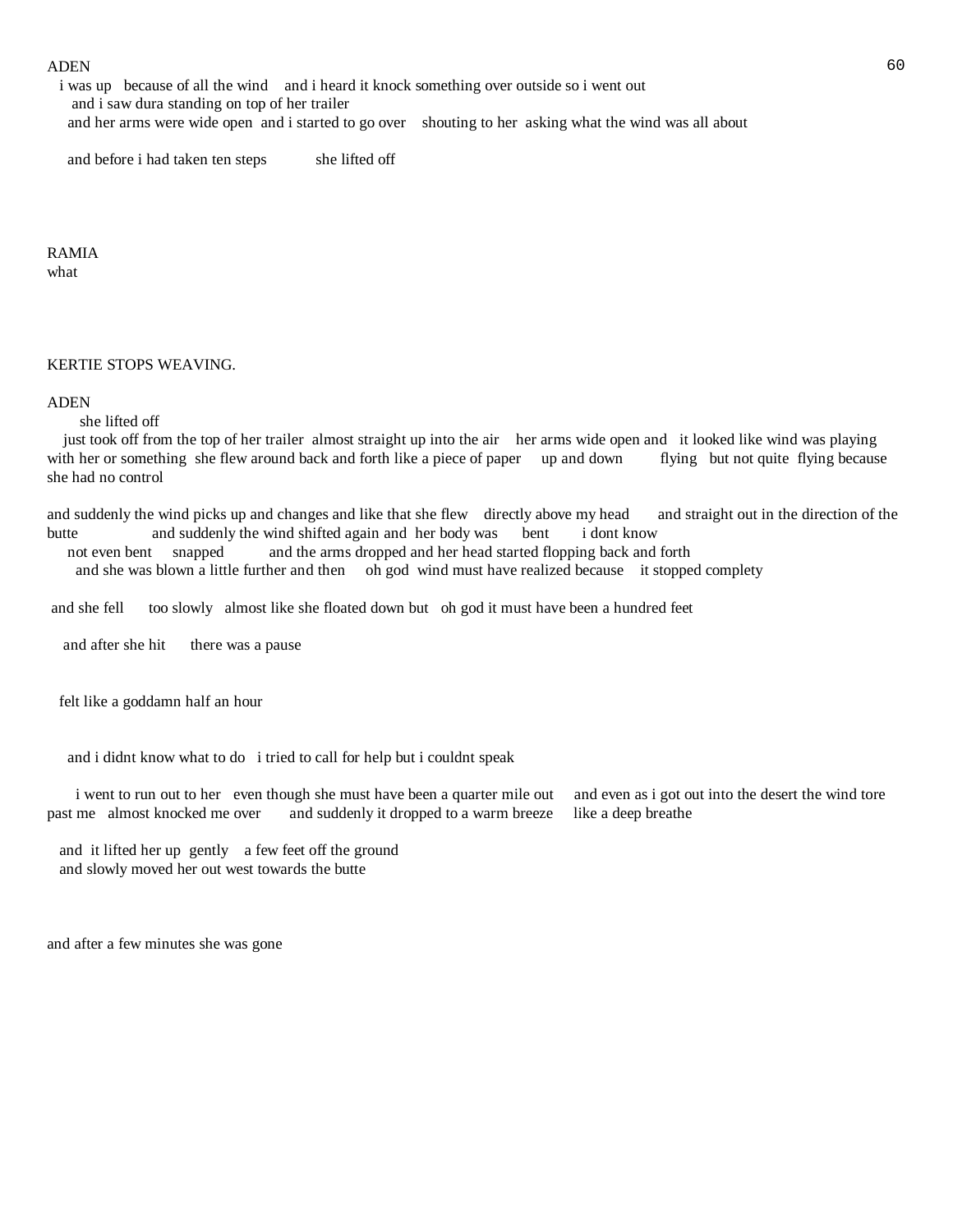ADEN
i was up   because of all the wind    and i heard it knock something over outside so i went out
and i saw dura standing on top of her trailer
and her arms were wide open  and i started to go over    shouting to her  asking what the wind was all about

and before i had taken ten steps            she lifted off

RAMIA
what

KERTIE STOPS WEAVING.

ADEN
she lifted off
just took off from the top of her trailer  almost straight up into the air    her arms wide open and   it looked like wind was playing with her or something  she flew around back and forth like a piece of paper     up and down         flying   but not quite  flying because she had no control

and suddenly the wind picks up and changes and like that she flew    directly above my head       and straight out in the direction of the butte                  and suddenly the wind shifted again and  her body was      bent        i dont know
not even bent     snapped           and the arms dropped and her head started flopping back and forth
and she was blown a little further and then     oh god  wind must have realized because    it stopped complety

and she fell      too slowly   almost like she floated down but   oh god it must have been a hundred feet

and after she hit      there was a pause

felt like a goddamn half an hour

and i didnt know what to do   i tried to call for help but i couldnt speak

i went to run out to her   even though she must have been a quarter mile out     and even as i got out into the desert the wind tore past me   almost knocked me over       and suddenly it dropped to a warm breeze     like a deep breathe

and  it lifted her up  gently    a few feet off the ground
and slowly moved her out west towards the butte

and after a few minutes she was gone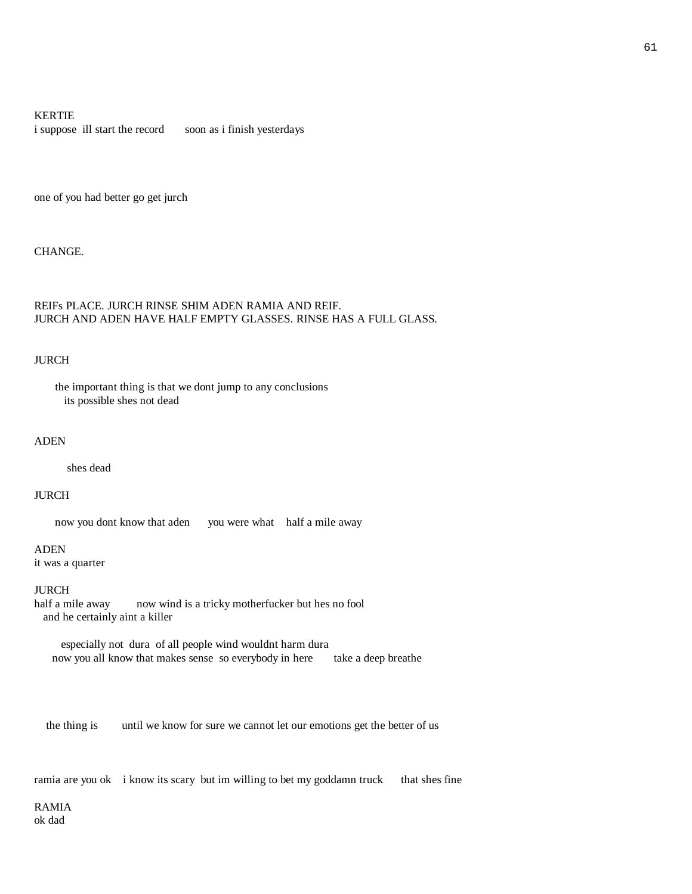KERTIE
i suppose  ill start the record     soon as i finish yesterdays

one of you had better go get jurch

CHANGE.

REIFs PLACE. JURCH RINSE SHIM ADEN RAMIA AND REIF.
JURCH AND ADEN HAVE HALF EMPTY GLASSES. RINSE HAS A FULL GLASS.

JURCH

the important thing is that we dont jump to any conclusions
its possible shes not dead

ADEN

shes dead

JURCH

now you dont know that aden     you were what    half a mile away

ADEN
it was a quarter

JURCH
half a mile away       now wind is a tricky motherfucker but hes no fool
and he certainly aint a killer

especially not  dura  of all people wind wouldnt harm dura
now you all know that makes sense  so everybody in here      take a deep breathe

the thing is       until we know for sure we cannot let our emotions get the better of us

ramia are you ok    i know its scary  but im willing to bet my goddamn truck      that shes fine

RAMIA
ok dad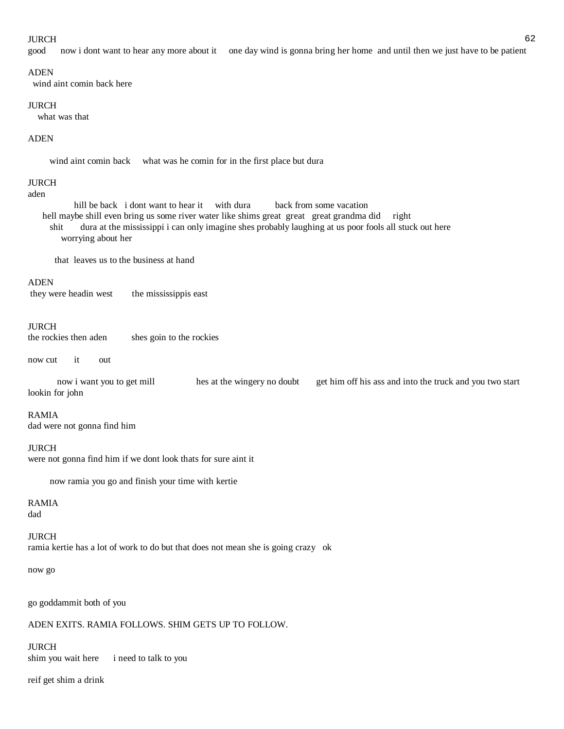JURCH
good      now i dont want to hear any more about it     one day wind is gonna bring her home  and until then we just have to be patient

ADEN
wind aint comin back here

JURCH
what was that

ADEN

wind aint comin back     what was he comin for in the first place but dura

JURCH
aden
hill be back   i dont want to hear it     with dura          back from some vacation
hell maybe shill even bring us some river water like shims great  great   great grandma did     right
shit       dura at the mississippi i can only imagine shes probably laughing at us poor fools all stuck out here
worrying about her

that  leaves us to the business at hand

ADEN
they were headin west        the mississippis east

JURCH
the rockies then aden          shes goin to the rockies

now cut       it        out

now i want you to get mill               hes at the wingery no doubt       get him off his ass and into the truck and you two start lookin for john

RAMIA
dad were not gonna find him

JURCH
were not gonna find him if we dont look thats for sure aint it

now ramia you go and finish your time with kertie

RAMIA
dad

JURCH
ramia kertie has a lot of work to do but that does not mean she is going crazy   ok

now go

go goddammit both of you

ADEN EXITS. RAMIA FOLLOWS. SHIM GETS UP TO FOLLOW.

JURCH
shim you wait here      i need to talk to you

reif get shim a drink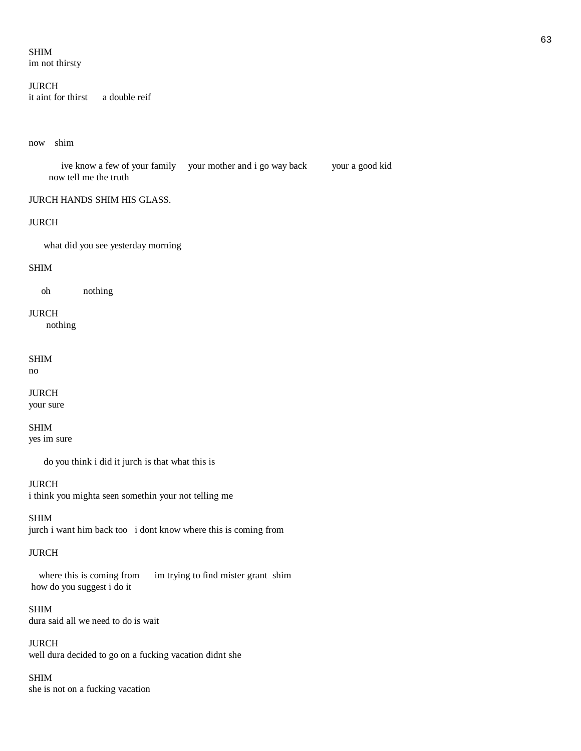SHIM
im not thirsty

JURCH
it aint for thirst      a double reif

now    shim

ive know a few of your family     your mother and i go way back          your a good kid
now tell me the truth

JURCH HANDS SHIM HIS GLASS.

JURCH

what did you see yesterday morning

SHIM

oh            nothing

JURCH
nothing

SHIM
no

JURCH
your sure

SHIM
yes im sure

do you think i did it jurch is that what this is

JURCH
i think you mighta seen somethin your not telling me

SHIM
jurch i want him back too   i dont know where this is coming from

JURCH

where this is coming from      im trying to find mister grant  shim
how do you suggest i do it

SHIM
dura said all we need to do is wait

JURCH
well dura decided to go on a fucking vacation didnt she

SHIM
she is not on a fucking vacation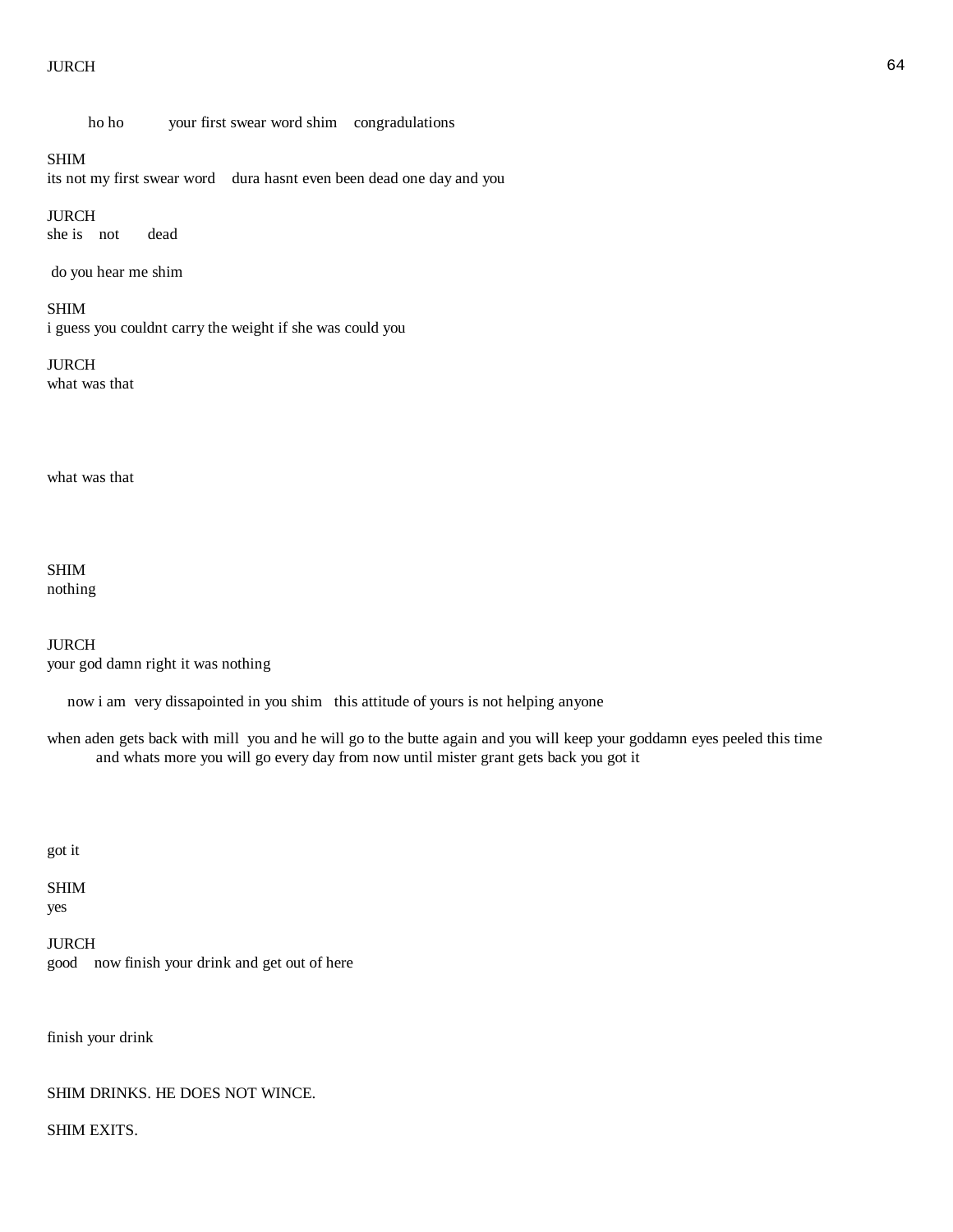JURCH

ho ho your first swear word shim congradulations

SHIM
its not my first swear word dura hasnt even been dead one day and you

JURCH
she is not dead

do you hear me shim

SHIM
i guess you couldnt carry the weight if she was could you

JURCH
what was that

what was that

SHIM
nothing

JURCH
your god damn right it was nothing

now i am very dissapointed in you shim this attitude of yours is not helping anyone

when aden gets back with mill you and he will go to the butte again and you will keep your goddamn eyes peeled this time and whats more you will go every day from now until mister grant gets back you got it

got it

SHIM
yes

JURCH
good now finish your drink and get out of here

finish your drink

SHIM DRINKS. HE DOES NOT WINCE.

SHIM EXITS.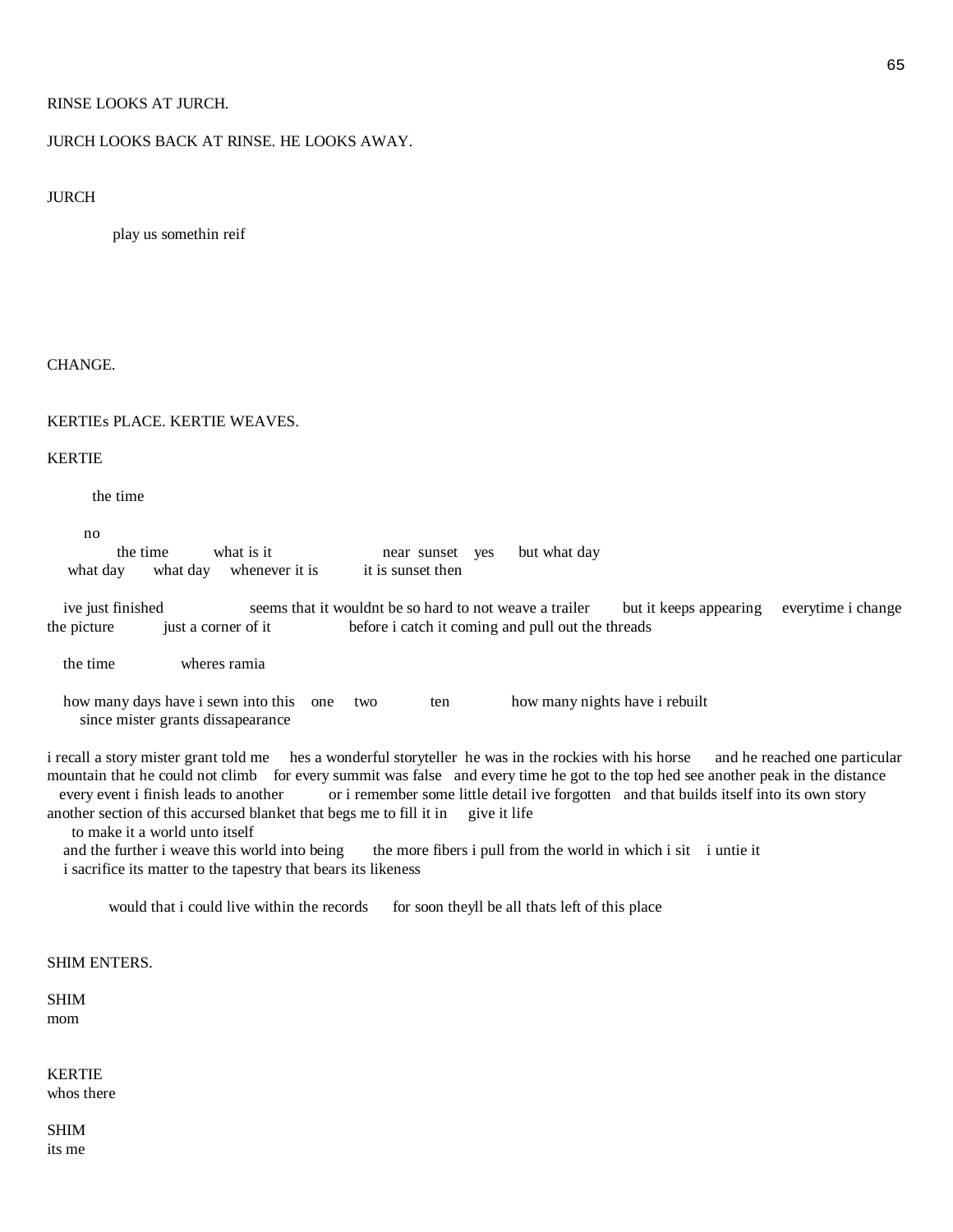RINSE LOOKS AT JURCH.

JURCH LOOKS BACK AT RINSE. HE LOOKS AWAY.

JURCH

play us somethin reif

CHANGE.

KERTIEs PLACE. KERTIE WEAVES.

KERTIE

the time

no
the time what is it near sunset yes but what day
what day what day whenever it is it is sunset then

ive just finished seems that it wouldnt be so hard to not weave a trailer but it keeps appearing everytime i change the picture just a corner of it before i catch it coming and pull out the threads

the time wheres ramia

how many days have i sewn into this one two ten how many nights have i rebuilt
since mister grants dissapearance

i recall a story mister grant told me hes a wonderful storyteller he was in the rockies with his horse and he reached one particular mountain that he could not climb for every summit was false and every time he got to the top hed see another peak in the distance every event i finish leads to another or i remember some little detail ive forgotten and that builds itself into its own story another section of this accursed blanket that begs me to fill it in give it life
to make it a world unto itself
and the further i weave this world into being the more fibers i pull from the world in which i sit i untie it
i sacrifice its matter to the tapestry that bears its likeness

would that i could live within the records for soon theyll be all thats left of this place

SHIM ENTERS.

SHIM
mom

KERTIE
whos there

SHIM
its me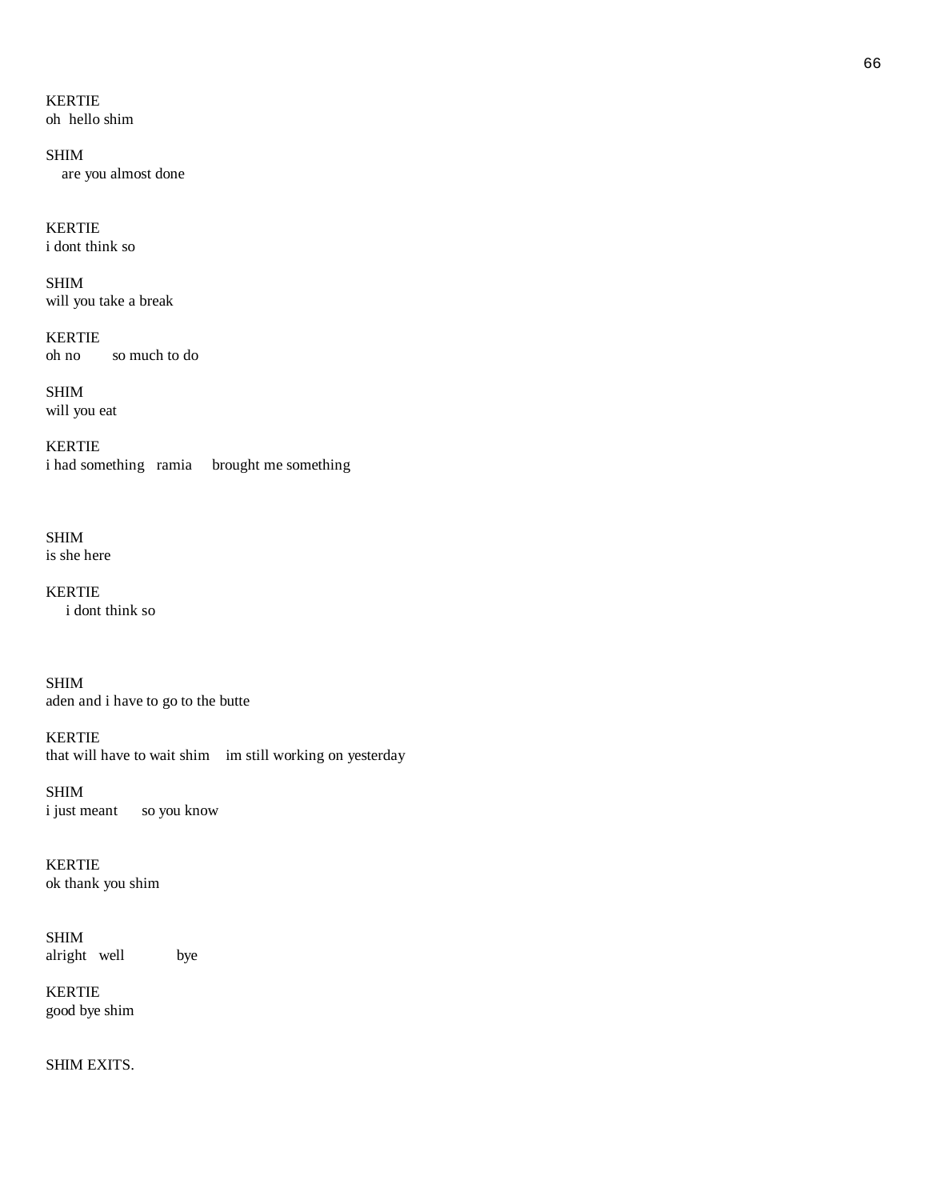KERTIE
oh  hello shim

SHIM
are you almost done

KERTIE
i dont think so

SHIM
will you take a break

KERTIE
oh no        so much to do

SHIM
will you eat

KERTIE
i had something   ramia     brought me something

SHIM
is she here

KERTIE
i dont think so

SHIM
aden and i have to go to the butte

KERTIE
that will have to wait shim    im still working on yesterday

SHIM
i just meant      so you know

KERTIE
ok thank you shim

SHIM
alright   well            bye

KERTIE
good bye shim

SHIM EXITS.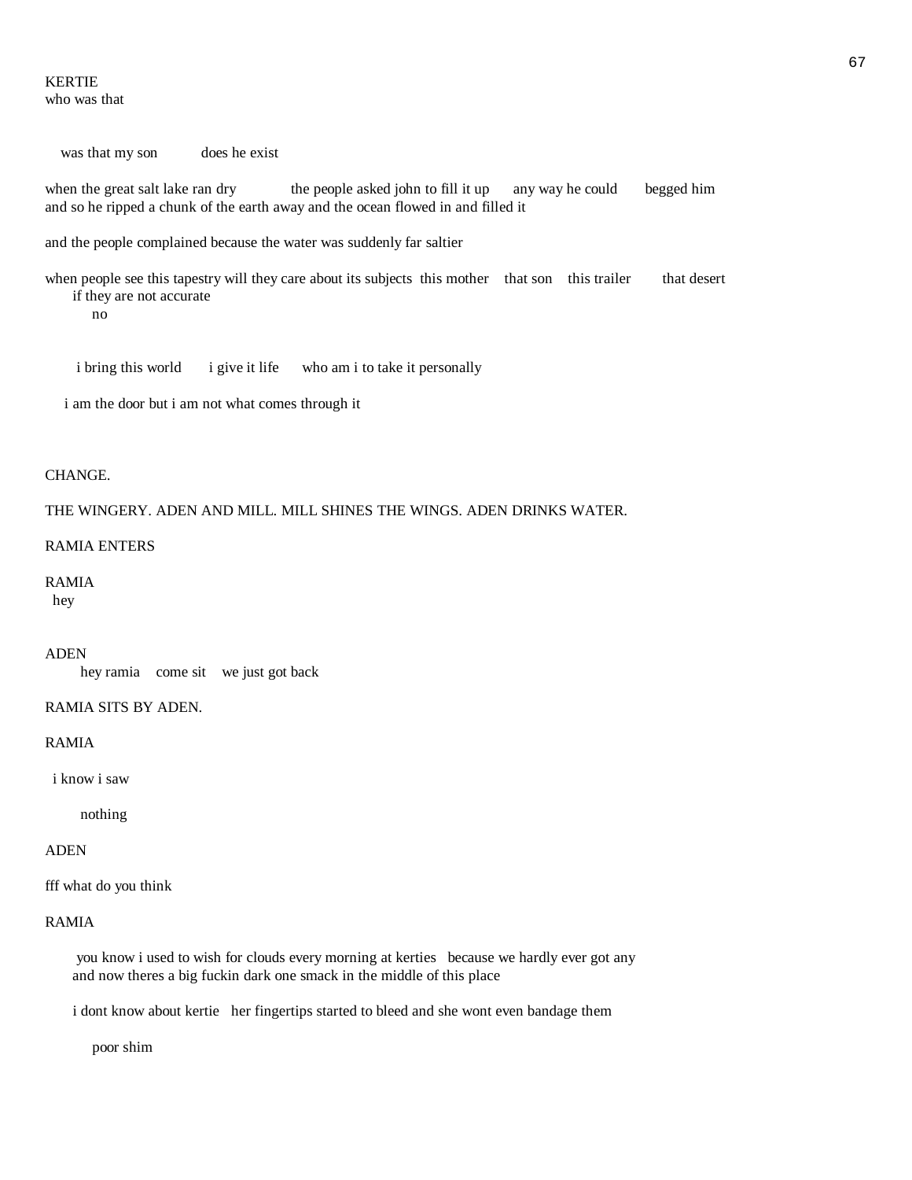KERTIE
who was that

was that my son    does he exist

when the great salt lake ran dry    the people asked john to fill it up    any way he could    begged him
and so he ripped a chunk of the earth away and the ocean flowed in and filled it

and the people complained because the water was suddenly far saltier

when people see this tapestry will they care about its subjects  this mother  that son  this trailer  that desert
if they are not accurate
no

i bring this world    i give it life    who am i to take it personally

i am the door but i am not what comes through it

CHANGE.

THE WINGERY. ADEN AND MILL. MILL SHINES THE WINGS. ADEN DRINKS WATER.

RAMIA ENTERS

RAMIA
hey

ADEN
hey ramia  come sit  we just got back

RAMIA SITS BY ADEN.

RAMIA

i know i saw

nothing

ADEN

fff what do you think

RAMIA

you know i used to wish for clouds every morning at kerties  because we hardly ever got any
and now theres a big fuckin dark one smack in the middle of this place

i dont know about kertie  her fingertips started to bleed and she wont even bandage them

poor shim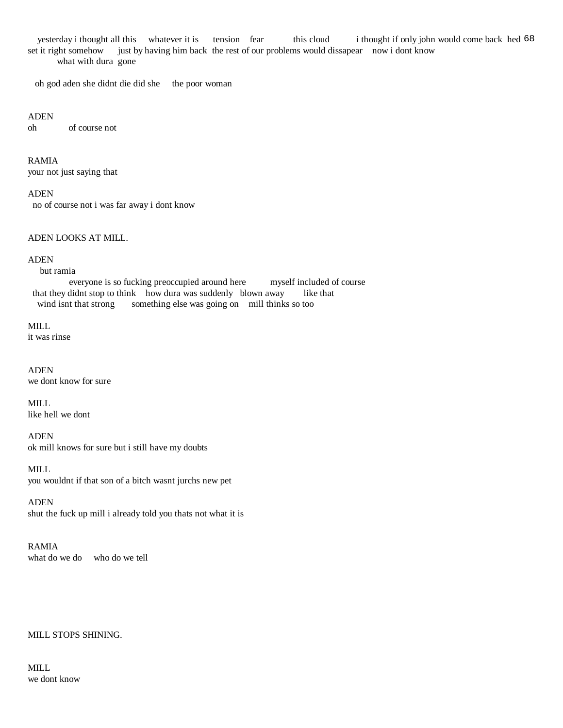yesterday i thought all this     whatever it is     tension    fear          this cloud          i thought if only john would come back  hed set it right somehow     just by having him back  the rest of our problems would dissapear    now i dont know          what with dura  gone

oh god aden she didnt die did she     the poor woman

ADEN
oh          of course not

RAMIA
your not just saying that

ADEN
no of course not i was far away i dont know

ADEN LOOKS AT MILL.

ADEN
but ramia
everyone is so fucking preoccupied around here          myself included of course
that they didnt stop to think    how dura was suddenly   blown away        like that
wind isnt that strong       something else was going on    mill thinks so too

MILL
it was rinse

ADEN
we dont know for sure

MILL
like hell we dont

ADEN
ok mill knows for sure but i still have my doubts

MILL
you wouldnt if that son of a bitch wasnt jurchs new pet

ADEN
shut the fuck up mill i already told you thats not what it is

RAMIA
what do we do     who do we tell

MILL STOPS SHINING.

MILL
we dont know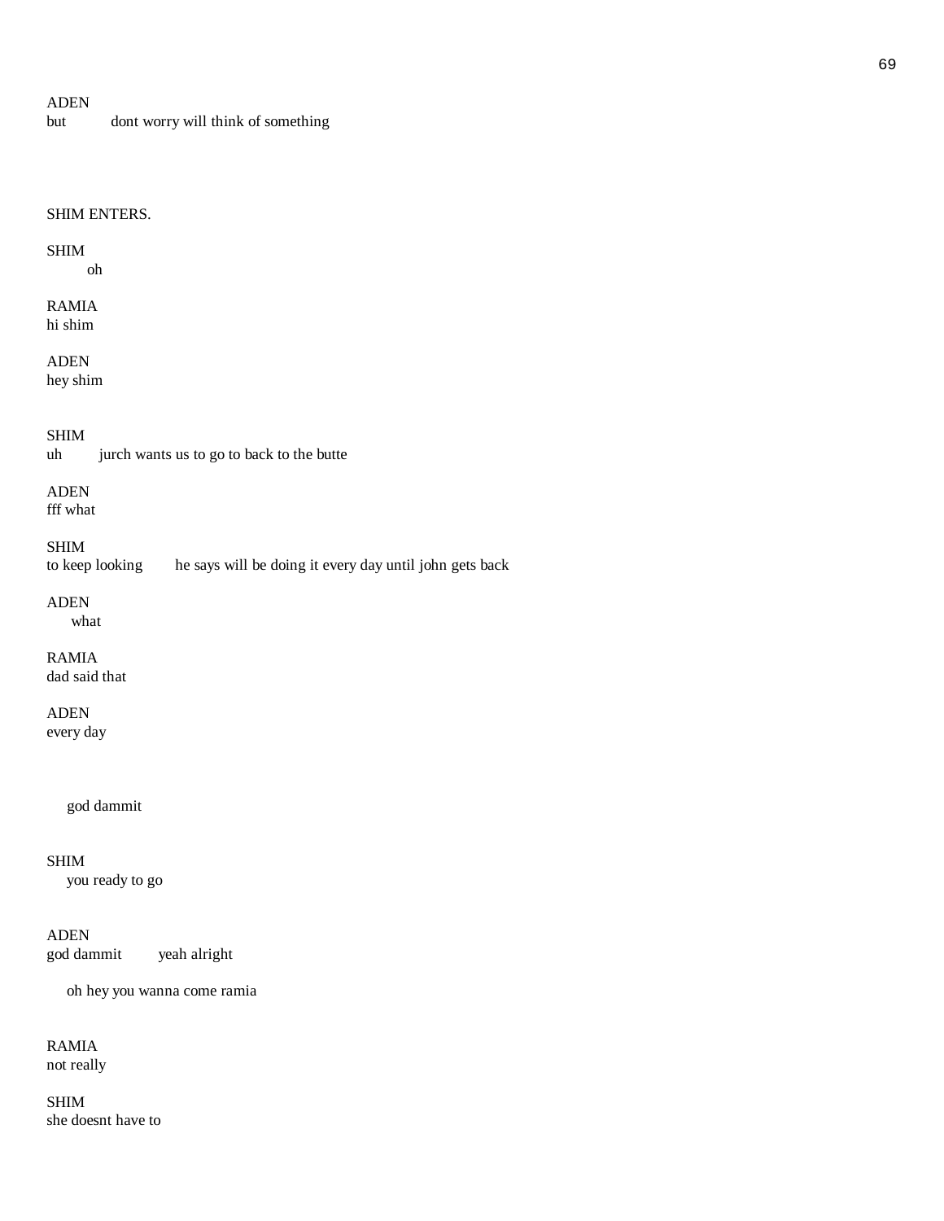ADEN
but dont worry will think of something

SHIM ENTERS.

SHIM
oh

RAMIA
hi shim

ADEN
hey shim

SHIM
uh jurch wants us to go to back to the butte

ADEN
fff what

SHIM
to keep looking he says will be doing it every day until john gets back

ADEN
what

RAMIA
dad said that

ADEN
every day

god dammit

SHIM
you ready to go

ADEN
god dammit yeah alright

oh hey you wanna come ramia

RAMIA
not really

SHIM
she doesnt have to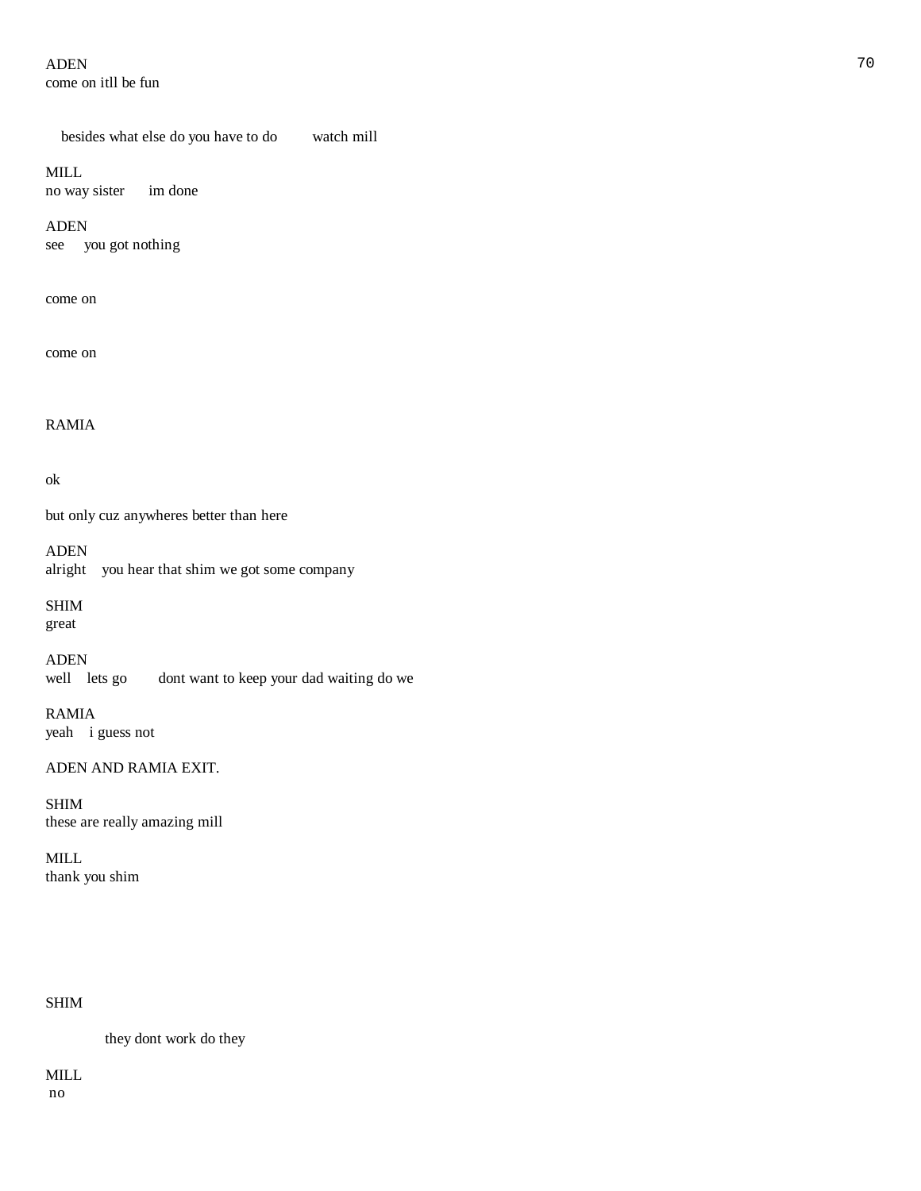ADEN
come on itll be fun

besides what else do you have to do    watch mill

MILL
no way sister    im done

ADEN
see    you got nothing

come on

come on

RAMIA

ok

but only cuz anywheres better than here

ADEN
alright    you hear that shim we got some company

SHIM
great

ADEN
well    lets go    dont want to keep your dad waiting do we

RAMIA
yeah    i guess not

ADEN AND RAMIA EXIT.

SHIM
these are really amazing mill

MILL
thank you shim

SHIM

they dont work do they

MILL
no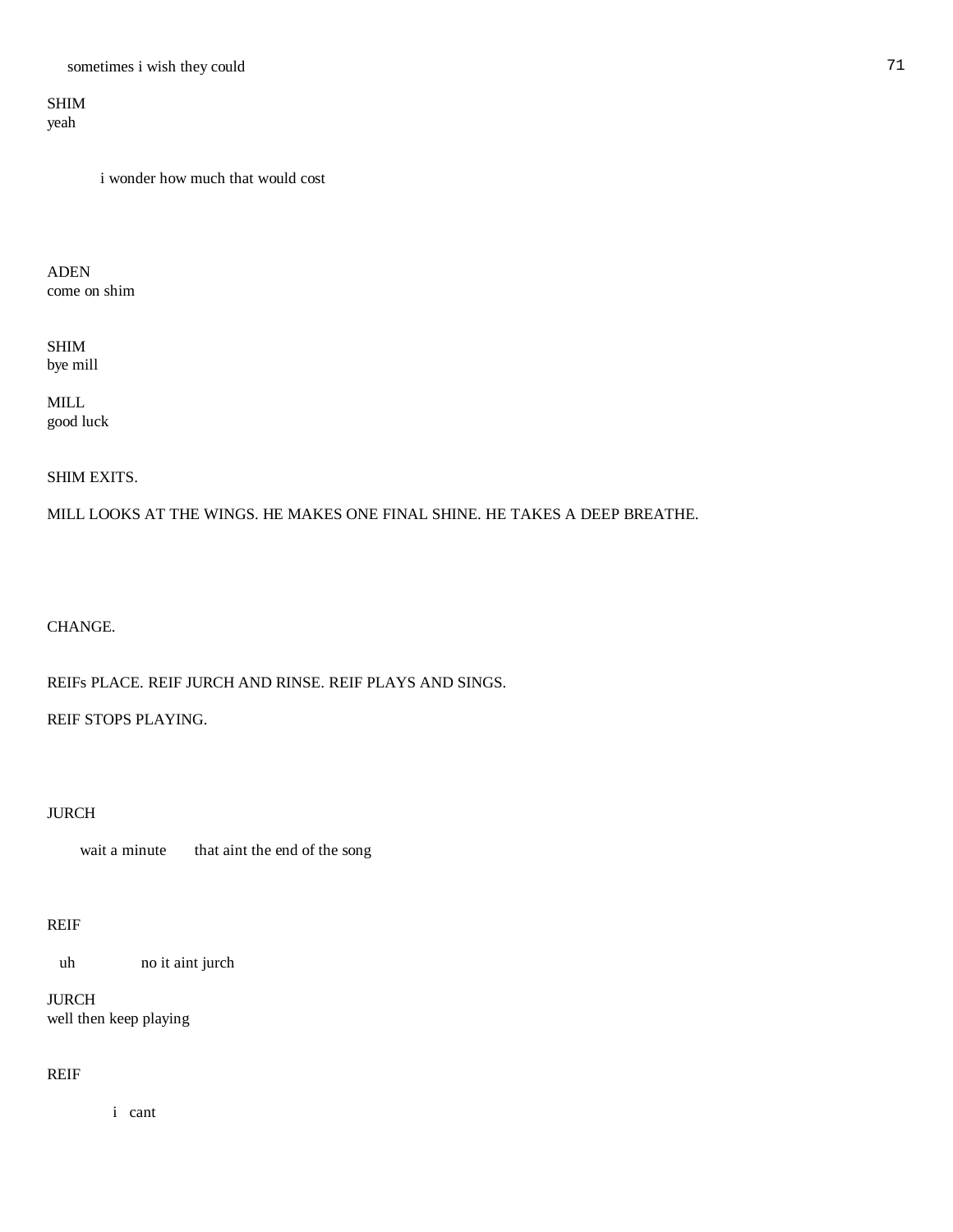sometimes i wish they could

SHIM
yeah

i wonder how much that would cost

ADEN
come on shim

SHIM
bye mill

MILL
good luck

SHIM EXITS.

MILL LOOKS AT THE WINGS. HE MAKES ONE FINAL SHINE. HE TAKES A DEEP BREATHE.

CHANGE.

REIFs PLACE. REIF JURCH AND RINSE. REIF PLAYS AND SINGS.

REIF STOPS PLAYING.

JURCH

wait a minute        that aint the end of the song

REIF

uh                no it aint jurch

JURCH
well then keep playing

REIF

i   cant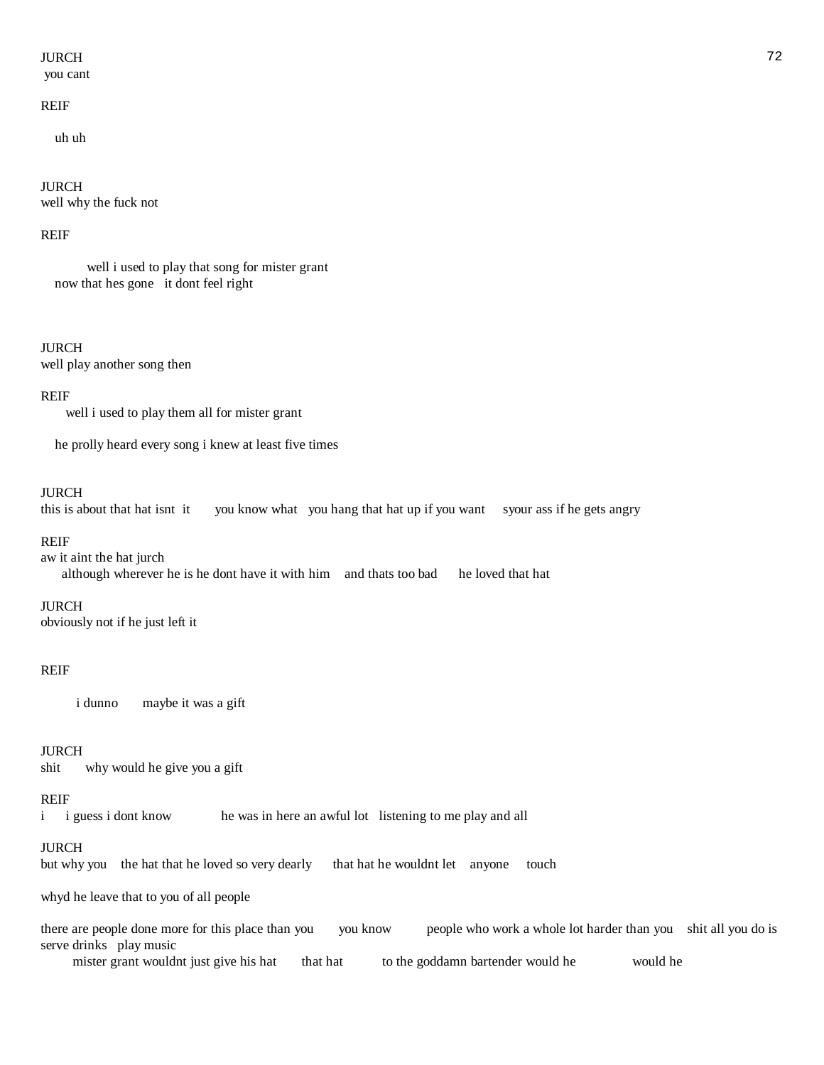JURCH
you cant

REIF

uh uh

JURCH
well why the fuck not

REIF

well i used to play that song for mister grant
now that hes gone   it dont feel right

JURCH
well play another song then

REIF
well i used to play them all for mister grant

he prolly heard every song i knew at least five times

JURCH
this is about that hat isnt  it       you know what   you hang that hat up if you want     syour ass if he gets angry

REIF
aw it aint the hat jurch
although wherever he is he dont have it with him    and thats too bad      he loved that hat

JURCH
obviously not if he just left it

REIF

i dunno       maybe it was a gift

JURCH
shit       why would he give you a gift

REIF
i      i guess i dont know             he was in here an awful lot   listening to me play and all

JURCH
but why you    the hat that he loved so very dearly      that hat he wouldnt let    anyone     touch

whyd he leave that to you of all people

there are people done more for this place than you       you know         people who work a whole lot harder than you    shit all you do is serve drinks   play music
mister grant wouldnt just give his hat       that hat          to the goddamn bartender would he               would he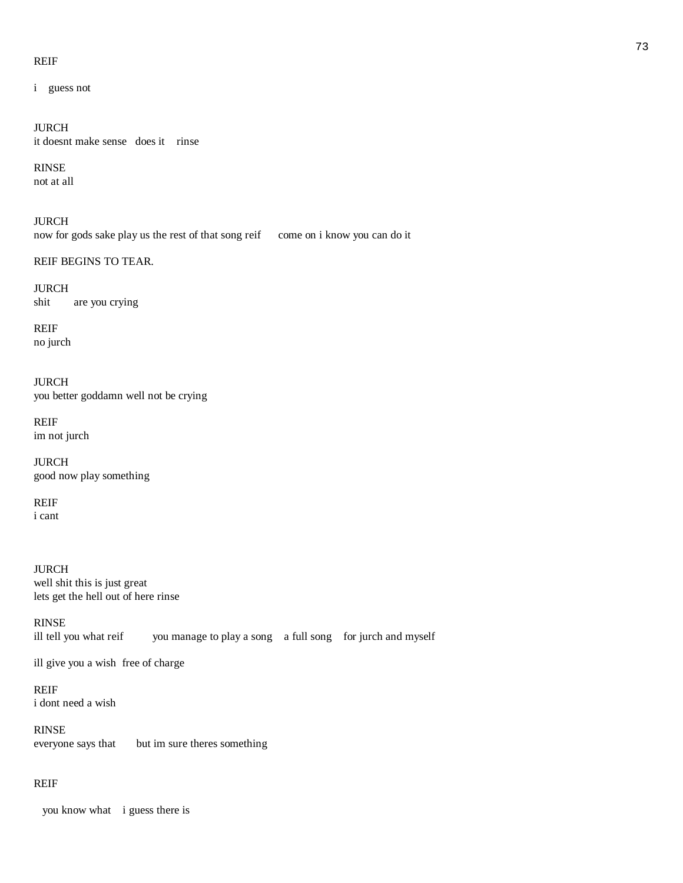REIF

i guess not

JURCH
it doesnt make sense does it rinse

RINSE
not at all

JURCH
now for gods sake play us the rest of that song reif come on i know you can do it

REIF BEGINS TO TEAR.

JURCH
shit are you crying

REIF
no jurch

JURCH
you better goddamn well not be crying

REIF
im not jurch

JURCH
good now play something

REIF
i cant

JURCH
well shit this is just great
lets get the hell out of here rinse

RINSE
ill tell you what reif you manage to play a song a full song for jurch and myself

ill give you a wish free of charge

REIF
i dont need a wish

RINSE
everyone says that but im sure theres something

REIF

you know what i guess there is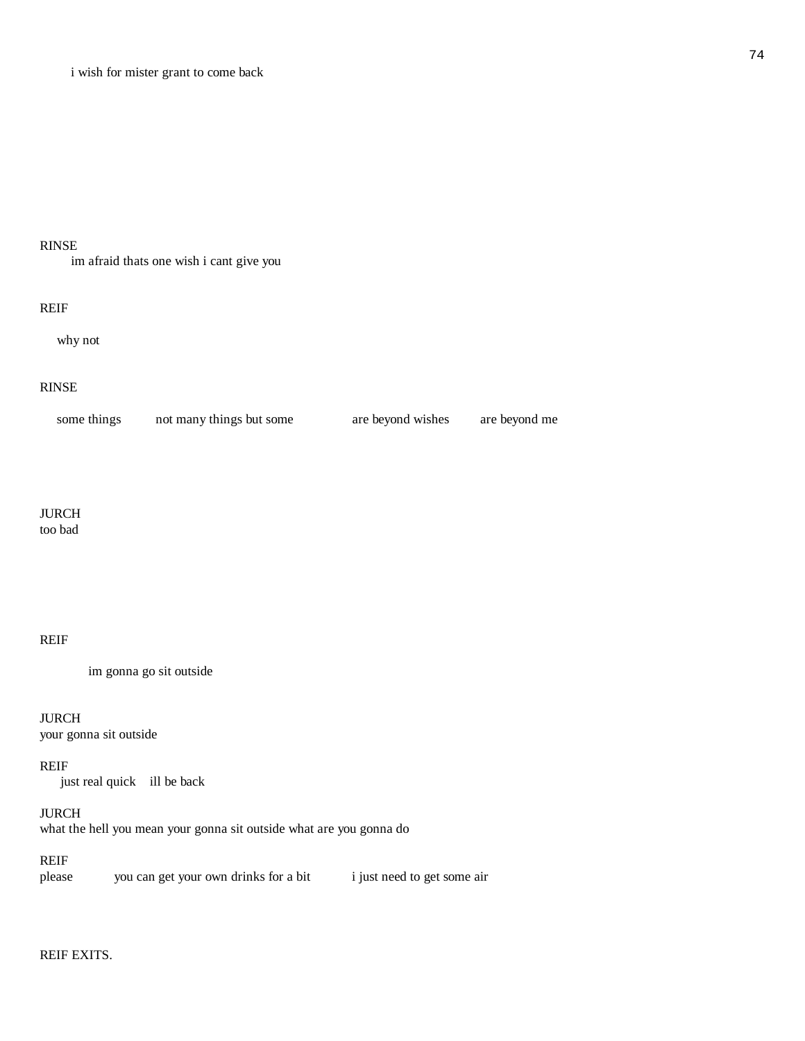i wish for mister grant to come back

RINSE

im afraid thats one wish i cant give you

REIF

why not

RINSE

some things          not many things but some               are beyond wishes          are beyond me

JURCH

too bad

REIF

im gonna go sit outside

JURCH

your gonna sit outside

REIF

just real quick    ill be back

JURCH

what the hell you mean your gonna sit outside what are you gonna do

REIF

please          you can get your own drinks for a bit          i just need to get some air

REIF EXITS.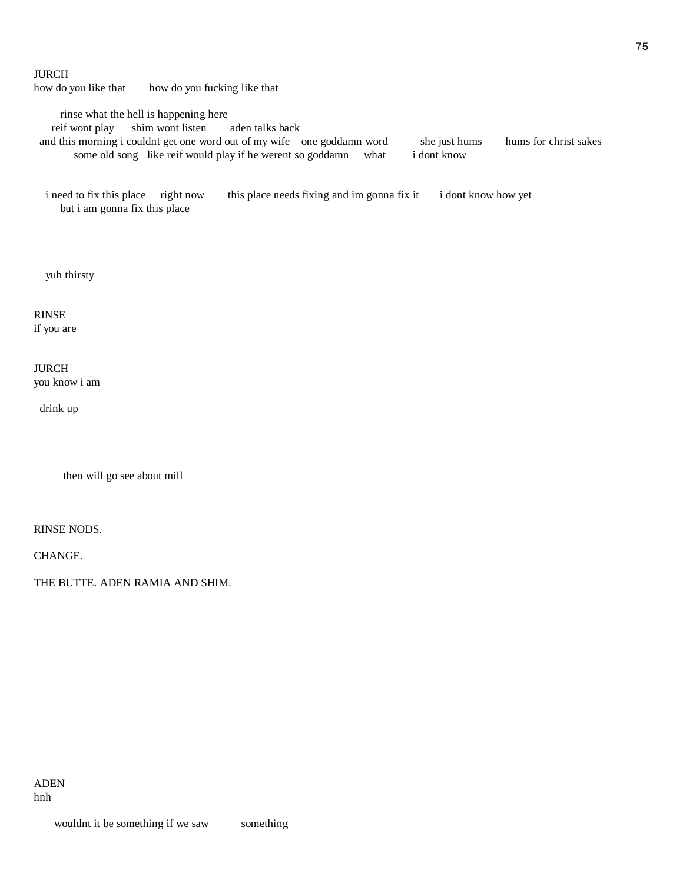JURCH
how do you like that        how do you fucking like that

rinse what the hell is happening here
reif wont play      shim wont listen        aden talks back
and this morning i couldnt get one word out of my wife    one goddamn word          she just hums        hums for christ sakes
some old song   like reif would play if he werent so goddamn     what        i dont know

i need to fix this place     right now        this place needs fixing and im gonna fix it       i dont know how yet
but i am gonna fix this place

yuh thirsty

RINSE
if you are

JURCH
you know i am

drink up

then will go see about mill

RINSE NODS.

CHANGE.

THE BUTTE. ADEN RAMIA AND SHIM.

ADEN
hnh

wouldnt it be something if we saw          something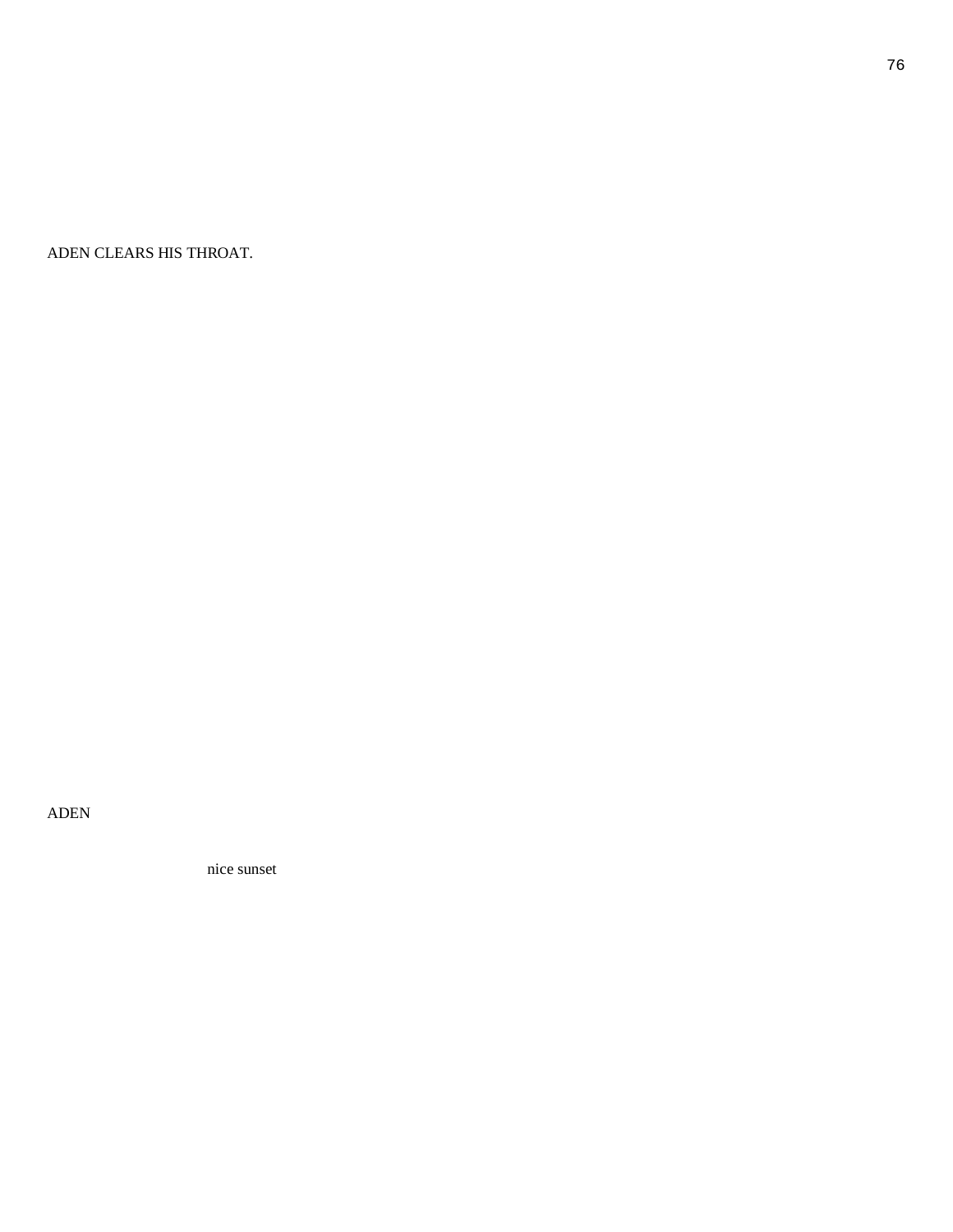ADEN CLEARS HIS THROAT.

ADEN

nice sunset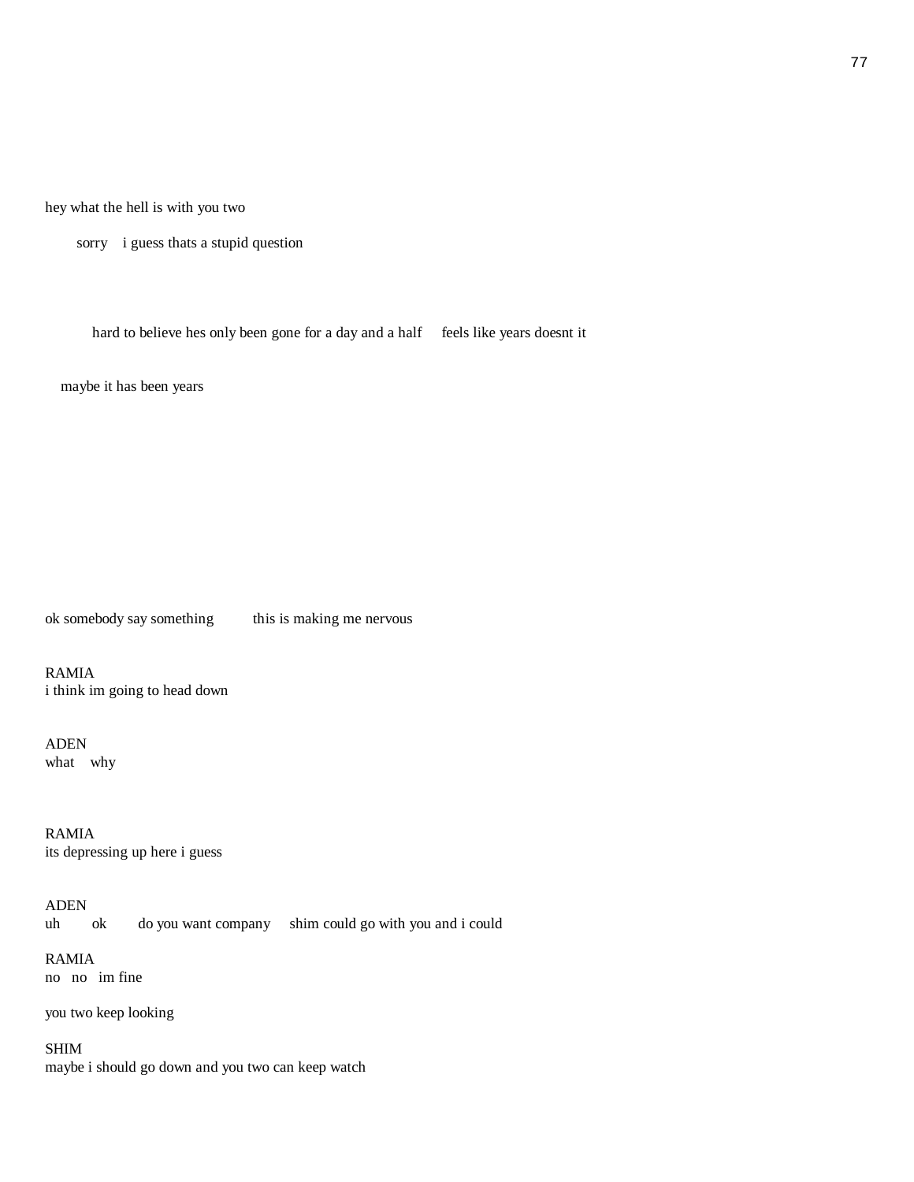hey what the hell is with you two

sorry    i guess thats a stupid question

hard to believe hes only been gone for a day and a half     feels like years doesnt it

maybe it has been years

ok somebody say something          this is making me nervous

RAMIA
i think im going to head down

ADEN
what    why

RAMIA
its depressing up here i guess

ADEN
uh        ok        do you want company     shim could go with you and i could

RAMIA
no   no   im fine

you two keep looking

SHIM
maybe i should go down and you two can keep watch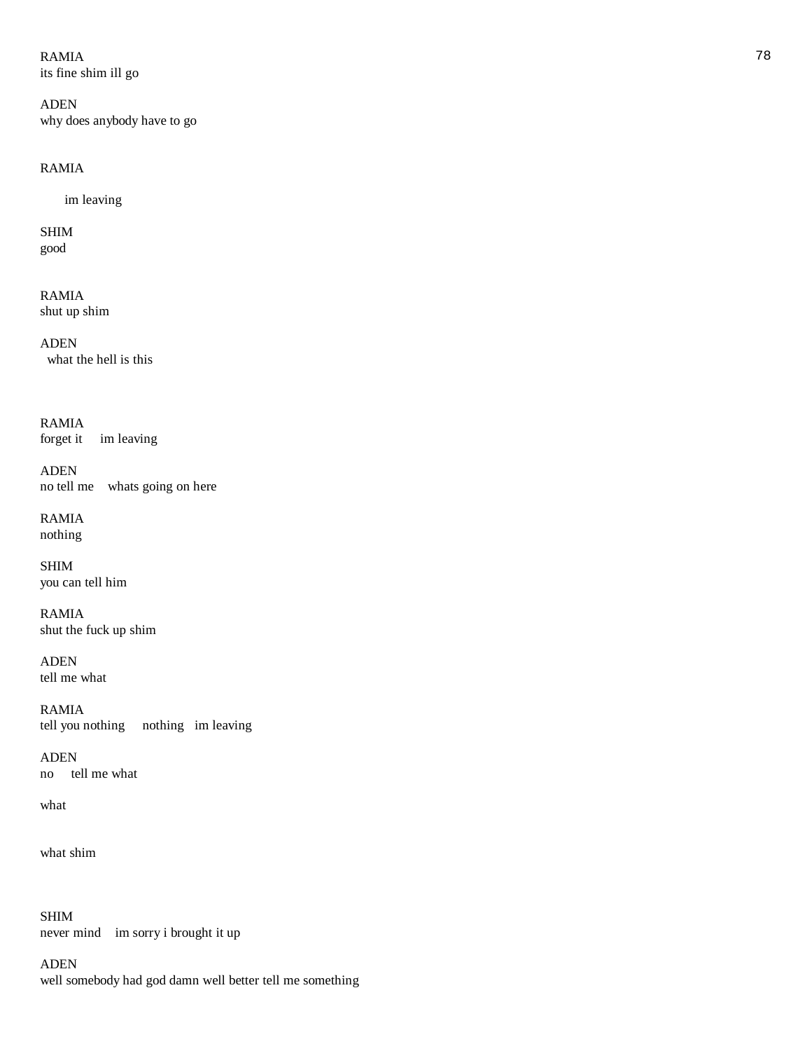RAMIA
its fine shim ill go

ADEN
why does anybody have to go

RAMIA

im leaving

SHIM
good

RAMIA
shut up shim

ADEN
what the hell is this

RAMIA
forget it   im leaving

ADEN
no tell me   whats going on here

RAMIA
nothing

SHIM
you can tell him

RAMIA
shut the fuck up shim

ADEN
tell me what

RAMIA
tell you nothing   nothing  im leaving

ADEN
no   tell me what

what

what shim

SHIM
never mind   im sorry i brought it up

ADEN
well somebody had god damn well better tell me something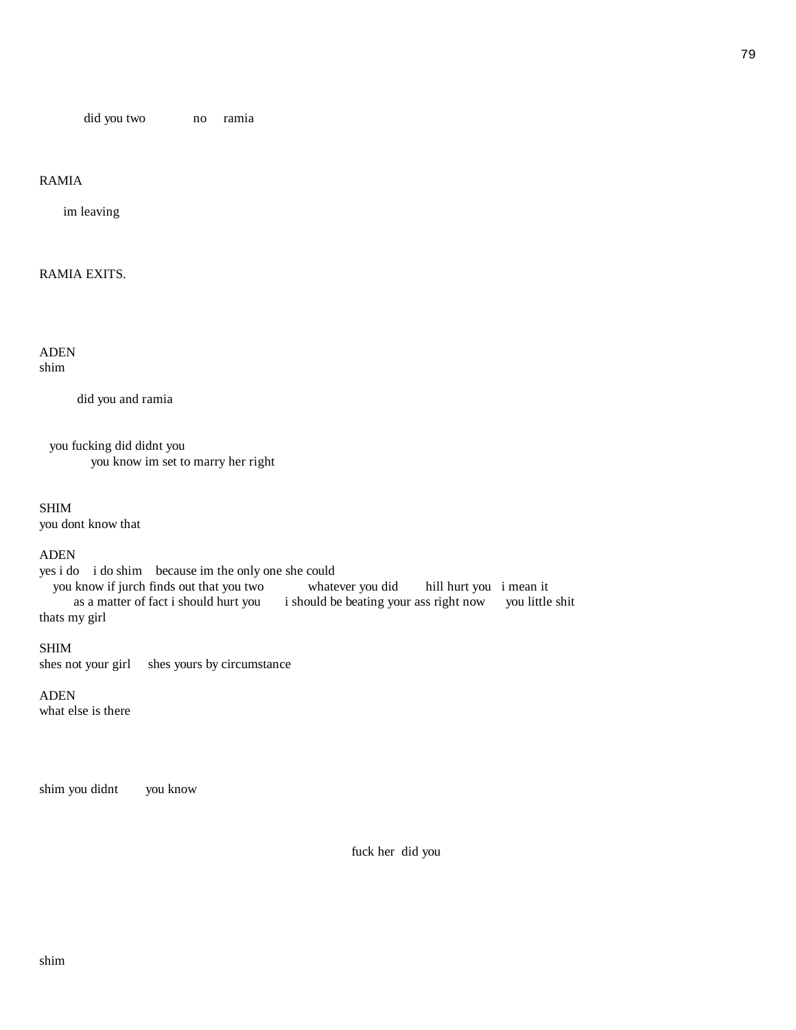did you two          no     ramia

RAMIA

im leaving

RAMIA EXITS.

ADEN
shim

did you and ramia

you fucking did didnt you
you know im set to marry her right

SHIM
you dont know that

ADEN
yes i do    i do shim    because im the only one she could
you know if jurch finds out that you two          whatever you did       hill hurt you   i mean it
as a matter of fact i should hurt you      i should be beating your ass right now      you little shit
thats my girl

SHIM
shes not your girl     shes yours by circumstance

ADEN
what else is there

shim you didnt        you know

fuck her  did you

shim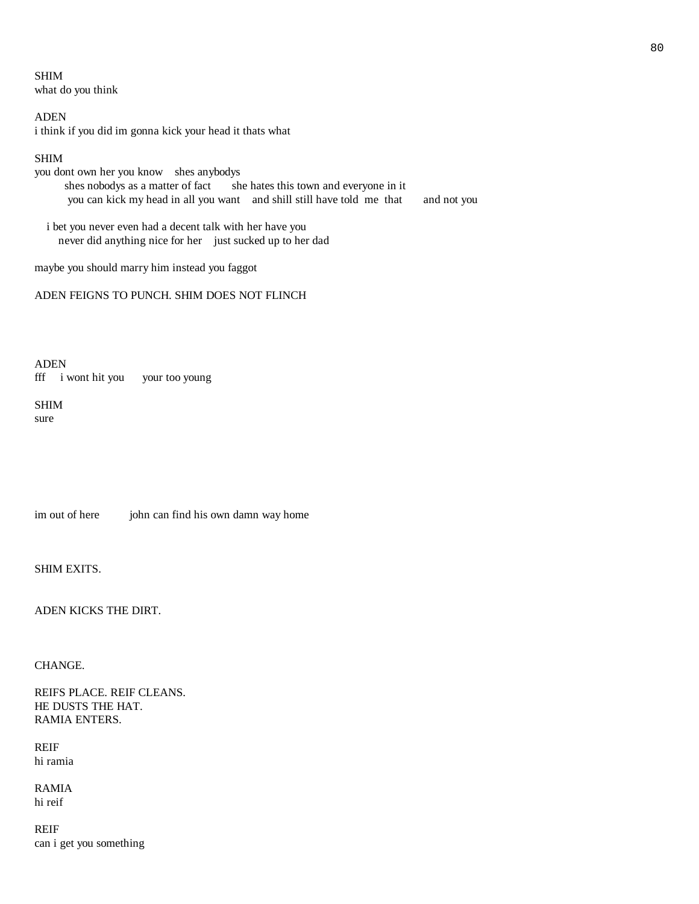SHIM
what do you think

ADEN
i think if you did im gonna kick your head it thats what

SHIM
you dont own her you know    shes anybodys
shes nobodys as a matter of fact       she hates this town and everyone in it
you can kick my head in all you want    and shill still have told  me  that       and not you

i bet you never even had a decent talk with her have you
never did anything nice for her    just sucked up to her dad

maybe you should marry him instead you faggot

ADEN FEIGNS TO PUNCH. SHIM DOES NOT FLINCH

ADEN
fff     i wont hit you      your too young

SHIM
sure

im out of here          john can find his own damn way home

SHIM EXITS.

ADEN KICKS THE DIRT.

CHANGE.

REIFS PLACE. REIF CLEANS.
HE DUSTS THE HAT.
RAMIA ENTERS.

REIF
hi ramia

RAMIA
hi reif

REIF
can i get you something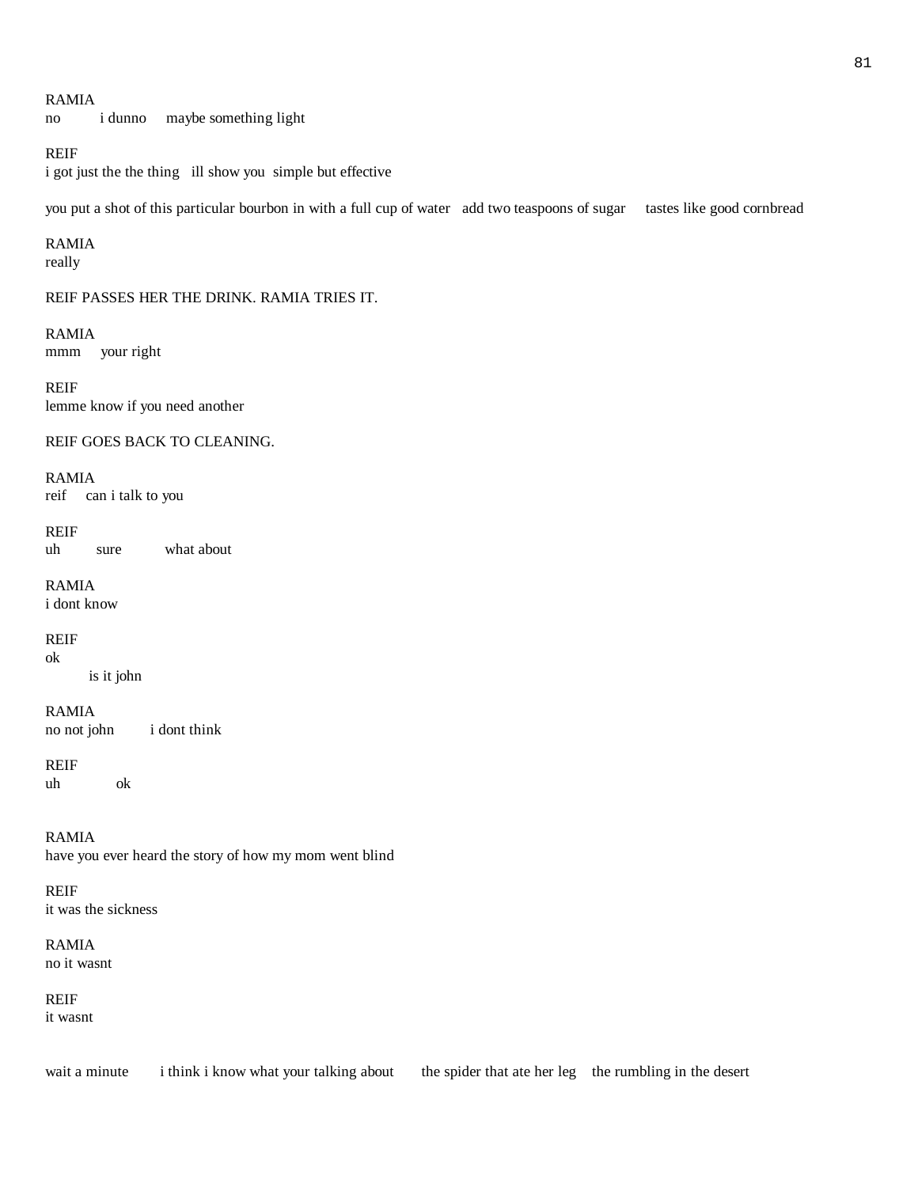RAMIA
no          i dunno      maybe something light

REIF
i got just the the thing   ill show you  simple but effective

you put a shot of this particular bourbon in with a full cup of water   add two teaspoons of sugar      tastes like good cornbread

RAMIA
really

REIF PASSES HER THE DRINK. RAMIA TRIES IT.

RAMIA
mmm      your right

REIF
lemme know if you need another

REIF GOES BACK TO CLEANING.

RAMIA
reif     can i talk to you

REIF
uh          sure           what about

RAMIA
i dont know

REIF
ok
          is it john

RAMIA
no not john         i dont think

REIF
uh              ok

RAMIA
have you ever heard the story of how my mom went blind

REIF
it was the sickness

RAMIA
no it wasnt

REIF
it wasnt

wait a minute        i think i know what your talking about        the spider that ate her leg    the rumbling in the desert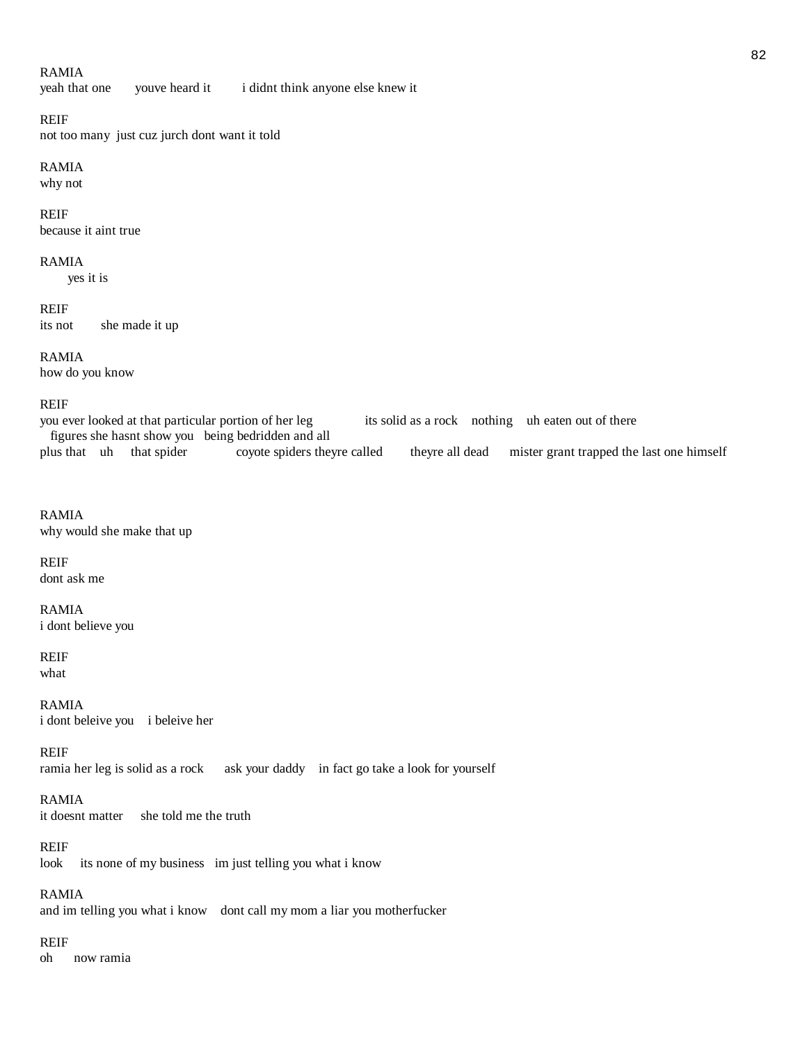RAMIA
yeah that one    youve heard it    i didnt think anyone else knew it

REIF
not too many  just cuz jurch dont want it told

RAMIA
why not

REIF
because it aint true

RAMIA
  yes it is

REIF
its not    she made it up

RAMIA
how do you know

REIF
you ever looked at that particular portion of her leg    its solid as a rock   nothing   uh eaten out of there
  figures she hasnt show you  being bedridden and all
plus that   uh   that spider    coyote spiders theyre called    theyre all dead    mister grant trapped the last one himself

RAMIA
why would she make that up

REIF
dont ask me

RAMIA
i dont believe you

REIF
what

RAMIA
i dont beleive you   i beleive her

REIF
ramia her leg is solid as a rock    ask your daddy   in fact go take a look for yourself

RAMIA
it doesnt matter    she told me the truth

REIF
look    its none of my business  im just telling you what i know

RAMIA
and im telling you what i know   dont call my mom a liar you motherfucker

REIF
oh    now ramia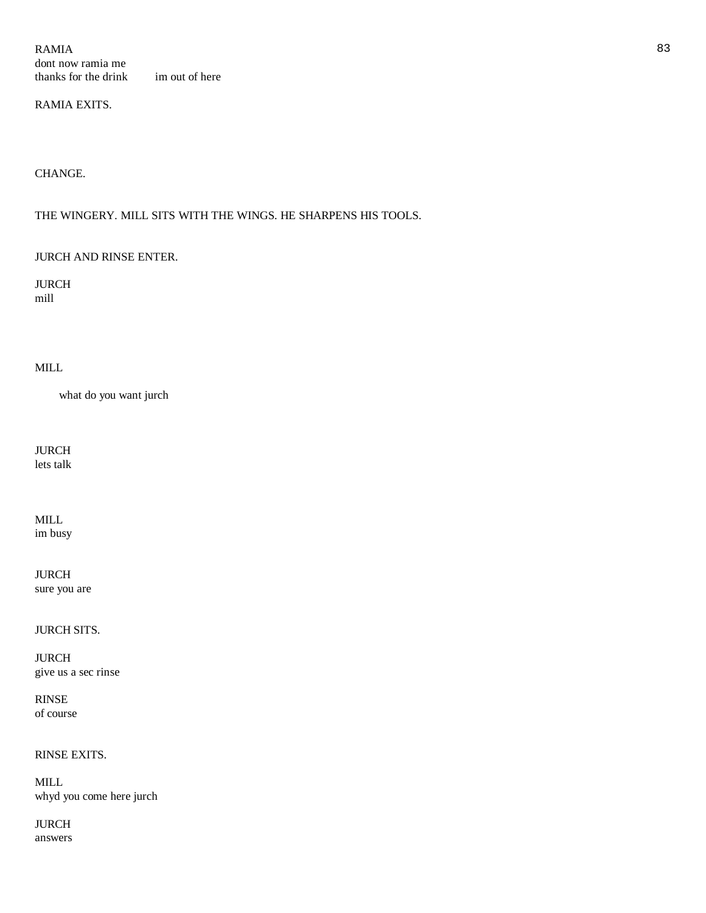RAMIA
dont now ramia me
thanks for the drink        im out of here

RAMIA EXITS.

CHANGE.

THE WINGERY. MILL SITS WITH THE WINGS. HE SHARPENS HIS TOOLS.

JURCH AND RINSE ENTER.

JURCH
mill

MILL

    what do you want jurch

JURCH
lets talk

MILL
im busy

JURCH
sure you are

JURCH SITS.

JURCH
give us a sec rinse

RINSE
of course

RINSE EXITS.

MILL
whyd you come here jurch

JURCH
answers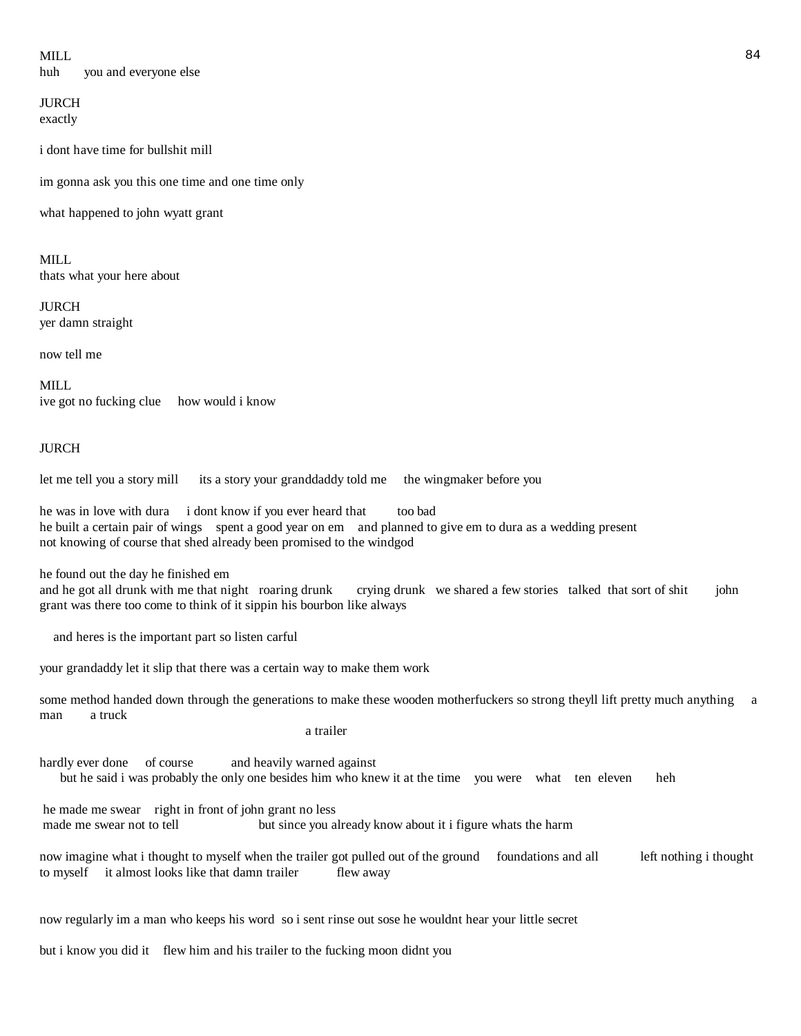MILL
huh      you and everyone else

JURCH
exactly

i dont have time for bullshit mill

im gonna ask you this one time and one time only

what happened to john wyatt grant

MILL
thats what your here about

JURCH
yer damn straight

now tell me

MILL
ive got no fucking clue     how would i know

JURCH

let me tell you a story mill      its a story your granddaddy told me     the wingmaker before you

he was in love with dura     i dont know if you ever heard that        too bad
he built a certain pair of wings    spent a good year on em    and planned to give em to dura as a wedding present
not knowing of course that shed already been promised to the windgod

he found out the day he finished em
and he got all drunk with me that night   roaring drunk      crying drunk   we shared a few stories   talked  that sort of shit       john grant was there too come to think of it sippin his bourbon like always

and heres is the important part so listen carful

your grandaddy let it slip that there was a certain way to make them work

some method handed down through the generations to make these wooden motherfuckers so strong theyll lift pretty much anything     a man        a truck
a trailer

hardly ever done     of course          and heavily warned against
but he said i was probably the only one besides him who knew it at the time    you were    what    ten  eleven      heh

he made me swear    right in front of john grant no less
made me swear not to tell                    but since you already know about it i figure whats the harm

now imagine what i thought to myself when the trailer got pulled out of the ground     foundations and all          left nothing i thought to myself     it almost looks like that damn trailer          flew away

now regularly im a man who keeps his word  so i sent rinse out sose he wouldnt hear your little secret

but i know you did it    flew him and his trailer to the fucking moon didnt you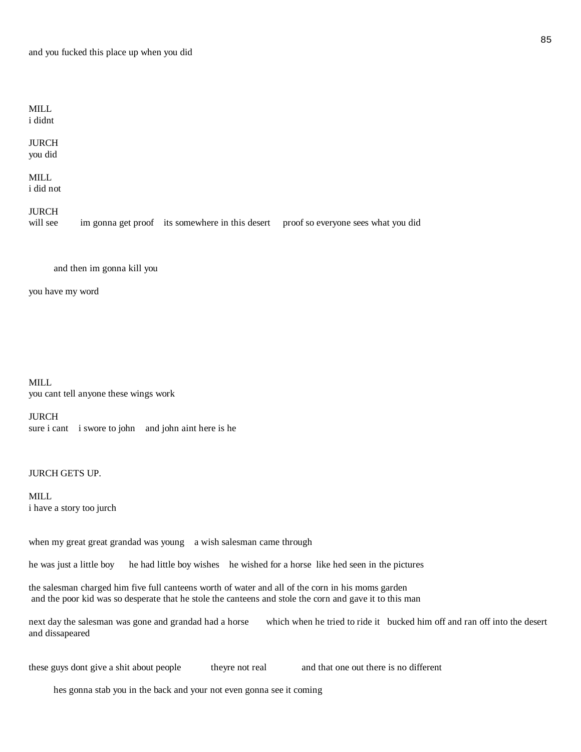and you fucked this place up when you did

MILL
i didnt

JURCH
you did

MILL
i did not

JURCH
will see    im gonna get proof    its somewhere in this desert    proof so everyone sees what you did

    and then im gonna kill you

you have my word

MILL
you cant tell anyone these wings work

JURCH
sure i cant    i swore to john    and john aint here is he

JURCH GETS UP.

MILL
i have a story too jurch

when my great great grandad was young    a wish salesman came through

he was just a little boy    he had little boy wishes    he wished for a horse  like hed seen in the pictures

the salesman charged him five full canteens worth of water and all of the corn in his moms garden
and the poor kid was so desperate that he stole the canteens and stole the corn and gave it to this man

next day the salesman was gone and grandad had a horse    which when he tried to ride it   bucked him off and ran off into the desert and dissapeared

these guys dont give a shit about people    theyre not real    and that one out there is no different

    hes gonna stab you in the back and your not even gonna see it coming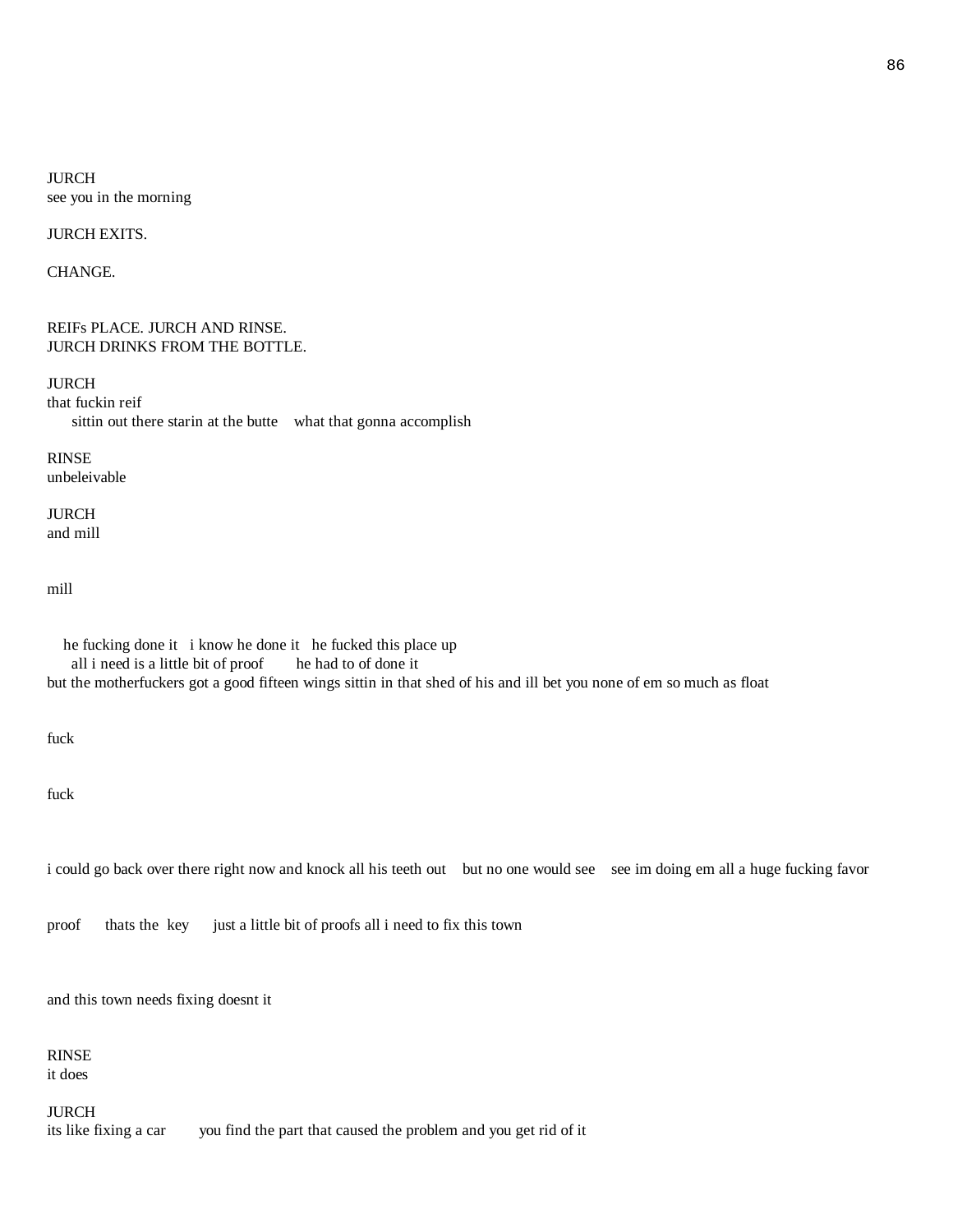JURCH
see you in the morning

JURCH EXITS.

CHANGE.

REIFs PLACE. JURCH AND RINSE.
JURCH DRINKS FROM THE BOTTLE.

JURCH
that fuckin reif
sittin out there starin at the butte    what that gonna accomplish

RINSE
unbeleivable

JURCH
and mill

mill

he fucking done it   i know he done it   he fucked this place up
all i need is a little bit of proof        he had to of done it
but the motherfuckers got a good fifteen wings sittin in that shed of his and ill bet you none of em so much as float

fuck

fuck

i could go back over there right now and knock all his teeth out    but no one would see    see im doing em all a huge fucking favor

proof      thats the  key      just a little bit of proofs all i need to fix this town

and this town needs fixing doesnt it

RINSE
it does

JURCH
its like fixing a car        you find the part that caused the problem and you get rid of it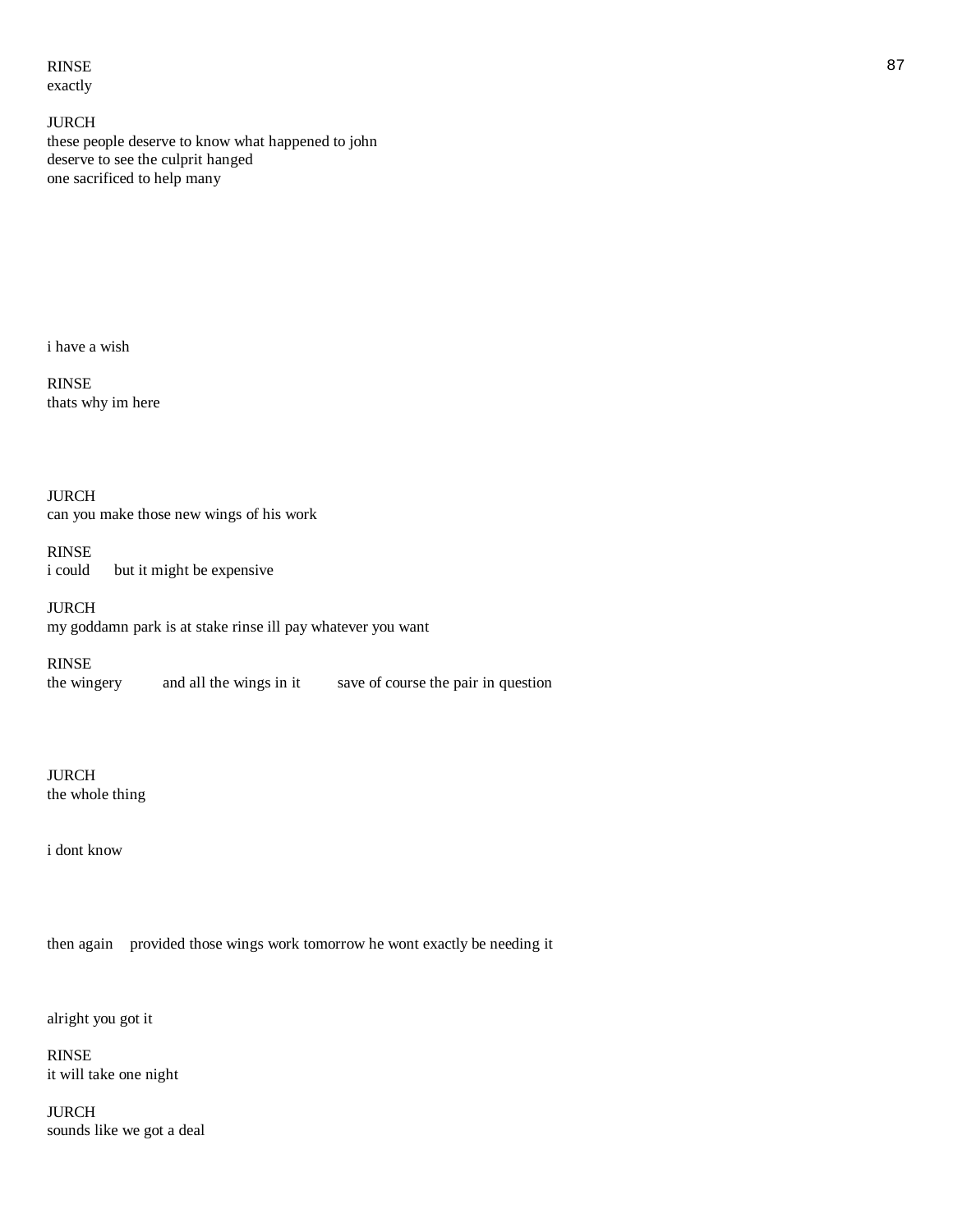RINSE
exactly

JURCH
these people deserve to know what happened to john
deserve to see the culprit hanged
one sacrificed to help many

i have a wish

RINSE
thats why im here

JURCH
can you make those new wings of his work

RINSE
i could      but it might be expensive

JURCH
my goddamn park is at stake rinse ill pay whatever you want

RINSE
the wingery      and all the wings in it      save of course the pair in question

JURCH
the whole thing

i dont know

then again    provided those wings work tomorrow he wont exactly be needing it

alright you got it

RINSE
it will take one night

JURCH
sounds like we got a deal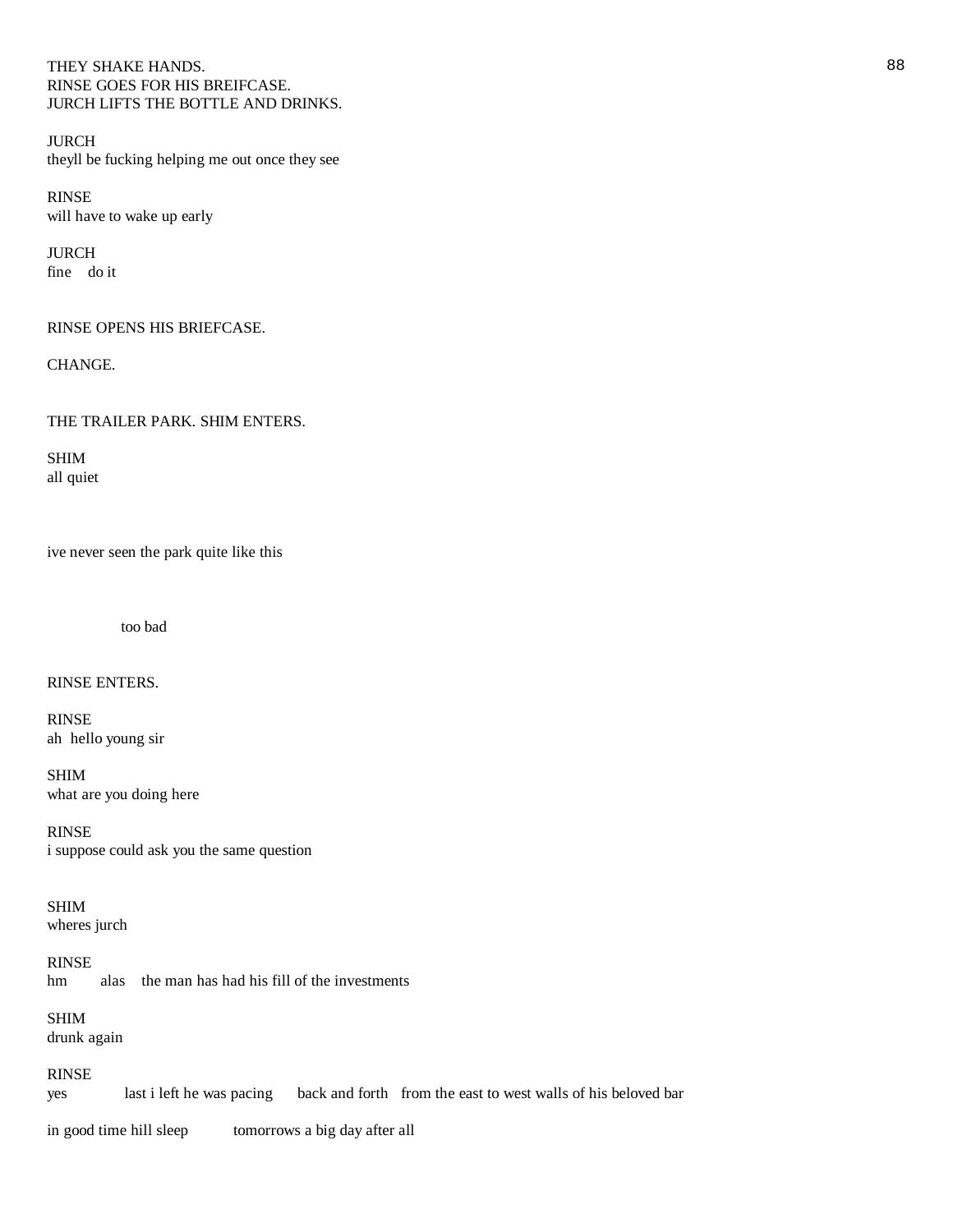THEY SHAKE HANDS.
RINSE GOES FOR HIS BREIFCASE.
JURCH LIFTS THE BOTTLE AND DRINKS.

JURCH
theyll be fucking helping me out once they see

RINSE
will have to wake up early

JURCH
fine    do it

RINSE OPENS HIS BRIEFCASE.

CHANGE.

THE TRAILER PARK. SHIM ENTERS.

SHIM
all quiet

ive never seen the park quite like this

too bad

RINSE ENTERS.

RINSE
ah  hello young sir

SHIM
what are you doing here

RINSE
i suppose could ask you the same question

SHIM
wheres jurch

RINSE
hm    alas    the man has had his fill of the investments

SHIM
drunk again

RINSE
yes    last i left he was pacing    back and forth    from the east to west walls of his beloved bar

in good time hill sleep    tomorrows a big day after all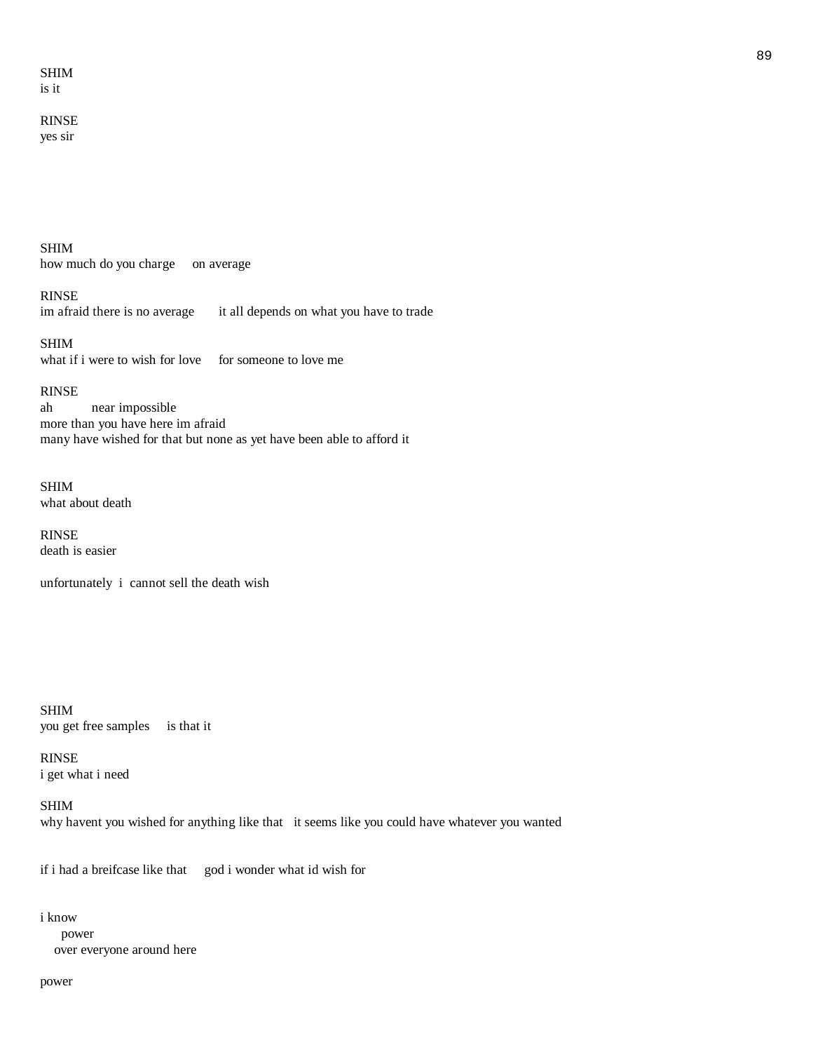SHIM
is it

RINSE
yes sir

SHIM
how much do you charge     on average

RINSE
im afraid there is no average       it all depends on what you have to trade

SHIM
what if i were to wish for love     for someone to love me

RINSE
ah          near impossible
more than you have here im afraid
many have wished for that but none as yet have been able to afford it

SHIM
what about death

RINSE
death is easier

unfortunately  i  cannot sell the death wish

SHIM
you get free samples     is that it

RINSE
i get what i need

SHIM
why havent you wished for anything like that   it seems like you could have whatever you wanted

if i had a breifcase like that     god i wonder what id wish for

i know
      power
   over everyone around here

power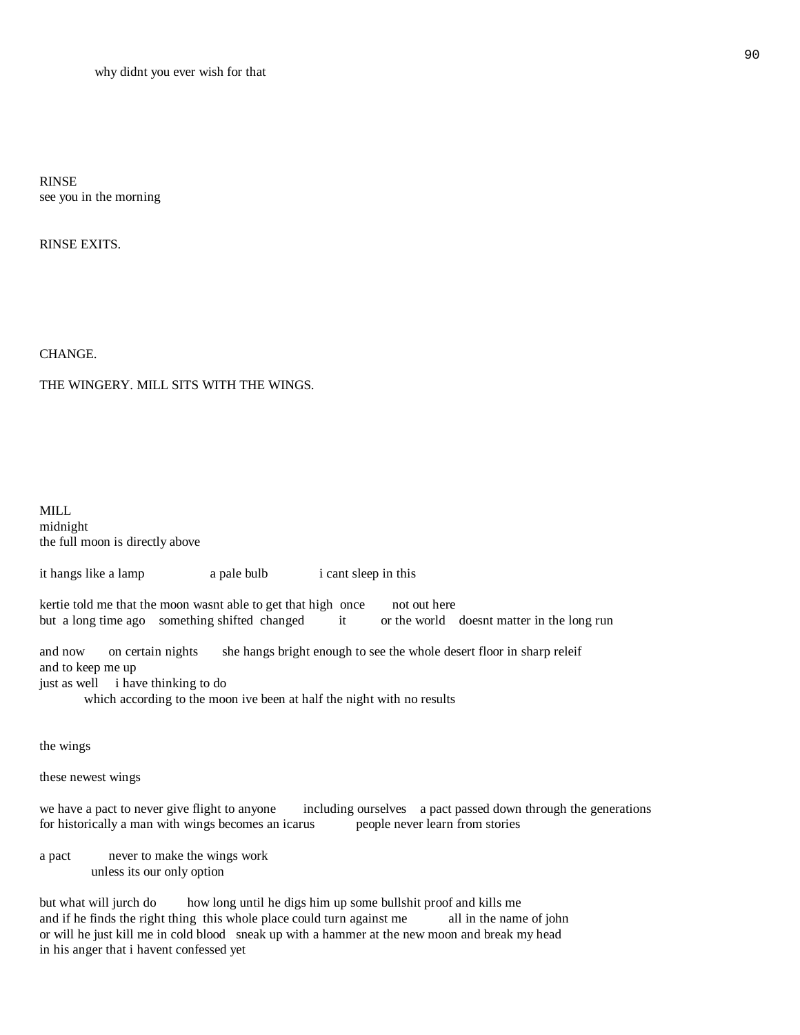why didnt you ever wish for that

RINSE
see you in the morning

RINSE EXITS.

CHANGE.

THE WINGERY. MILL SITS WITH THE WINGS.

MILL
midnight
the full moon is directly above

it hangs like a lamp          a pale bulb          i cant sleep in this

kertie told me that the moon wasnt able to get that high  once        not out here
but  a long time ago    something shifted  changed          it          or the world    doesnt matter in the long run

and now       on certain nights       she hangs bright enough to see the whole desert floor in sharp releif
and to keep me up
just as well     i have thinking to do
    which according to the moon ive been at half the night with no results

the wings

these newest wings

we have a pact to never give flight to anyone        including ourselves    a pact passed down through the generations
for historically a man with wings becomes an icarus          people never learn from stories

a pact          never to make the wings work
    unless its our only option

but what will jurch do        how long until he digs him up some bullshit proof and kills me
and if he finds the right thing  this whole place could turn against me          all in the name of john
or will he just kill me in cold blood   sneak up with a hammer at the new moon and break my head
in his anger that i havent confessed yet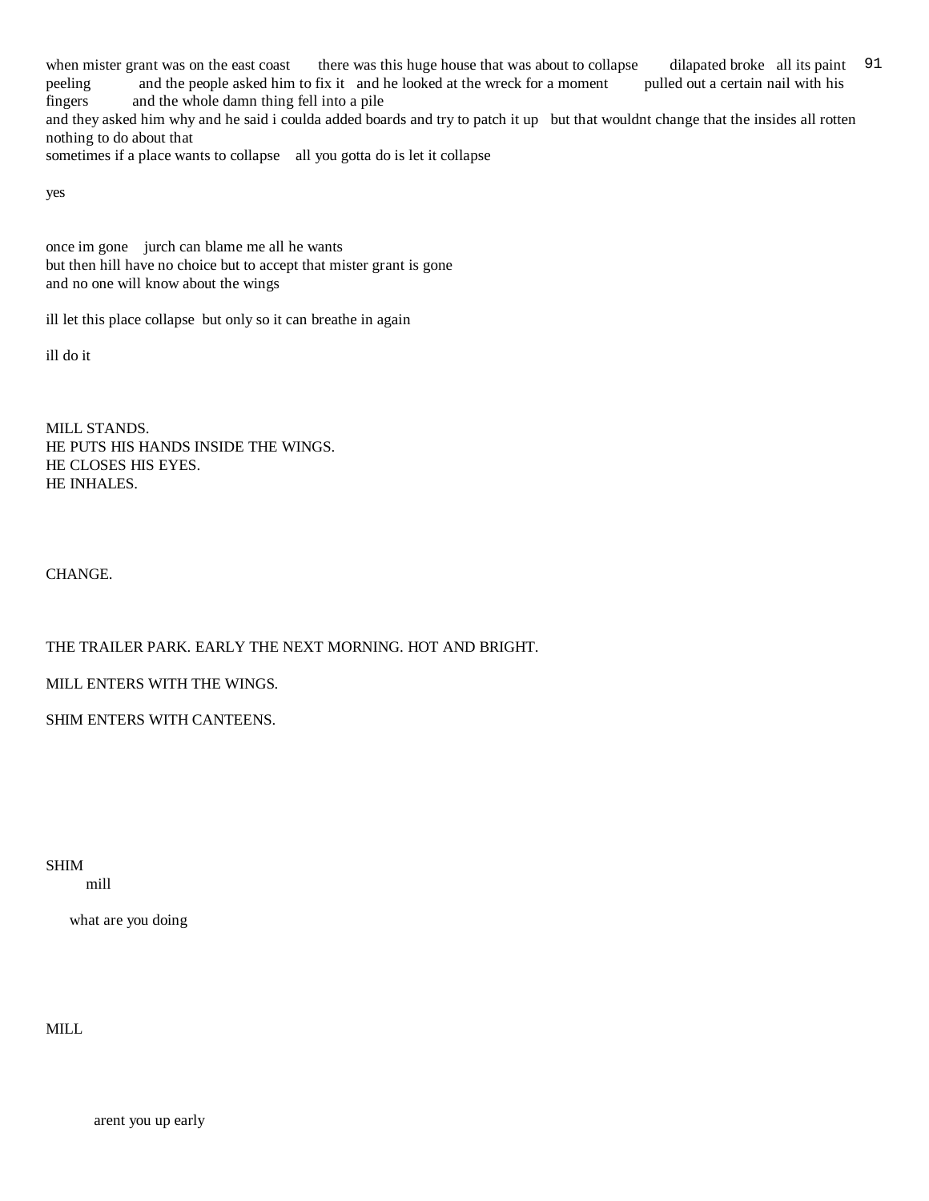when mister grant was on the east coast there was this huge house that was about to collapse dilapated broke all its paint peeling and the people asked him to fix it and he looked at the wreck for a moment pulled out a certain nail with his fingers and the whole damn thing fell into a pile
and they asked him why and he said i coulda added boards and try to patch it up but that wouldnt change that the insides all rotten nothing to do about that
sometimes if a place wants to collapse all you gotta do is let it collapse

yes

once im gone jurch can blame me all he wants
but then hill have no choice but to accept that mister grant is gone
and no one will know about the wings

ill let this place collapse but only so it can breathe in again

ill do it

MILL STANDS.
HE PUTS HIS HANDS INSIDE THE WINGS.
HE CLOSES HIS EYES.
HE INHALES.

CHANGE.

THE TRAILER PARK. EARLY THE NEXT MORNING. HOT AND BRIGHT.

MILL ENTERS WITH THE WINGS.

SHIM ENTERS WITH CANTEENS.

SHIM
mill

what are you doing

MILL

arent you up early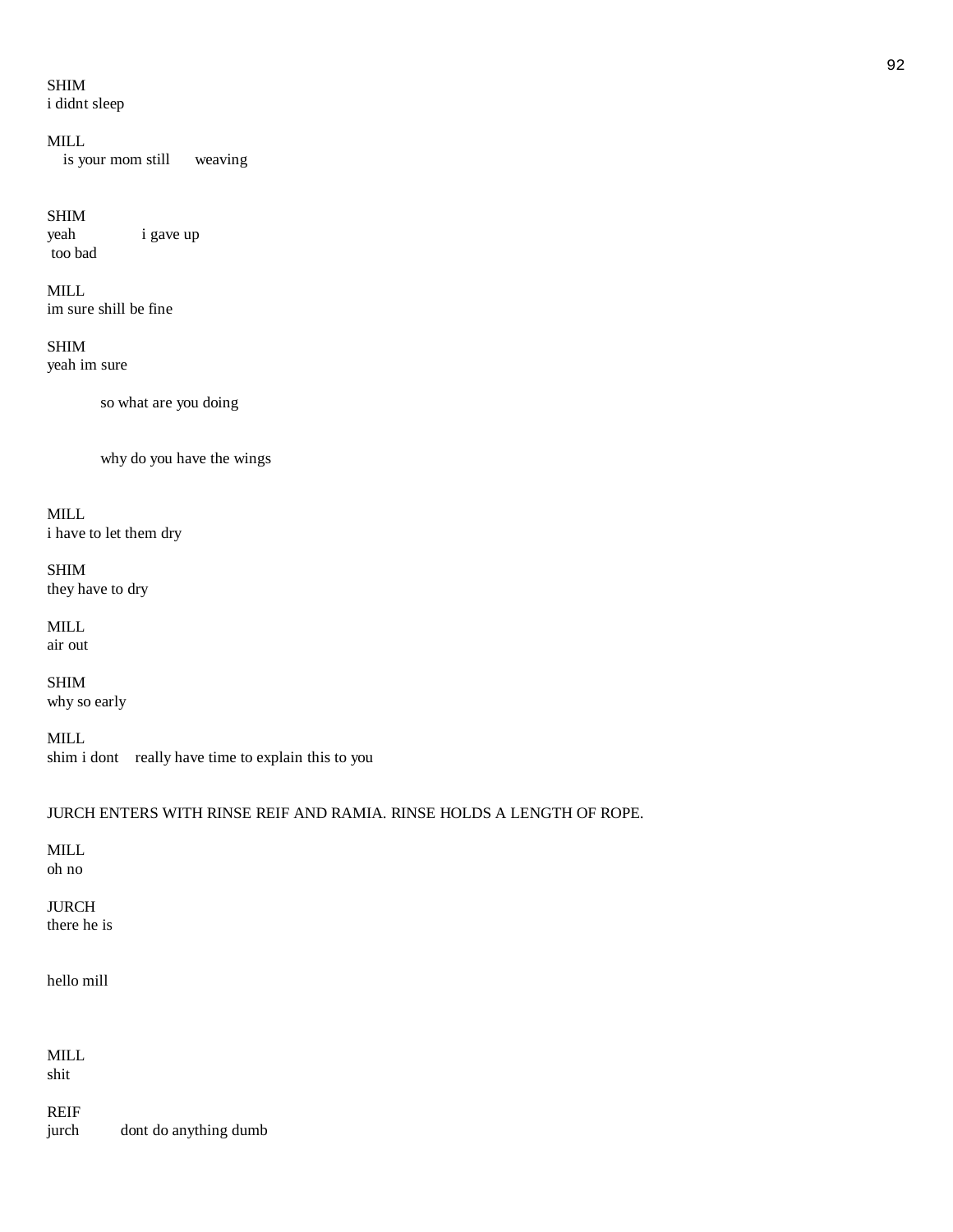SHIM
i didnt sleep

MILL
is your mom still weaving

SHIM
yeah i gave up
too bad

MILL
im sure shill be fine

SHIM
yeah im sure

so what are you doing

why do you have the wings

MILL
i have to let them dry

SHIM
they have to dry

MILL
air out

SHIM
why so early

MILL
shim i dont really have time to explain this to you

JURCH ENTERS WITH RINSE REIF AND RAMIA. RINSE HOLDS A LENGTH OF ROPE.

MILL
oh no

JURCH
there he is

hello mill

MILL
shit

REIF
jurch dont do anything dumb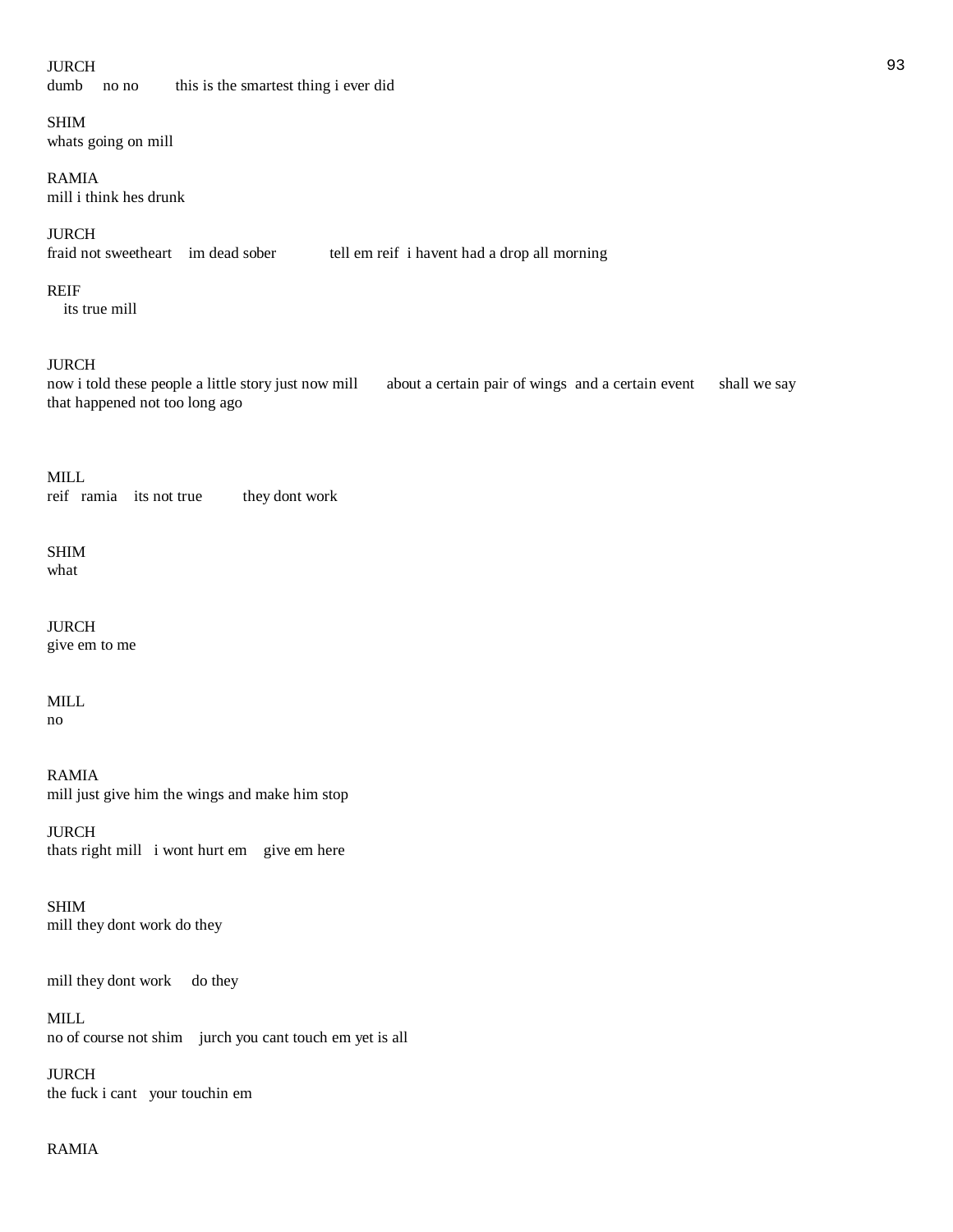JURCH
dumb     no no         this is the smartest thing i ever did

SHIM
whats going on mill

RAMIA
mill i think hes drunk

JURCH
fraid not sweetheart    im dead sober            tell em reif  i havent had a drop all morning

REIF
its true mill

JURCH
now i told these people a little story just now mill       about a certain pair of wings  and a certain event       shall we say that happened not too long ago

MILL
reif   ramia    its not true          they dont work

SHIM
what

JURCH
give em to me

MILL
no

RAMIA
mill just give him the wings and make him stop

JURCH
thats right mill   i wont hurt em    give em here

SHIM
mill they dont work do they

mill they dont work     do they

MILL
no of course not shim    jurch you cant touch em yet is all

JURCH
the fuck i cant   your touchin em

RAMIA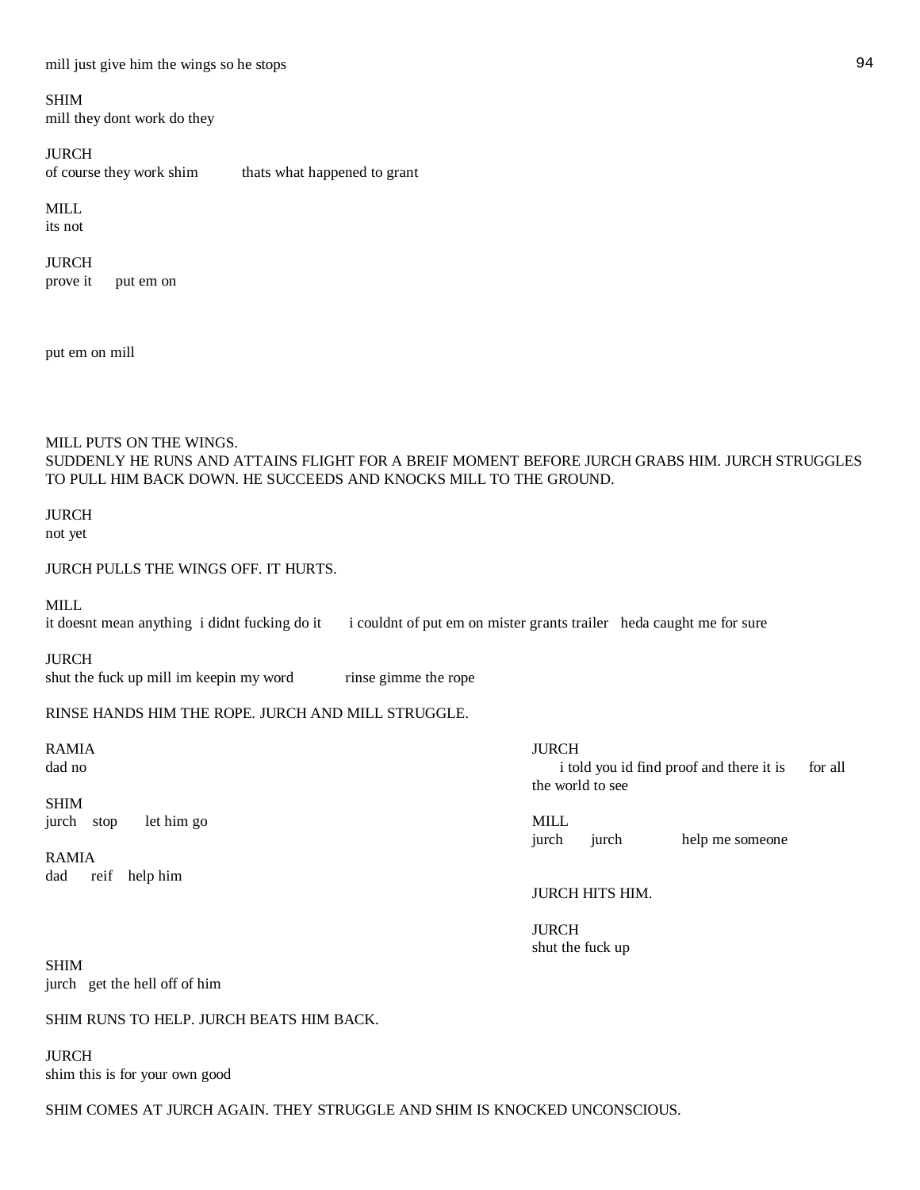mill just give him the wings so he stops

SHIM
mill they dont work do they

JURCH
of course they work shim          thats what happened to grant

MILL
its not

JURCH
prove it      put em on

put em on mill

MILL PUTS ON THE WINGS.
SUDDENLY HE RUNS AND ATTAINS FLIGHT FOR A BREIF MOMENT BEFORE JURCH GRABS HIM. JURCH STRUGGLES TO PULL HIM BACK DOWN. HE SUCCEEDS AND KNOCKS MILL TO THE GROUND.

JURCH
not yet

JURCH PULLS THE WINGS OFF. IT HURTS.

MILL
it doesnt mean anything  i didnt fucking do it       i couldnt of put em on mister grants trailer   heda caught me for sure

JURCH
shut the fuck up mill im keepin my word            rinse gimme the rope

RINSE HANDS HIM THE ROPE. JURCH AND MILL STRUGGLE.

RAMIA
dad no

SHIM
jurch    stop       let him go

RAMIA
dad      reif    help him

JURCH
i told you id find proof and there it is      for all the world to see

MILL
jurch       jurch              help me someone

JURCH HITS HIM.

JURCH
shut the fuck up

SHIM
jurch   get the hell off of him

SHIM RUNS TO HELP. JURCH BEATS HIM BACK.

JURCH
shim this is for your own good

SHIM COMES AT JURCH AGAIN. THEY STRUGGLE AND SHIM IS KNOCKED UNCONSCIOUS.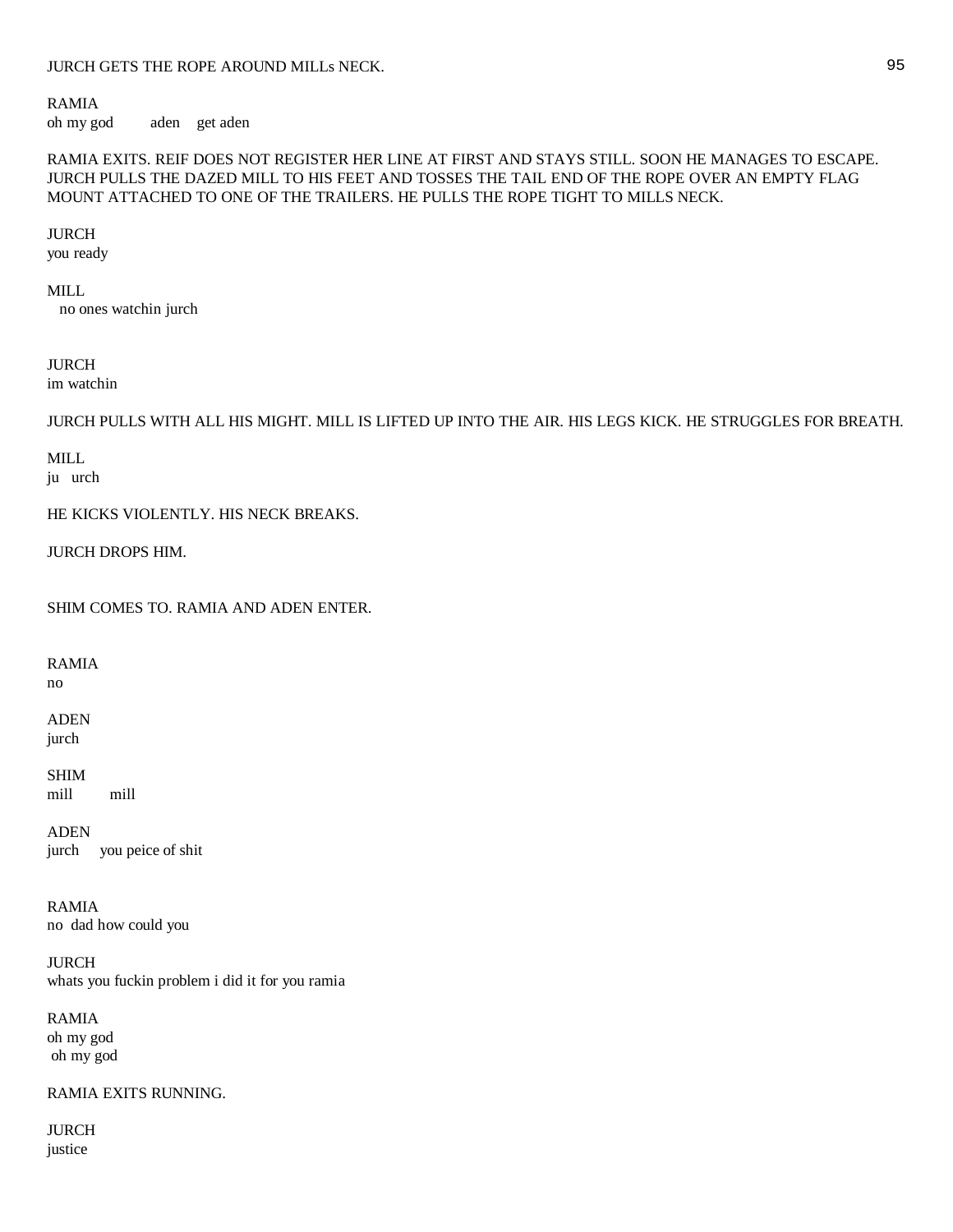JURCH GETS THE ROPE AROUND MILLs NECK.

RAMIA
oh my god     aden   get aden

RAMIA EXITS. REIF DOES NOT REGISTER HER LINE AT FIRST AND STAYS STILL. SOON HE MANAGES TO ESCAPE. JURCH PULLS THE DAZED MILL TO HIS FEET AND TOSSES THE TAIL END OF THE ROPE OVER AN EMPTY FLAG MOUNT ATTACHED TO ONE OF THE TRAILERS. HE PULLS THE ROPE TIGHT TO MILLS NECK.

JURCH
you ready

MILL
no ones watchin jurch

JURCH
im watchin

JURCH PULLS WITH ALL HIS MIGHT. MILL IS LIFTED UP INTO THE AIR. HIS LEGS KICK. HE STRUGGLES FOR BREATH.

MILL
ju   urch

HE KICKS VIOLENTLY. HIS NECK BREAKS.

JURCH DROPS HIM.

SHIM COMES TO. RAMIA AND ADEN ENTER.

RAMIA
no

ADEN
jurch

SHIM
mill     mill

ADEN
jurch   you peice of shit

RAMIA
no  dad how could you

JURCH
whats you fuckin problem i did it for you ramia

RAMIA
oh my god
oh my god

RAMIA EXITS RUNNING.

JURCH
justice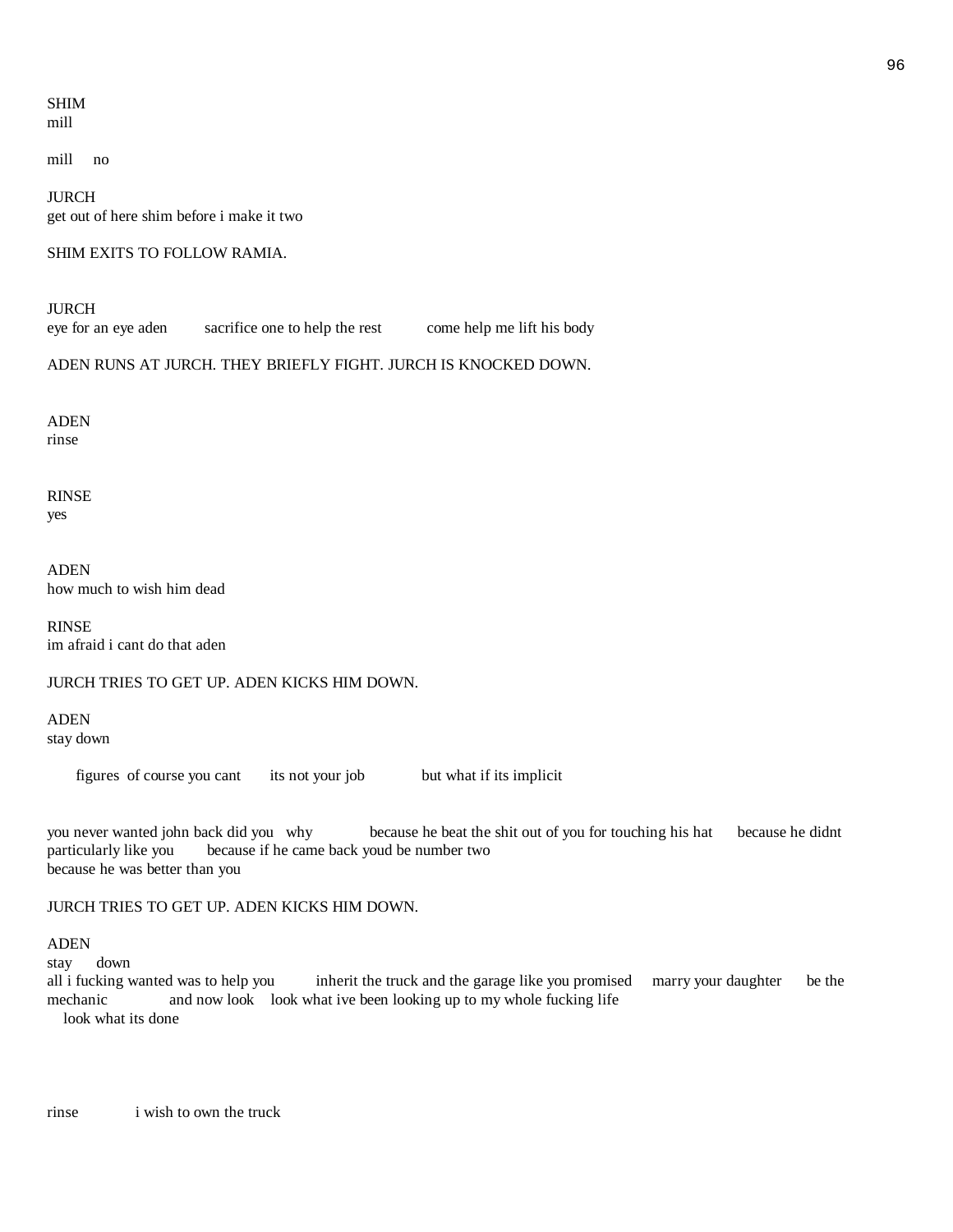SHIM
mill

mill     no

JURCH
get out of here shim before i make it two

SHIM EXITS TO FOLLOW RAMIA.

JURCH
eye for an eye aden     sacrifice one to help the rest     come help me lift his body

ADEN RUNS AT JURCH. THEY BRIEFLY FIGHT. JURCH IS KNOCKED DOWN.

ADEN
rinse

RINSE
yes

ADEN
how much to wish him dead

RINSE
im afraid i cant do that aden

JURCH TRIES TO GET UP. ADEN KICKS HIM DOWN.

ADEN
stay down

figures  of course you cant     its not your job     but what if its implicit

you never wanted john back did you   why     because he beat the shit out of you for touching his hat     because he didnt particularly like you     because if he came back youd be number two
because he was better than you

JURCH TRIES TO GET UP. ADEN KICKS HIM DOWN.

ADEN
stay     down
all i fucking wanted was to help you     inherit the truck and the garage like you promised     marry your daughter     be the mechanic     and now look    look what ive been looking up to my whole fucking life
look what its done

rinse     i wish to own the truck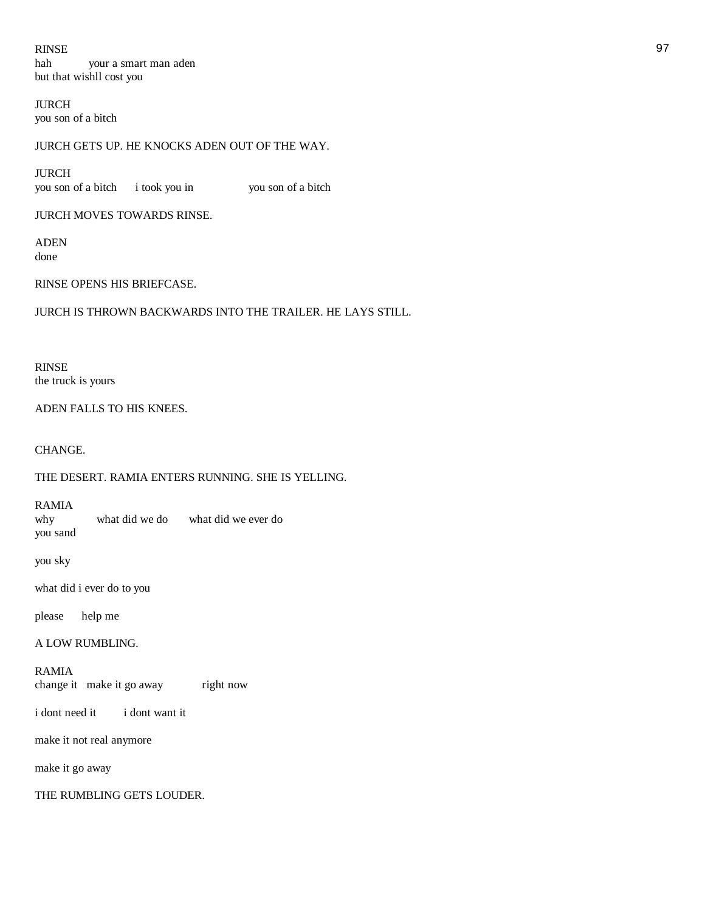RINSE
hah your a smart man aden
but that wishll cost you

JURCH
you son of a bitch

JURCH GETS UP. HE KNOCKS ADEN OUT OF THE WAY.

JURCH
you son of a bitch i took you in you son of a bitch

JURCH MOVES TOWARDS RINSE.

ADEN
done

RINSE OPENS HIS BRIEFCASE.

JURCH IS THROWN BACKWARDS INTO THE TRAILER. HE LAYS STILL.

RINSE
the truck is yours

ADEN FALLS TO HIS KNEES.

CHANGE.

THE DESERT. RAMIA ENTERS RUNNING. SHE IS YELLING.

RAMIA
why what did we do what did we ever do
you sand

you sky

what did i ever do to you

please help me

A LOW RUMBLING.

RAMIA
change it make it go away right now

i dont need it i dont want it

make it not real anymore

make it go away

THE RUMBLING GETS LOUDER.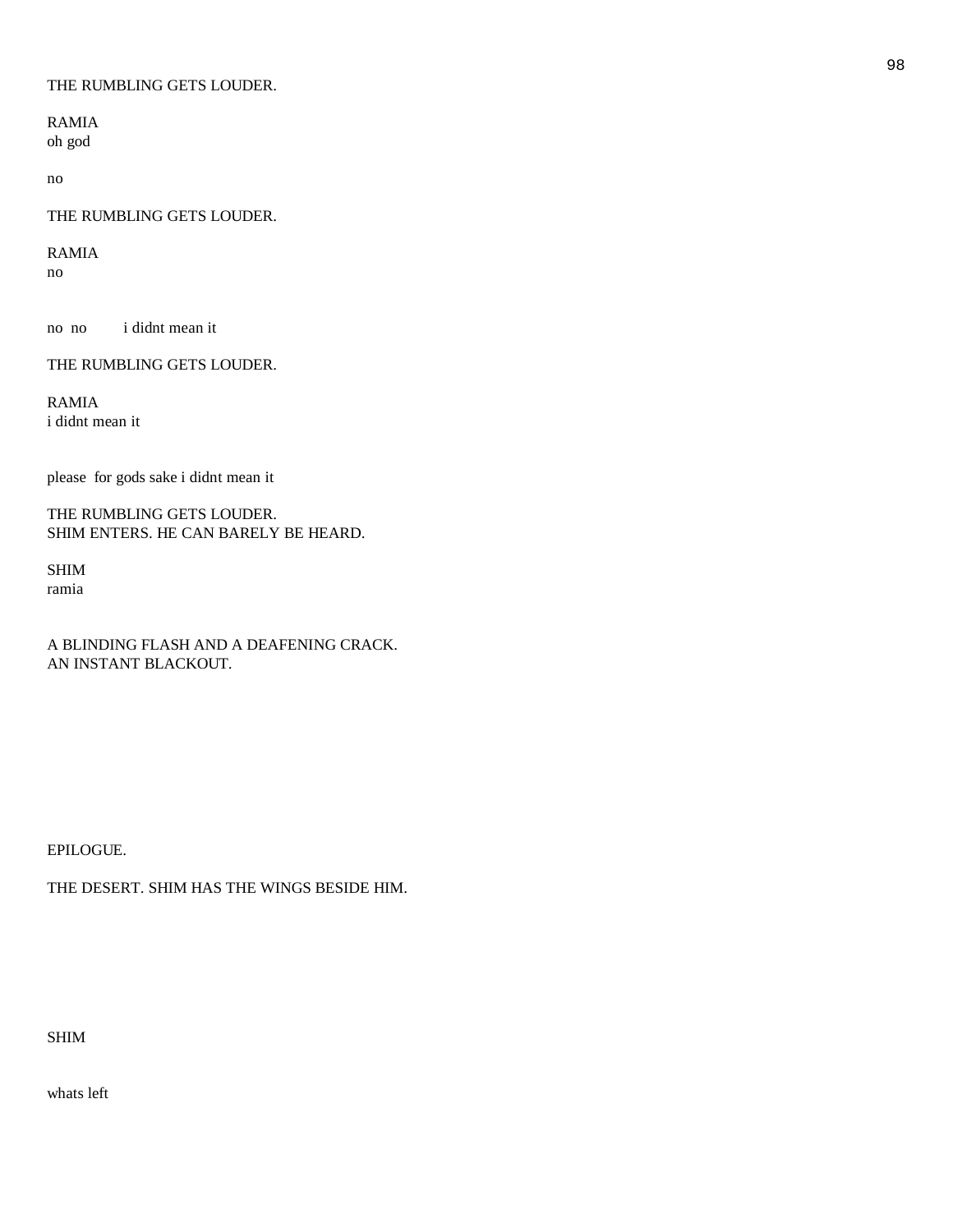THE RUMBLING GETS LOUDER.

RAMIA
oh god

no

THE RUMBLING GETS LOUDER.

RAMIA
no

no  no        i didnt mean it

THE RUMBLING GETS LOUDER.

RAMIA
i didnt mean it

please  for gods sake i didnt mean it

THE RUMBLING GETS LOUDER.
SHIM ENTERS. HE CAN BARELY BE HEARD.

SHIM
ramia

A BLINDING FLASH AND A DEAFENING CRACK.
AN INSTANT BLACKOUT.

EPILOGUE.

THE DESERT. SHIM HAS THE WINGS BESIDE HIM.

SHIM

whats left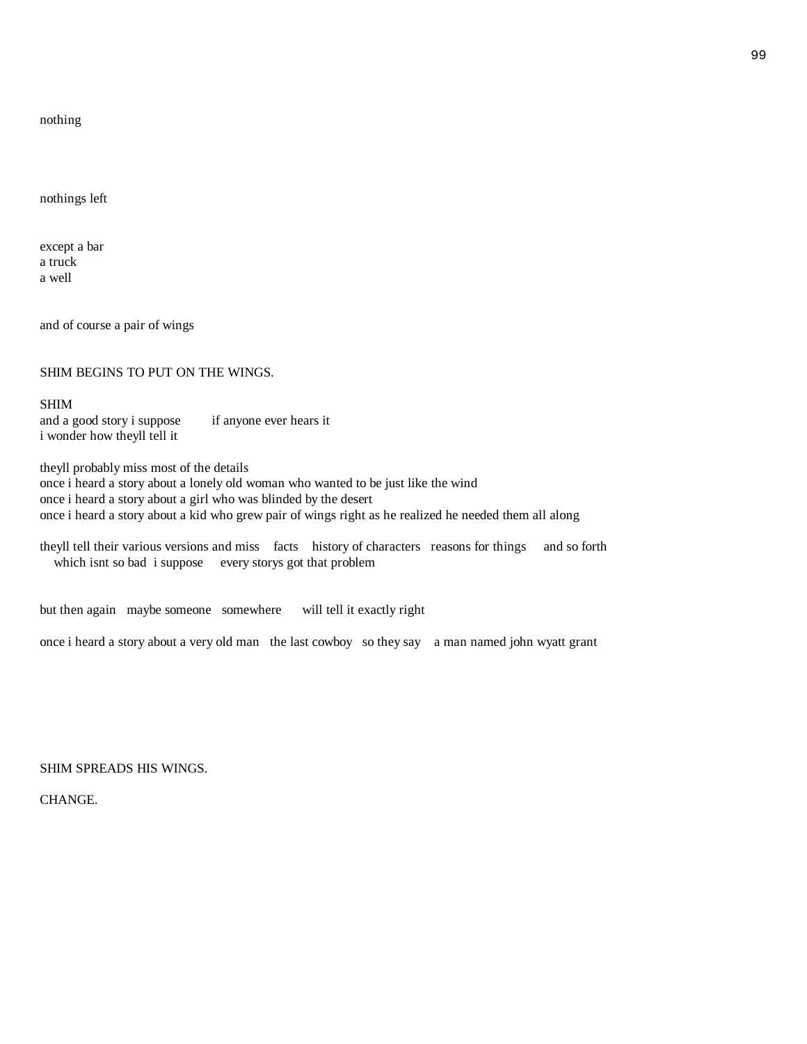nothing

nothings left

except a bar
a truck
a well

and of course a pair of wings

SHIM BEGINS TO PUT ON THE WINGS.

SHIM
and a good story i suppose        if anyone ever hears it
i wonder how theyll tell it

theyll probably miss most of the details
once i heard a story about a lonely old woman who wanted to be just like the wind
once i heard a story about a girl who was blinded by the desert
once i heard a story about a kid who grew pair of wings right as he realized he needed them all along

theyll tell their various versions and miss    facts    history of characters   reasons for things     and so forth
    which isnt so bad  i suppose     every storys got that problem

but then again   maybe someone   somewhere      will tell it exactly right

once i heard a story about a very old man   the last cowboy   so they say    a man named john wyatt grant

SHIM SPREADS HIS WINGS.

CHANGE.